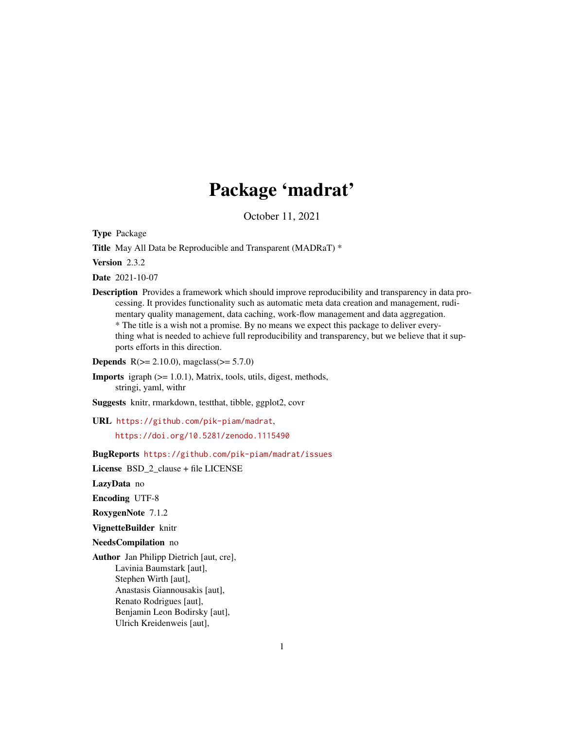# Package 'madrat'

October 11, 2021

**Type** Package

**Title** May All Data be Reproducible and Transparent (MADRaT) *

**Version** 2.3.2

**Date** 2021-10-07

**Description** Provides a framework which should improve reproducibility and transparency in data processing. It provides functionality such as automatic meta data creation and management, rudimentary quality management, data caching, work-flow management and data aggregation.
* The title is a wish not a promise. By no means we expect this package to deliver everything what is needed to achieve full reproducibility and transparency, but we believe that it supports efforts in this direction.

**Depends** R(>= 2.10.0), magclass(>= 5.7.0)

**Imports** igraph (>= 1.0.1), Matrix, tools, utils, digest, methods, stringi, yaml, withr

**Suggests** knitr, rmarkdown, testthat, tibble, ggplot2, covr

**URL** https://github.com/pik-piam/madrat, https://doi.org/10.5281/zenodo.1115490

**BugReports** https://github.com/pik-piam/madrat/issues

**License** BSD_2_clause + file LICENSE

**LazyData** no

**Encoding** UTF-8

**RoxygenNote** 7.1.2

**VignetteBuilder** knitr

**NeedsCompilation** no

**Author** Jan Philipp Dietrich [aut, cre],
Lavinia Baumstark [aut],
Stephen Wirth [aut],
Anastasis Giannousakis [aut],
Renato Rodrigues [aut],
Benjamin Leon Bodirsky [aut],
Ulrich Kreidenweis [aut],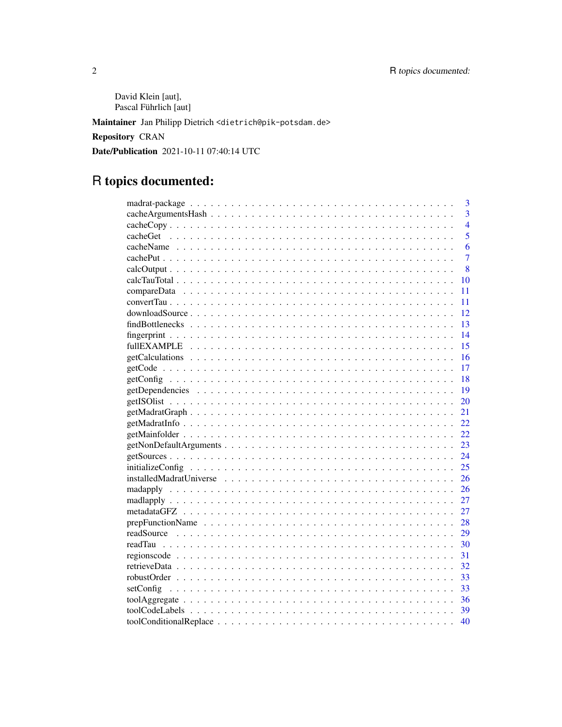David Klein [aut],
Pascal Führlich [aut]

**Maintainer** Jan Philipp Dietrich <dietrich@pik-potsdam.de>

**Repository** CRAN

**Date/Publication** 2021-10-11 07:40:14 UTC

# R topics documented:

| | |
|---|---|
| madrat-package | 3 |
| cacheArgumentsHash | 3 |
| cacheCopy | 4 |
| cacheGet | 5 |
| cacheName | 6 |
| cachePut | 7 |
| calcOutput | 8 |
| calcTauTotal | 10 |
| compareData | 11 |
| convertTau | 11 |
| downloadSource | 12 |
| findBottlenecks | 13 |
| fingerprint | 14 |
| fullEXAMPLE | 15 |
| getCalculations | 16 |
| getCode | 17 |
| getConfig | 18 |
| getDependencies | 19 |
| getISOlist | 20 |
| getMadratGraph | 21 |
| getMadratInfo | 22 |
| getMainfolder | 22 |
| getNonDefaultArguments | 23 |
| getSources | 24 |
| initializeConfig | 25 |
| installedMadratUniverse | 26 |
| madapply | 26 |
| madlapply | 27 |
| metadataGFZ | 27 |
| prepFunctionName | 28 |
| readSource | 29 |
| readTau | 30 |
| regionscode | 31 |
| retrieveData | 32 |
| robustOrder | 33 |
| setConfig | 33 |
| toolAggregate | 36 |
| toolCodeLabels | 39 |
| toolConditionalReplace | 40 |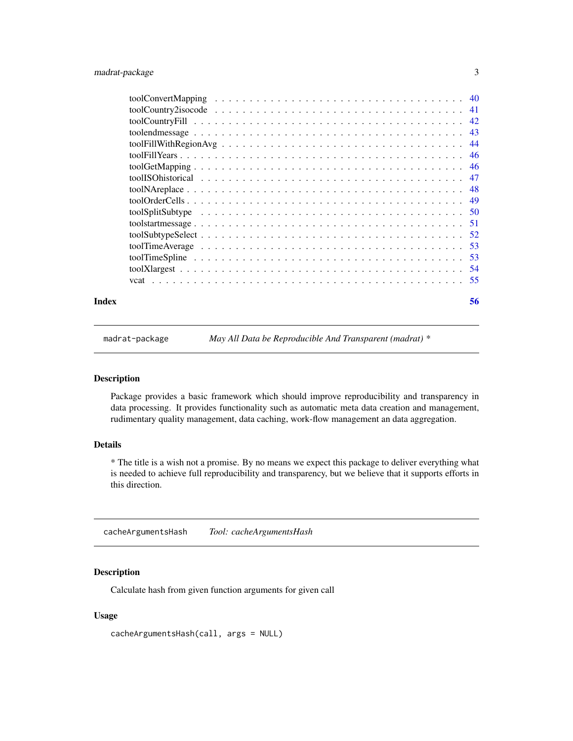toolConvertMapping . . . . . . . . . . . . . . . . . . . . . . . . . . . . . . . . . . 40
toolCountry2isocode . . . . . . . . . . . . . . . . . . . . . . . . . . . . . . . . . 41
toolCountryFill . . . . . . . . . . . . . . . . . . . . . . . . . . . . . . . . . . . . 42
toolendmessage . . . . . . . . . . . . . . . . . . . . . . . . . . . . . . . . . . . . 43
toolFillWithRegionAvg . . . . . . . . . . . . . . . . . . . . . . . . . . . . . . . . 44
toolFillYears . . . . . . . . . . . . . . . . . . . . . . . . . . . . . . . . . . . . . 46
toolGetMapping . . . . . . . . . . . . . . . . . . . . . . . . . . . . . . . . . . . . 46
toolISOhistorical . . . . . . . . . . . . . . . . . . . . . . . . . . . . . . . . . . . 47
toolNAreplace . . . . . . . . . . . . . . . . . . . . . . . . . . . . . . . . . . . . . 48
toolOrderCells . . . . . . . . . . . . . . . . . . . . . . . . . . . . . . . . . . . . 49
toolSplitSubtype . . . . . . . . . . . . . . . . . . . . . . . . . . . . . . . . . . . 50
toolstartmessage . . . . . . . . . . . . . . . . . . . . . . . . . . . . . . . . . . . 51
toolSubtypeSelect . . . . . . . . . . . . . . . . . . . . . . . . . . . . . . . . . . 52
toolTimeAverage . . . . . . . . . . . . . . . . . . . . . . . . . . . . . . . . . . . 53
toolTimeSpline . . . . . . . . . . . . . . . . . . . . . . . . . . . . . . . . . . . . 53
toolXlargest . . . . . . . . . . . . . . . . . . . . . . . . . . . . . . . . . . . . . 54
vcat . . . . . . . . . . . . . . . . . . . . . . . . . . . . . . . . . . . . . . . . . . 55

**Index** **56**

---

`madrat-package` *May All Data be Reproducible And Transparent (madrat) **

---

### Description

Package provides a basic framework which should improve reproducibility and transparency in data processing. It provides functionality such as automatic meta data creation and management, rudimentary quality management, data caching, work-flow management an data aggregation.

### Details

* The title is a wish not a promise. By no means we expect this package to deliver everything what is needed to achieve full reproducibility and transparency, but we believe that it supports efforts in this direction.

---

`cacheArgumentsHash` *Tool: cacheArgumentsHash*

---

### Description

Calculate hash from given function arguments for given call

### Usage

```
cacheArgumentsHash(call, args = NULL)
```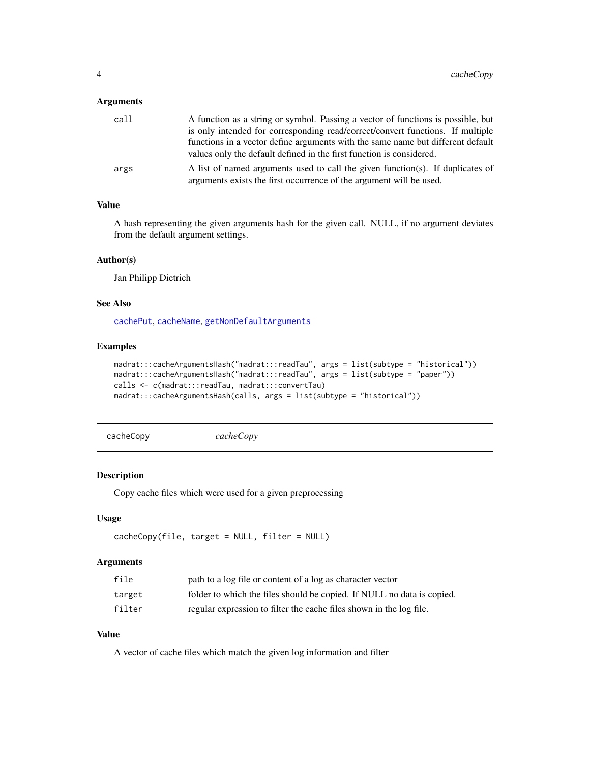### Arguments

| | |
|---|---|
| `call` | A function as a string or symbol. Passing a vector of functions is possible, but is only intended for corresponding read/correct/convert functions. If multiple functions in a vector define arguments with the same name but different default values only the default defined in the first function is considered. |
| `args` | A list of named arguments used to call the given function(s). If duplicates of arguments exists the first occurrence of the argument will be used. |

### Value

A hash representing the given arguments hash for the given call. NULL, if no argument deviates from the default argument settings.

### Author(s)

Jan Philipp Dietrich

### See Also

cachePut, cacheName, getNonDefaultArguments

### Examples

```
madrat:::cacheArgumentsHash("madrat:::readTau", args = list(subtype = "historical"))
madrat:::cacheArgumentsHash("madrat:::readTau", args = list(subtype = "paper"))
calls <- c(madrat:::readTau, madrat:::convertTau)
madrat:::cacheArgumentsHash(calls, args = list(subtype = "historical"))
```

---

## cacheCopy &nbsp;&nbsp;&nbsp;&nbsp; *cacheCopy*

---

### Description

Copy cache files which were used for a given preprocessing

### Usage

```
cacheCopy(file, target = NULL, filter = NULL)
```

### Arguments

| | |
|---|---|
| `file` | path to a log file or content of a log as character vector |
| `target` | folder to which the files should be copied. If NULL no data is copied. |
| `filter` | regular expression to filter the cache files shown in the log file. |

### Value

A vector of cache files which match the given log information and filter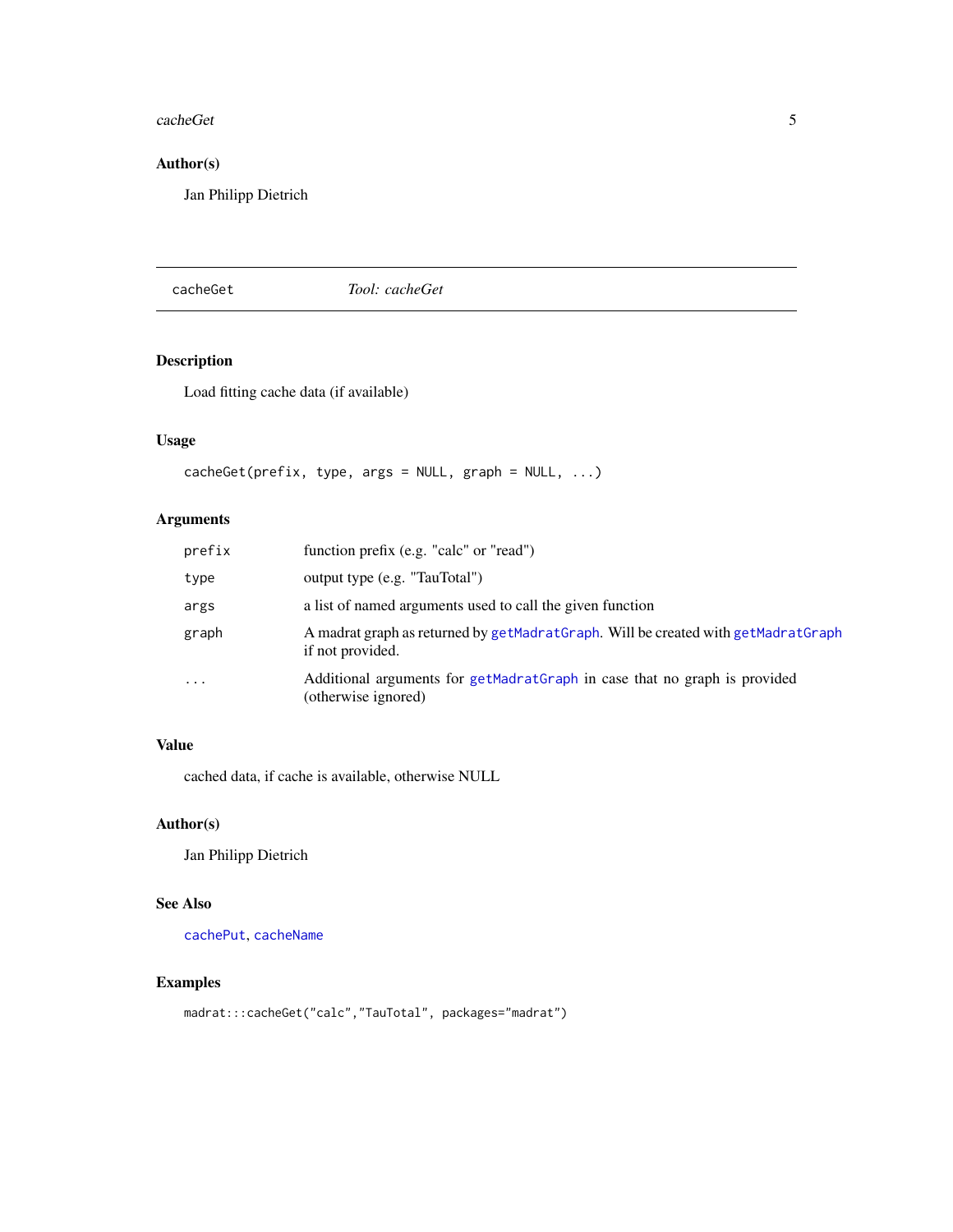## Author(s)

Jan Philipp Dietrich

---

## cacheGet — *Tool: cacheGet*

### Description

Load fitting cache data (if available)

### Usage

```
cacheGet(prefix, type, args = NULL, graph = NULL, ...)
```

### Arguments

| | |
|---|---|
| `prefix` | function prefix (e.g. "calc" or "read") |
| `type` | output type (e.g. "TauTotal") |
| `args` | a list of named arguments used to call the given function |
| `graph` | A madrat graph as returned by `getMadratGraph`. Will be created with `getMadratGraph` if not provided. |
| `...` | Additional arguments for `getMadratGraph` in case that no graph is provided (otherwise ignored) |

### Value

cached data, if cache is available, otherwise NULL

### Author(s)

Jan Philipp Dietrich

### See Also

`cachePut`, `cacheName`

### Examples

```
madrat:::cacheGet("calc","TauTotal", packages="madrat")
```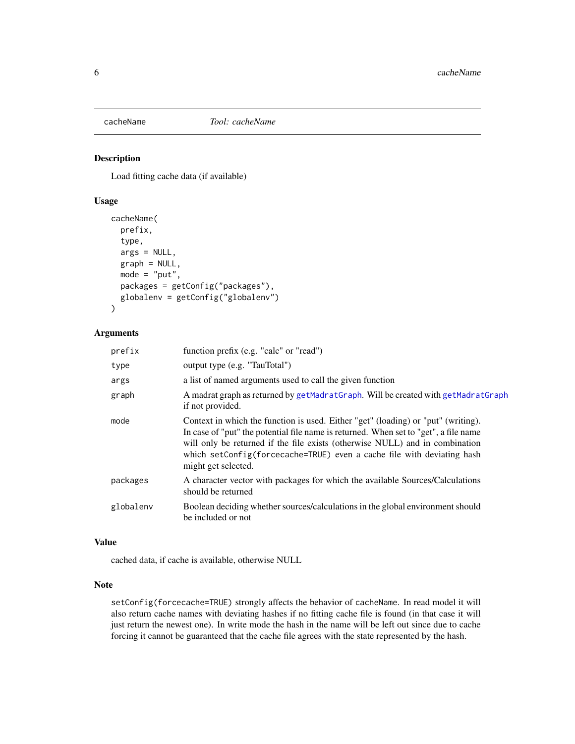# cacheName — *Tool: cacheName*

## Description

Load fitting cache data (if available)

## Usage

```
cacheName(
  prefix,
  type,
  args = NULL,
  graph = NULL,
  mode = "put",
  packages = getConfig("packages"),
  globalenv = getConfig("globalenv")
)
```

## Arguments

| | |
|---|---|
| `prefix` | function prefix (e.g. "calc" or "read") |
| `type` | output type (e.g. "TauTotal") |
| `args` | a list of named arguments used to call the given function |
| `graph` | A madrat graph as returned by `getMadratGraph`. Will be created with `getMadratGraph` if not provided. |
| `mode` | Context in which the function is used. Either "get" (loading) or "put" (writing). In case of "put" the potential file name is returned. When set to "get", a file name will only be returned if the file exists (otherwise NULL) and in combination which `setConfig(forcecache=TRUE)` even a cache file with deviating hash might get selected. |
| `packages` | A character vector with packages for which the available Sources/Calculations should be returned |
| `globalenv` | Boolean deciding whether sources/calculations in the global environment should be included or not |

## Value

cached data, if cache is available, otherwise NULL

## Note

`setConfig(forcecache=TRUE)` strongly affects the behavior of `cacheName`. In read model it will also return cache names with deviating hashes if no fitting cache file is found (in that case it will just return the newest one). In write mode the hash in the name will be left out since due to cache forcing it cannot be guaranteed that the cache file agrees with the state represented by the hash.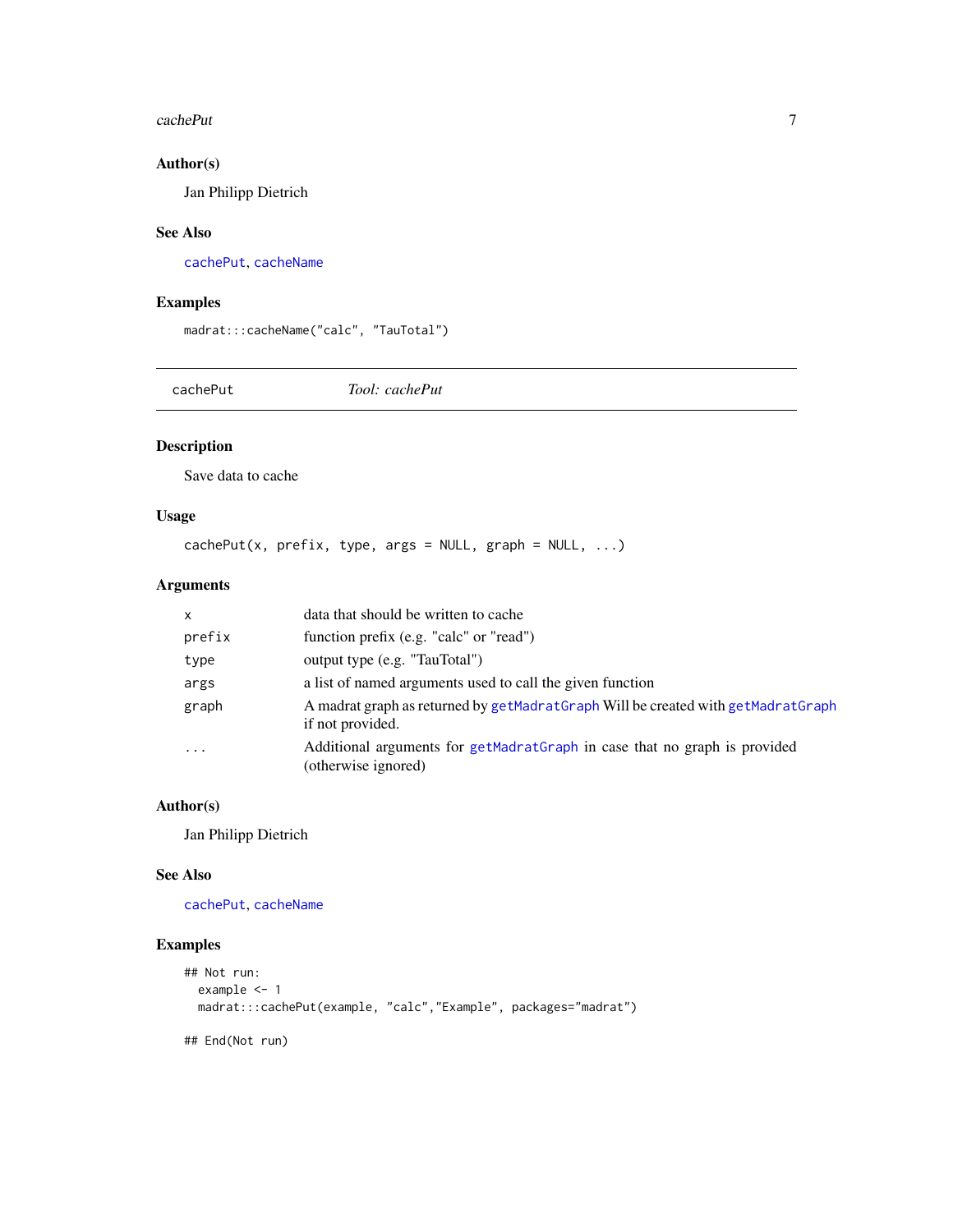### Author(s)

Jan Philipp Dietrich

### See Also

cachePut, cacheName

### Examples

```
madrat:::cacheName("calc", "TauTotal")
```

---

## cachePut — *Tool: cachePut*

### Description

Save data to cache

### Usage

```
cachePut(x, prefix, type, args = NULL, graph = NULL, ...)
```

### Arguments

| | |
|---|---|
| x | data that should be written to cache |
| prefix | function prefix (e.g. "calc" or "read") |
| type | output type (e.g. "TauTotal") |
| args | a list of named arguments used to call the given function |
| graph | A madrat graph as returned by getMadratGraph Will be created with getMadratGraph if not provided. |
| ... | Additional arguments for getMadratGraph in case that no graph is provided (otherwise ignored) |

### Author(s)

Jan Philipp Dietrich

### See Also

cachePut, cacheName

### Examples

```
## Not run:
  example <- 1
  madrat:::cachePut(example, "calc","Example", packages="madrat")

## End(Not run)
```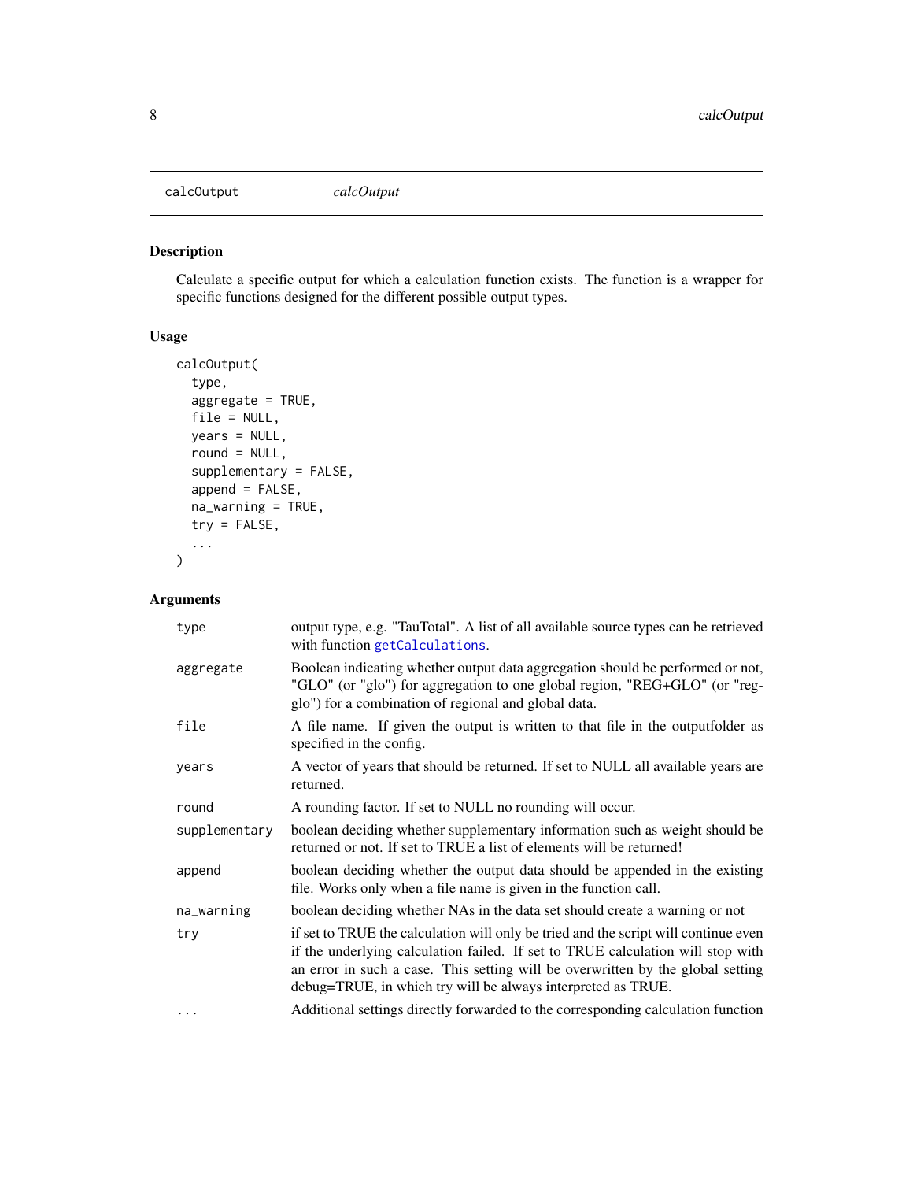## calcOutput

*calcOutput*

### Description

Calculate a specific output for which a calculation function exists. The function is a wrapper for specific functions designed for the different possible output types.

### Usage

```
calcOutput(
  type,
  aggregate = TRUE,
  file = NULL,
  years = NULL,
  round = NULL,
  supplementary = FALSE,
  append = FALSE,
  na_warning = TRUE,
  try = FALSE,
  ...
)
```

### Arguments

| | |
|---|---|
| `type` | output type, e.g. "TauTotal". A list of all available source types can be retrieved with function `getCalculations`. |
| `aggregate` | Boolean indicating whether output data aggregation should be performed or not, "GLO" (or "glo") for aggregation to one global region, "REG+GLO" (or "regglo") for a combination of regional and global data. |
| `file` | A file name. If given the output is written to that file in the outputfolder as specified in the config. |
| `years` | A vector of years that should be returned. If set to NULL all available years are returned. |
| `round` | A rounding factor. If set to NULL no rounding will occur. |
| `supplementary` | boolean deciding whether supplementary information such as weight should be returned or not. If set to TRUE a list of elements will be returned! |
| `append` | boolean deciding whether the output data should be appended in the existing file. Works only when a file name is given in the function call. |
| `na_warning` | boolean deciding whether NAs in the data set should create a warning or not |
| `try` | if set to TRUE the calculation will only be tried and the script will continue even if the underlying calculation failed. If set to TRUE calculation will stop with an error in such a case. This setting will be overwritten by the global setting debug=TRUE, in which try will be always interpreted as TRUE. |
| `...` | Additional settings directly forwarded to the corresponding calculation function |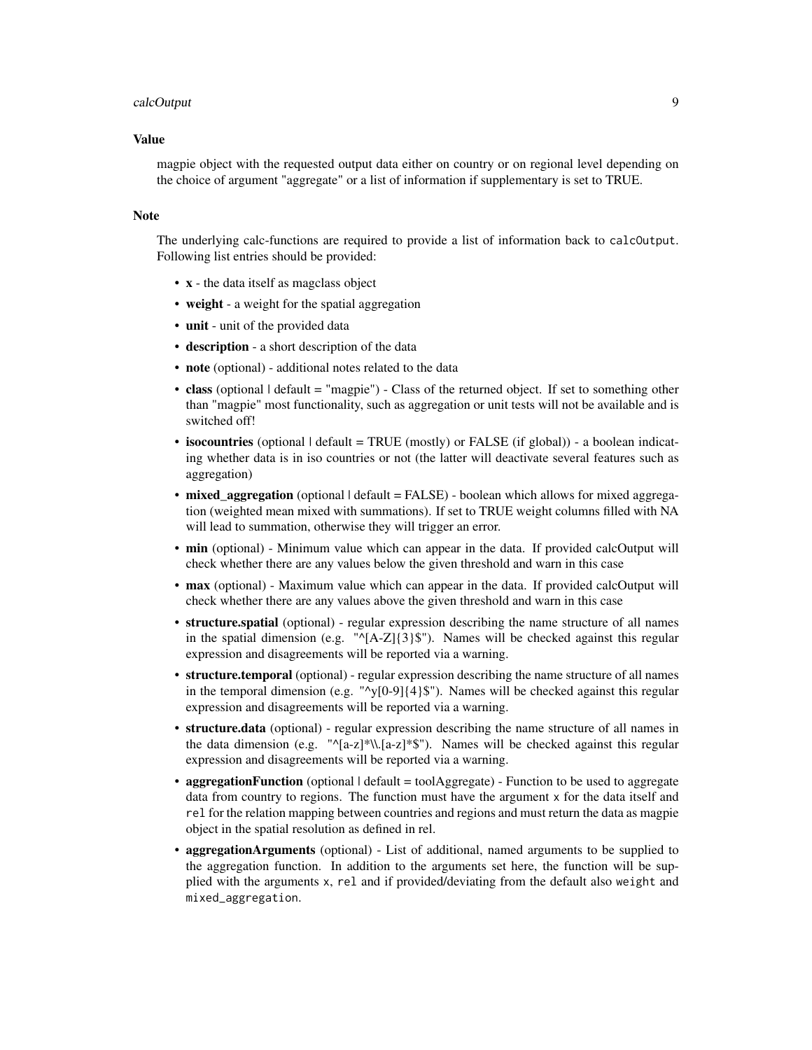### Value

magpie object with the requested output data either on country or on regional level depending on the choice of argument "aggregate" or a list of information if supplementary is set to TRUE.

### Note

The underlying calc-functions are required to provide a list of information back to `calcOutput`. Following list entries should be provided:

- **x** - the data itself as magclass object
- **weight** - a weight for the spatial aggregation
- **unit** - unit of the provided data
- **description** - a short description of the data
- **note** (optional) - additional notes related to the data
- **class** (optional | default = "magpie") - Class of the returned object. If set to something other than "magpie" most functionality, such as aggregation or unit tests will not be available and is switched off!
- **isocountries** (optional | default = TRUE (mostly) or FALSE (if global)) - a boolean indicating whether data is in iso countries or not (the latter will deactivate several features such as aggregation)
- **mixed_aggregation** (optional | default = FALSE) - boolean which allows for mixed aggregation (weighted mean mixed with summations). If set to TRUE weight columns filled with NA will lead to summation, otherwise they will trigger an error.
- **min** (optional) - Minimum value which can appear in the data. If provided calcOutput will check whether there are any values below the given threshold and warn in this case
- **max** (optional) - Maximum value which can appear in the data. If provided calcOutput will check whether there are any values above the given threshold and warn in this case
- **structure.spatial** (optional) - regular expression describing the name structure of all names in the spatial dimension (e.g. "^[A-Z]{3}$"). Names will be checked against this regular expression and disagreements will be reported via a warning.
- **structure.temporal** (optional) - regular expression describing the name structure of all names in the temporal dimension (e.g. "^y[0-9]{4}$"). Names will be checked against this regular expression and disagreements will be reported via a warning.
- **structure.data** (optional) - regular expression describing the name structure of all names in the data dimension (e.g. "^[a-z]*\\.[a-z]*$"). Names will be checked against this regular expression and disagreements will be reported via a warning.
- **aggregationFunction** (optional | default = toolAggregate) - Function to be used to aggregate data from country to regions. The function must have the argument `x` for the data itself and `rel` for the relation mapping between countries and regions and must return the data as magpie object in the spatial resolution as defined in rel.
- **aggregationArguments** (optional) - List of additional, named arguments to be supplied to the aggregation function. In addition to the arguments set here, the function will be supplied with the arguments `x`, `rel` and if provided/deviating from the default also `weight` and `mixed_aggregation`.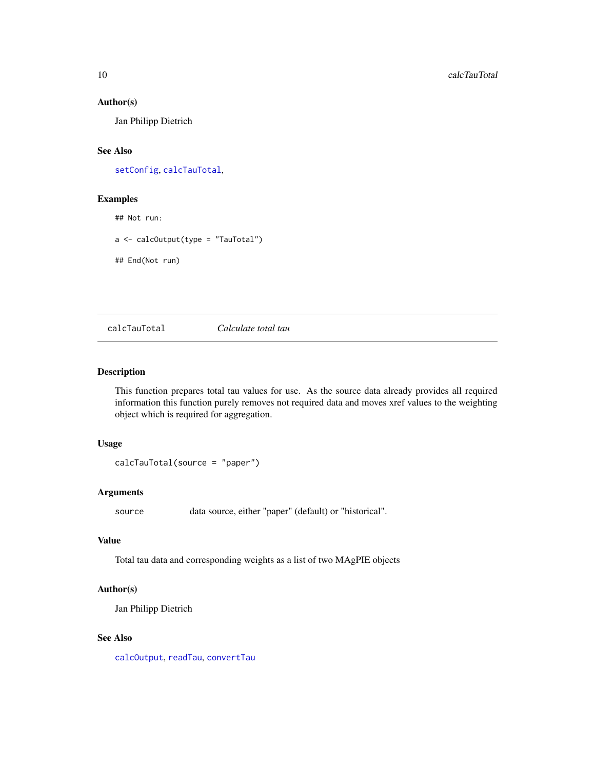### Author(s)

Jan Philipp Dietrich

### See Also

setConfig, calcTauTotal,

### Examples

```
## Not run:

a <- calcOutput(type = "TauTotal")

## End(Not run)
```

---

## calcTauTotal *Calculate total tau*

---

### Description

This function prepares total tau values for use. As the source data already provides all required information this function purely removes not required data and moves xref values to the weighting object which is required for aggregation.

### Usage

```
calcTauTotal(source = "paper")
```

### Arguments

| | |
|---|---|
| source | data source, either "paper" (default) or "historical". |

### Value

Total tau data and corresponding weights as a list of two MAgPIE objects

### Author(s)

Jan Philipp Dietrich

### See Also

calcOutput, readTau, convertTau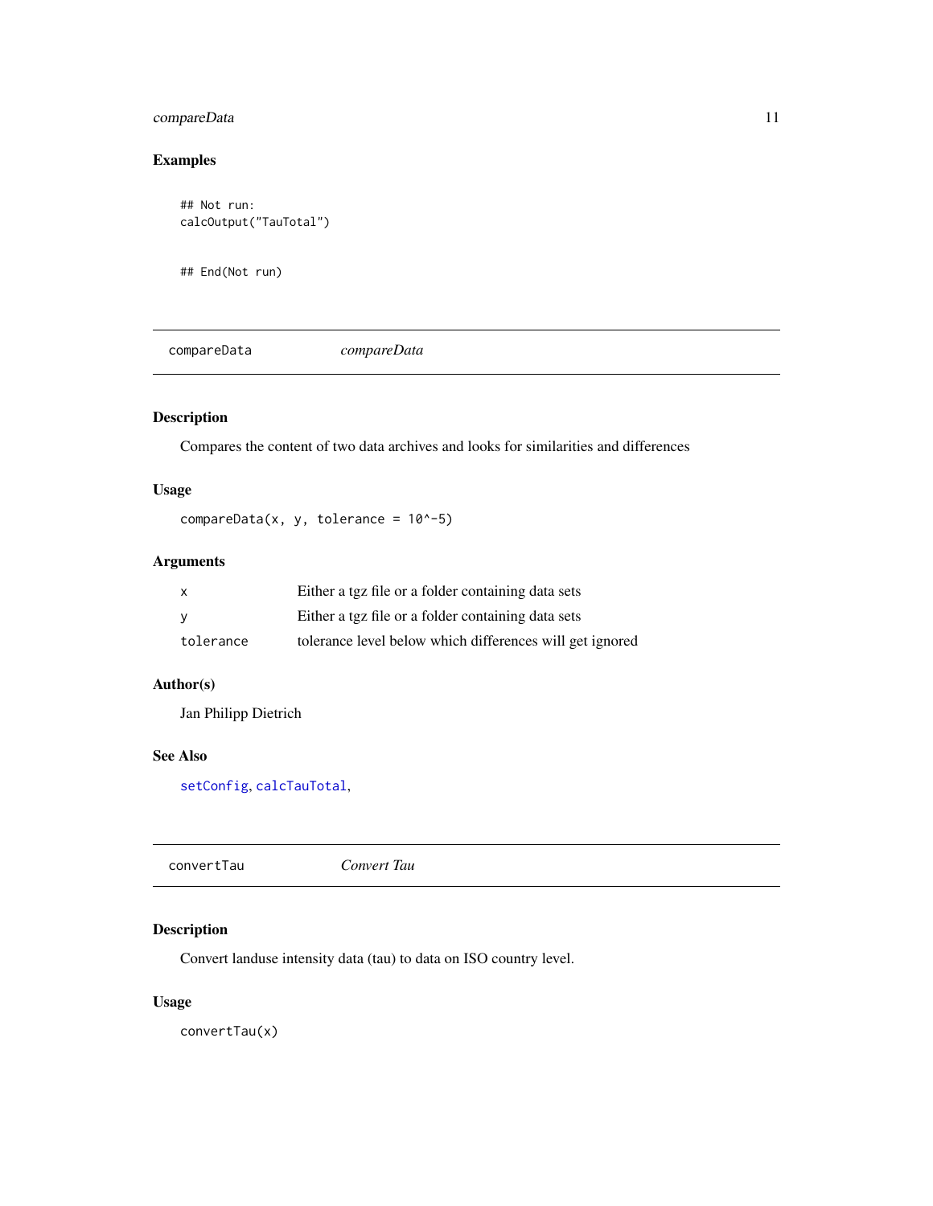### Examples

```
## Not run:
calcOutput("TauTotal")


## End(Not run)
```

## compareData — *compareData*

### Description

Compares the content of two data archives and looks for similarities and differences

### Usage

```
compareData(x, y, tolerance = 10^-5)
```

### Arguments

| | |
|---|---|
| x | Either a tgz file or a folder containing data sets |
| y | Either a tgz file or a folder containing data sets |
| tolerance | tolerance level below which differences will get ignored |

### Author(s)

Jan Philipp Dietrich

### See Also

setConfig, calcTauTotal,

## convertTau — *Convert Tau*

### Description

Convert landuse intensity data (tau) to data on ISO country level.

### Usage

```
convertTau(x)
```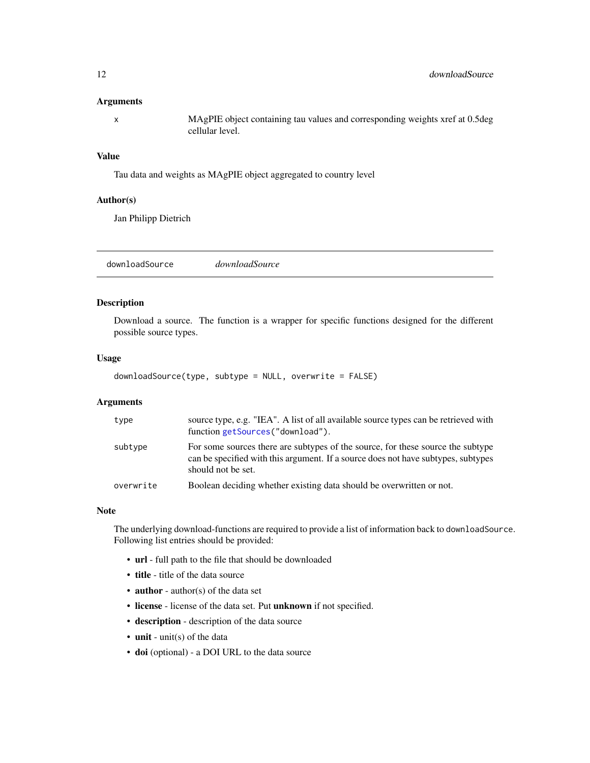### Arguments

| | |
|---|---|
| x | MAgPIE object containing tau values and corresponding weights xref at 0.5deg cellular level. |

### Value

Tau data and weights as MAgPIE object aggregated to country level

### Author(s)

Jan Philipp Dietrich

---

## downloadSource *downloadSource*

---

### Description

Download a source. The function is a wrapper for specific functions designed for the different possible source types.

### Usage

```
downloadSource(type, subtype = NULL, overwrite = FALSE)
```

### Arguments

| | |
|---|---|
| type | source type, e.g. "IEA". A list of all available source types can be retrieved with function `getSources("download")`. |
| subtype | For some sources there are subtypes of the source, for these source the subtype can be specified with this argument. If a source does not have subtypes, subtypes should not be set. |
| overwrite | Boolean deciding whether existing data should be overwritten or not. |

### Note

The underlying download-functions are required to provide a list of information back to `downloadSource`. Following list entries should be provided:

- **url** - full path to the file that should be downloaded
- **title** - title of the data source
- **author** - author(s) of the data set
- **license** - license of the data set. Put **unknown** if not specified.
- **description** - description of the data source
- **unit** - unit(s) of the data
- **doi** (optional) - a DOI URL to the data source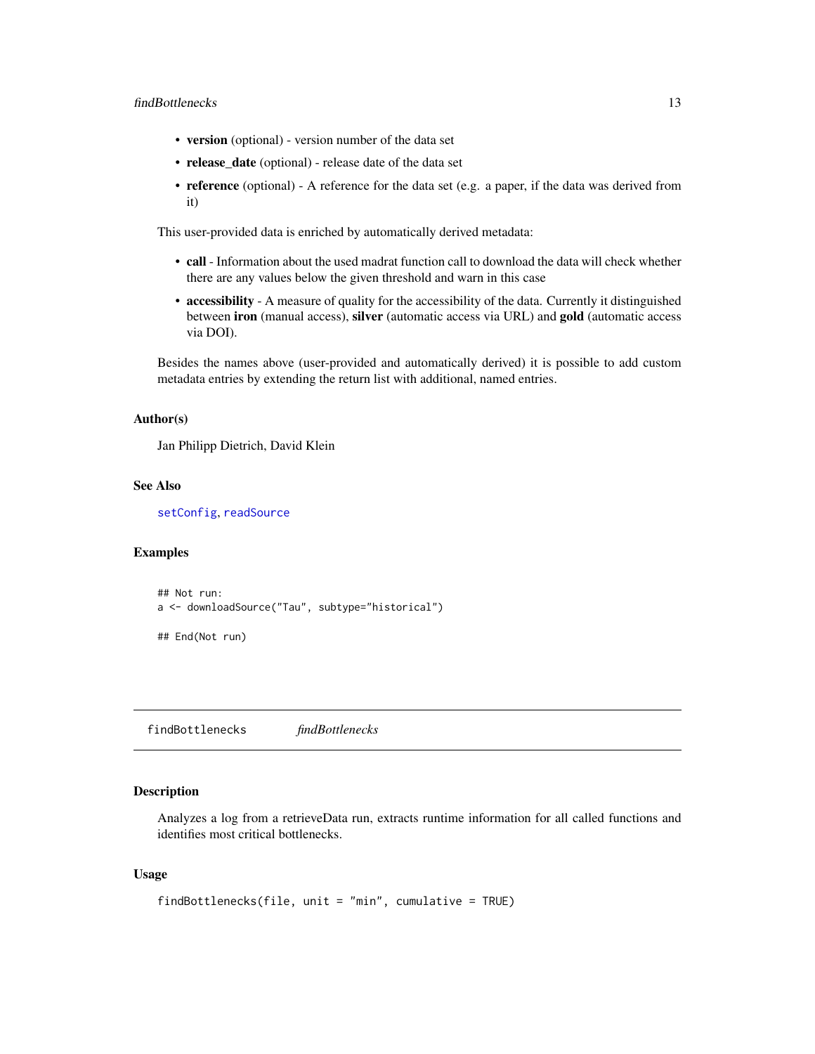- **version** (optional) - version number of the data set
- **release_date** (optional) - release date of the data set
- **reference** (optional) - A reference for the data set (e.g. a paper, if the data was derived from it)

This user-provided data is enriched by automatically derived metadata:

- **call** - Information about the used madrat function call to download the data will check whether there are any values below the given threshold and warn in this case
- **accessibility** - A measure of quality for the accessibility of the data. Currently it distinguished between **iron** (manual access), **silver** (automatic access via URL) and **gold** (automatic access via DOI).

Besides the names above (user-provided and automatically derived) it is possible to add custom metadata entries by extending the return list with additional, named entries.

### Author(s)

Jan Philipp Dietrich, David Klein

### See Also

setConfig, readSource

### Examples

```
## Not run:
a <- downloadSource("Tau", subtype="historical")

## End(Not run)
```

---

## findBottlenecks    *findBottlenecks*

### Description

Analyzes a log from a retrieveData run, extracts runtime information for all called functions and identifies most critical bottlenecks.

### Usage

```
findBottlenecks(file, unit = "min", cumulative = TRUE)
```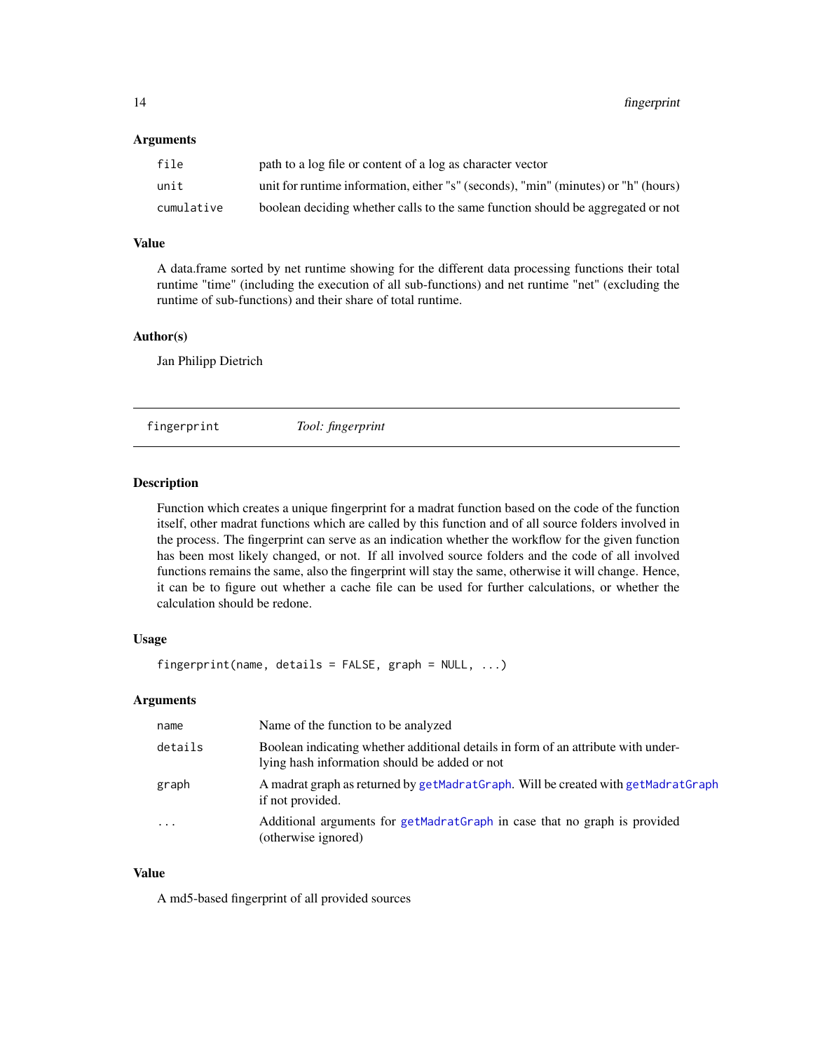### Arguments

| | |
|---|---|
| file | path to a log file or content of a log as character vector |
| unit | unit for runtime information, either "s" (seconds), "min" (minutes) or "h" (hours) |
| cumulative | boolean deciding whether calls to the same function should be aggregated or not |

### Value

A data.frame sorted by net runtime showing for the different data processing functions their total runtime "time" (including the execution of all sub-functions) and net runtime "net" (excluding the runtime of sub-functions) and their share of total runtime.

### Author(s)

Jan Philipp Dietrich

---

## fingerprint *Tool: fingerprint*

---

### Description

Function which creates a unique fingerprint for a madrat function based on the code of the function itself, other madrat functions which are called by this function and of all source folders involved in the process. The fingerprint can serve as an indication whether the workflow for the given function has been most likely changed, or not. If all involved source folders and the code of all involved functions remains the same, also the fingerprint will stay the same, otherwise it will change. Hence, it can be to figure out whether a cache file can be used for further calculations, or whether the calculation should be redone.

### Usage

```
fingerprint(name, details = FALSE, graph = NULL, ...)
```

### Arguments

| | |
|---|---|
| name | Name of the function to be analyzed |
| details | Boolean indicating whether additional details in form of an attribute with underlying hash information should be added or not |
| graph | A madrat graph as returned by getMadratGraph. Will be created with getMadratGraph if not provided. |
| ... | Additional arguments for getMadratGraph in case that no graph is provided (otherwise ignored) |

### Value

A md5-based fingerprint of all provided sources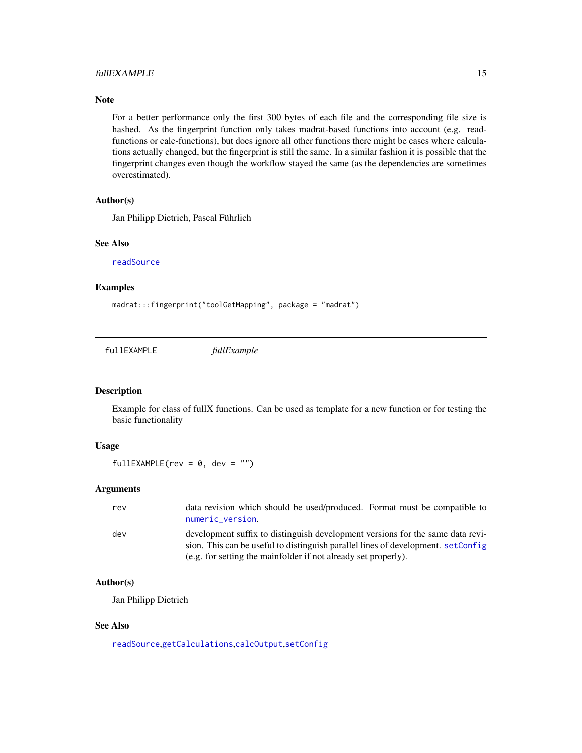### Note

For a better performance only the first 300 bytes of each file and the corresponding file size is hashed. As the fingerprint function only takes madrat-based functions into account (e.g. read-functions or calc-functions), but does ignore all other functions there might be cases where calculations actually changed, but the fingerprint is still the same. In a similar fashion it is possible that the fingerprint changes even though the workflow stayed the same (as the dependencies are sometimes overestimated).

### Author(s)

Jan Philipp Dietrich, Pascal Führlich

### See Also

readSource

### Examples

```
madrat:::fingerprint("toolGetMapping", package = "madrat")
```

---

## fullEXAMPLE *fullExample*

### Description

Example for class of fullX functions. Can be used as template for a new function or for testing the basic functionality

### Usage

```
fullEXAMPLE(rev = 0, dev = "")
```

### Arguments

| | |
|---|---|
| rev | data revision which should be used/produced. Format must be compatible to numeric_version. |
| dev | development suffix to distinguish development versions for the same data revision. This can be useful to distinguish parallel lines of development. setConfig (e.g. for setting the mainfolder if not already set properly). |

### Author(s)

Jan Philipp Dietrich

### See Also

readSource,getCalculations,calcOutput,setConfig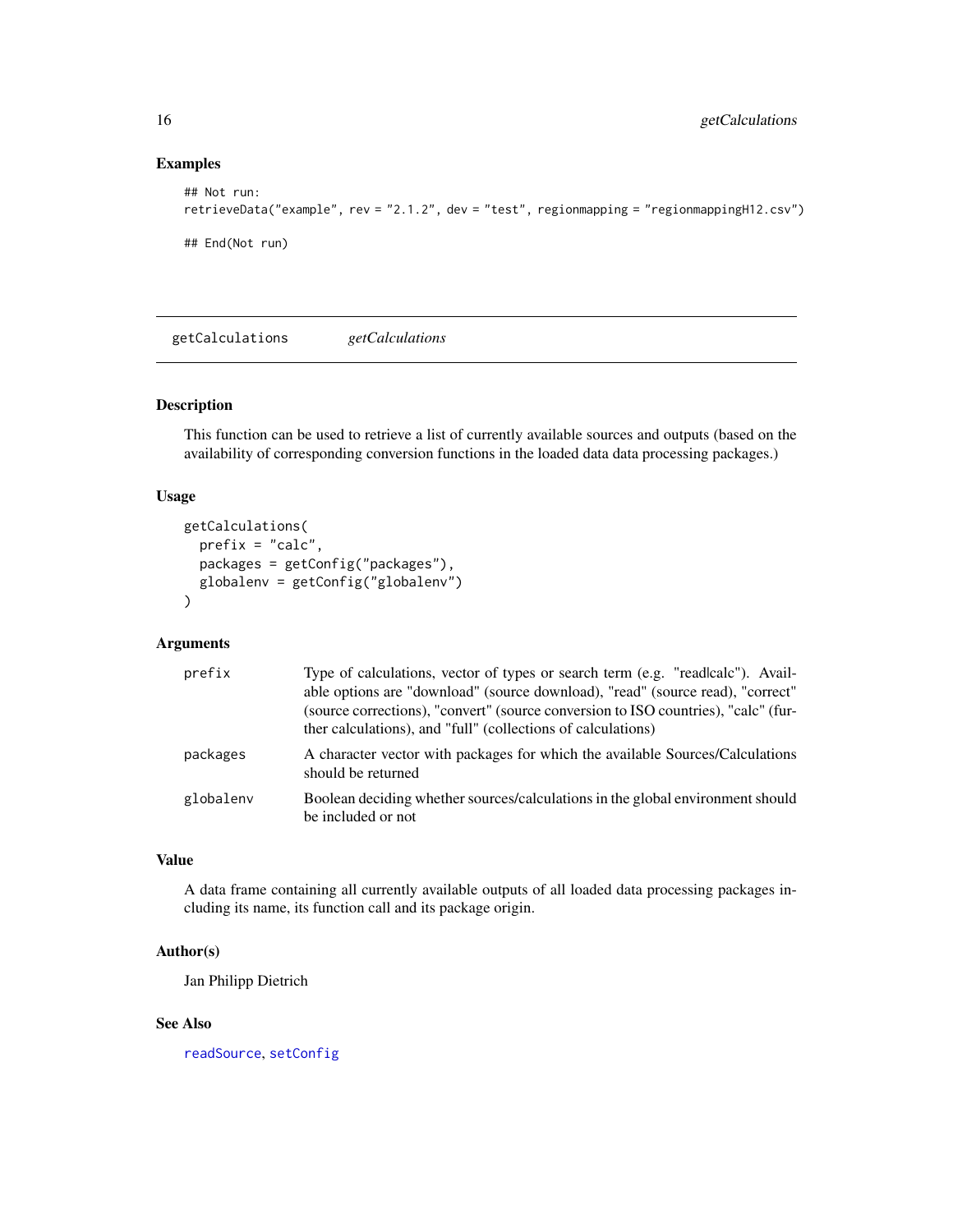## Examples

```
## Not run:
retrieveData("example", rev = "2.1.2", dev = "test", regionmapping = "regionmappingH12.csv")

## End(Not run)
```

---

# getCalculations *getCalculations*

---

## Description

This function can be used to retrieve a list of currently available sources and outputs (based on the availability of corresponding conversion functions in the loaded data data processing packages.)

## Usage

```
getCalculations(
  prefix = "calc",
  packages = getConfig("packages"),
  globalenv = getConfig("globalenv")
)
```

## Arguments

| | |
|---|---|
| `prefix` | Type of calculations, vector of types or search term (e.g. "read\|calc"). Available options are "download" (source download), "read" (source read), "correct" (source corrections), "convert" (source conversion to ISO countries), "calc" (further calculations), and "full" (collections of calculations) |
| `packages` | A character vector with packages for which the available Sources/Calculations should be returned |
| `globalenv` | Boolean deciding whether sources/calculations in the global environment should be included or not |

## Value

A data frame containing all currently available outputs of all loaded data processing packages including its name, its function call and its package origin.

## Author(s)

Jan Philipp Dietrich

## See Also

`readSource`, `setConfig`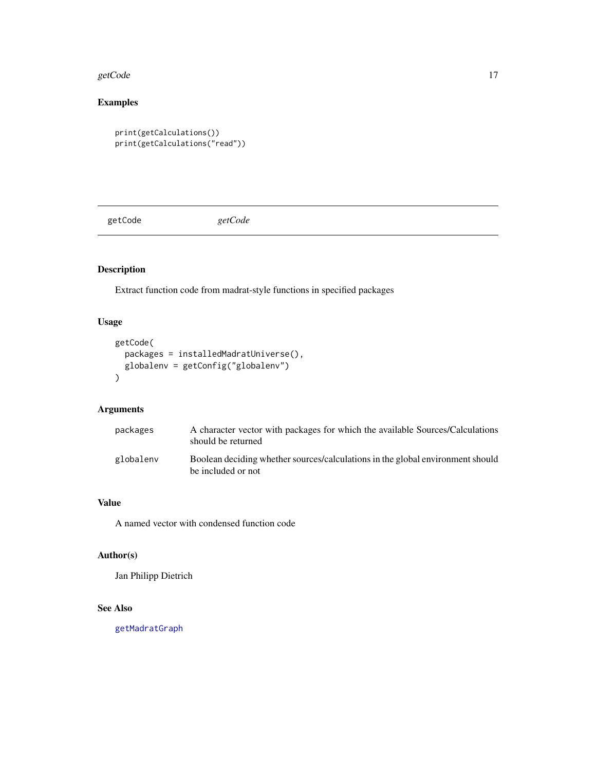## Examples

```
print(getCalculations())
print(getCalculations("read"))
```

---

# getCode *getCode*

---

## Description

Extract function code from madrat-style functions in specified packages

## Usage

```
getCode(
  packages = installedMadratUniverse(),
  globalenv = getConfig("globalenv")
)
```

## Arguments

| | |
|---|---|
| packages | A character vector with packages for which the available Sources/Calculations should be returned |
| globalenv | Boolean deciding whether sources/calculations in the global environment should be included or not |

## Value

A named vector with condensed function code

## Author(s)

Jan Philipp Dietrich

## See Also

getMadratGraph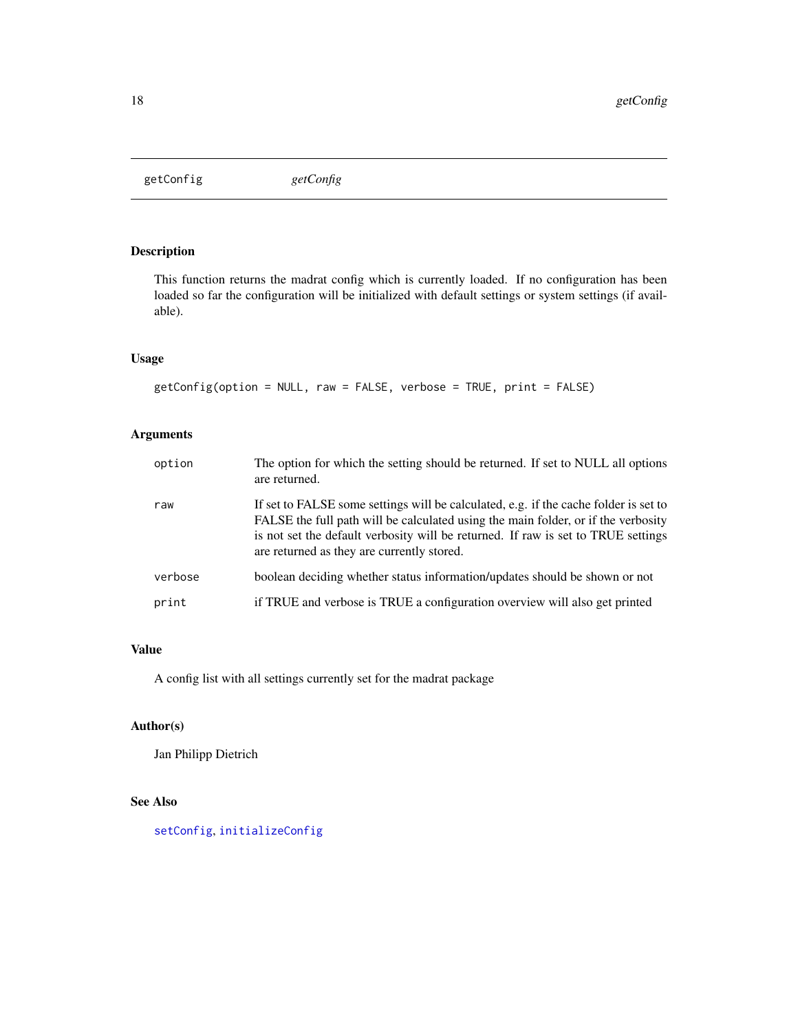getConfig    *getConfig*

## Description

This function returns the madrat config which is currently loaded. If no configuration has been loaded so far the configuration will be initialized with default settings or system settings (if available).

## Usage

```
getConfig(option = NULL, raw = FALSE, verbose = TRUE, print = FALSE)
```

## Arguments

| | |
|---|---|
| option | The option for which the setting should be returned. If set to NULL all options are returned. |
| raw | If set to FALSE some settings will be calculated, e.g. if the cache folder is set to FALSE the full path will be calculated using the main folder, or if the verbosity is not set the default verbosity will be returned. If raw is set to TRUE settings are returned as they are currently stored. |
| verbose | boolean deciding whether status information/updates should be shown or not |
| print | if TRUE and verbose is TRUE a configuration overview will also get printed |

## Value

A config list with all settings currently set for the madrat package

## Author(s)

Jan Philipp Dietrich

## See Also

setConfig, initializeConfig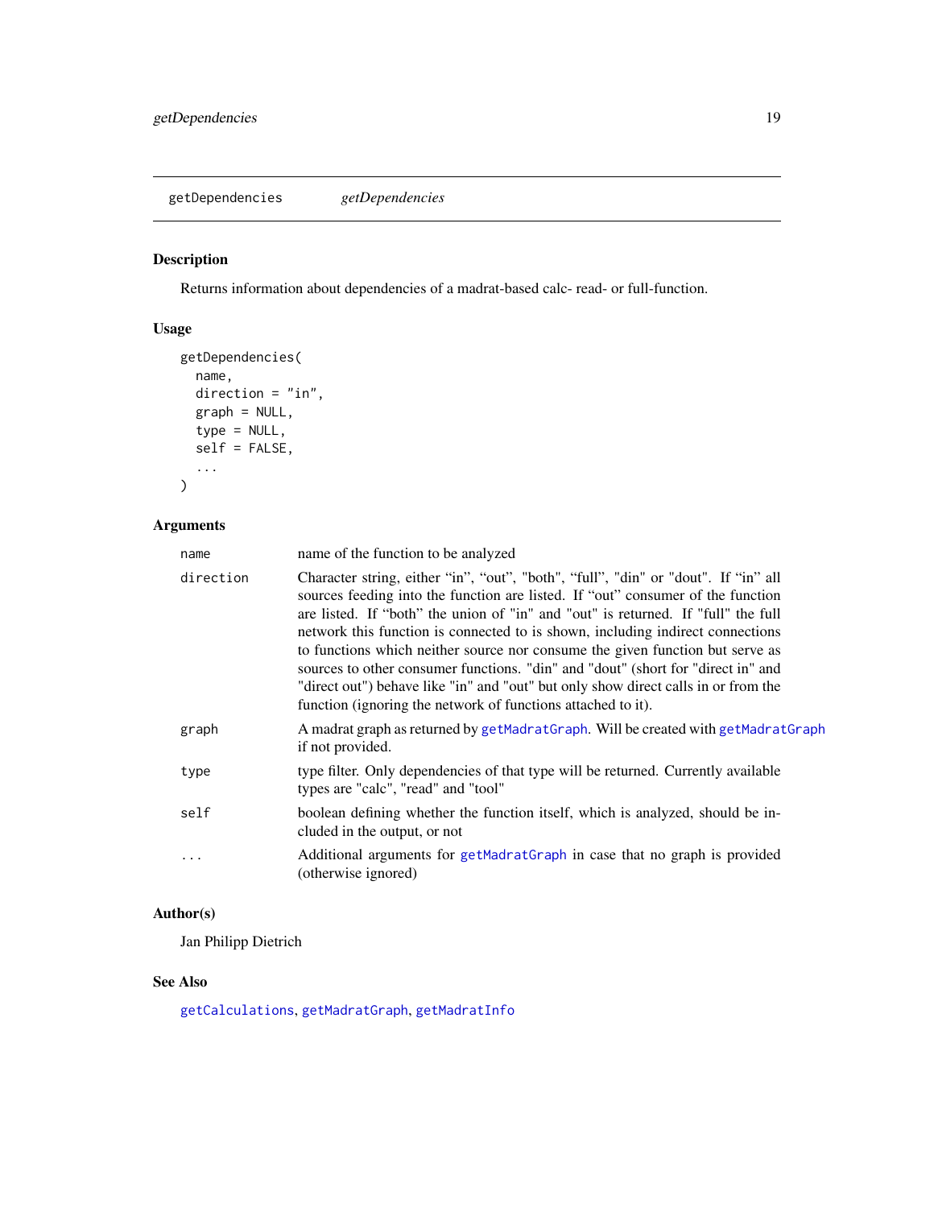## getDependencies *getDependencies*

### Description

Returns information about dependencies of a madrat-based calc- read- or full-function.

### Usage

```
getDependencies(
  name,
  direction = "in",
  graph = NULL,
  type = NULL,
  self = FALSE,
  ...
)
```

### Arguments

| | |
|---|---|
| name | name of the function to be analyzed |
| direction | Character string, either “in”, “out”, "both", “full”, "din" or "dout". If “in” all sources feeding into the function are listed. If “out” consumer of the function are listed. If “both” the union of "in" and "out" is returned. If "full" the full network this function is connected to is shown, including indirect connections to functions which neither source nor consume the given function but serve as sources to other consumer functions. "din" and "dout" (short for "direct in" and "direct out") behave like "in" and "out" but only show direct calls in or from the function (ignoring the network of functions attached to it). |
| graph | A madrat graph as returned by `getMadratGraph`. Will be created with `getMadratGraph` if not provided. |
| type | type filter. Only dependencies of that type will be returned. Currently available types are "calc", "read" and "tool" |
| self | boolean defining whether the function itself, which is analyzed, should be included in the output, or not |
| ... | Additional arguments for `getMadratGraph` in case that no graph is provided (otherwise ignored) |

### Author(s)

Jan Philipp Dietrich

### See Also

`getCalculations`, `getMadratGraph`, `getMadratInfo`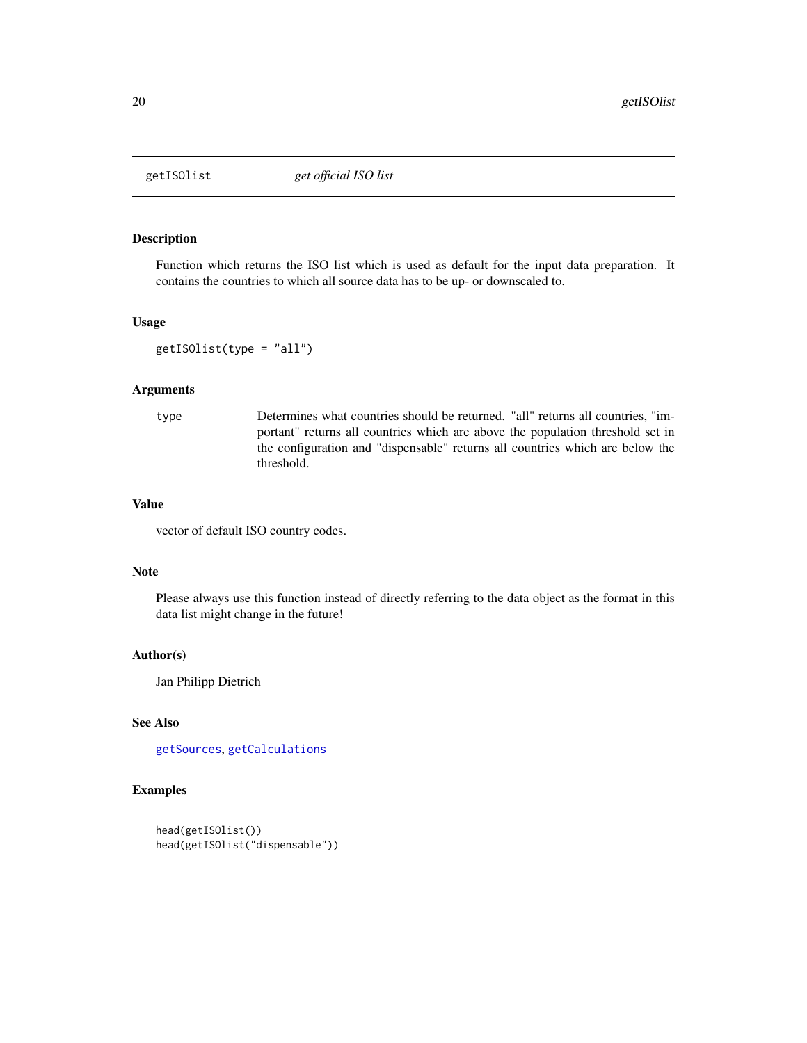## getISOlist *get official ISO list*

### Description

Function which returns the ISO list which is used as default for the input data preparation. It contains the countries to which all source data has to be up- or downscaled to.

### Usage

```
getISOlist(type = "all")
```

### Arguments

| | |
|---|---|
| type | Determines what countries should be returned. "all" returns all countries, "important" returns all countries which are above the population threshold set in the configuration and "dispensable" returns all countries which are below the threshold. |

### Value

vector of default ISO country codes.

### Note

Please always use this function instead of directly referring to the data object as the format in this data list might change in the future!

### Author(s)

Jan Philipp Dietrich

### See Also

getSources, getCalculations

### Examples

```
head(getISOlist())
head(getISOlist("dispensable"))
```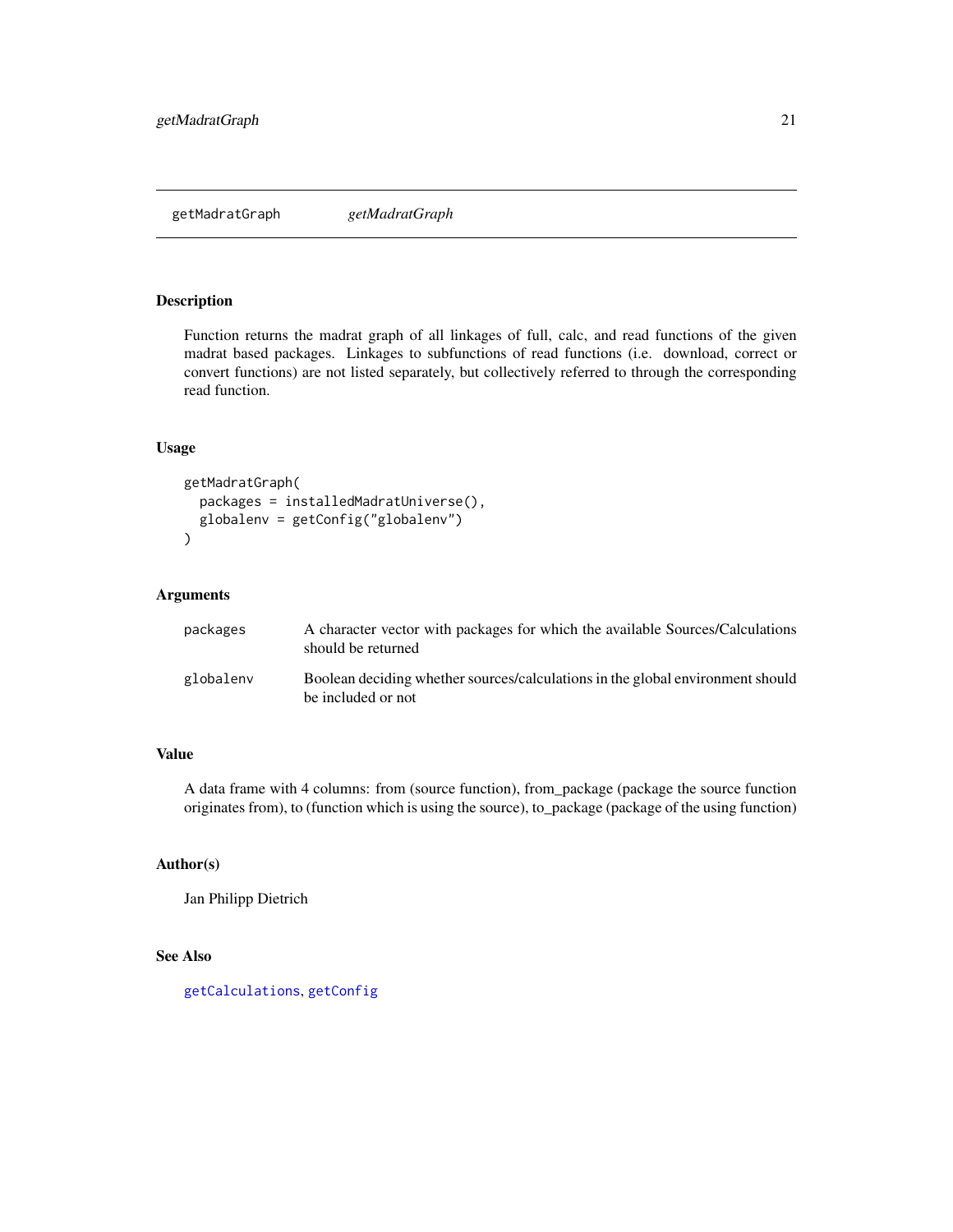## getMadratGraph — *getMadratGraph*

### Description

Function returns the madrat graph of all linkages of full, calc, and read functions of the given madrat based packages. Linkages to subfunctions of read functions (i.e. download, correct or convert functions) are not listed separately, but collectively referred to through the corresponding read function.

### Usage

```
getMadratGraph(
  packages = installedMadratUniverse(),
  globalenv = getConfig("globalenv")
)
```

### Arguments

| | |
|---|---|
| packages | A character vector with packages for which the available Sources/Calculations should be returned |
| globalenv | Boolean deciding whether sources/calculations in the global environment should be included or not |

### Value

A data frame with 4 columns: from (source function), from_package (package the source function originates from), to (function which is using the source), to_package (package of the using function)

### Author(s)

Jan Philipp Dietrich

### See Also

getCalculations, getConfig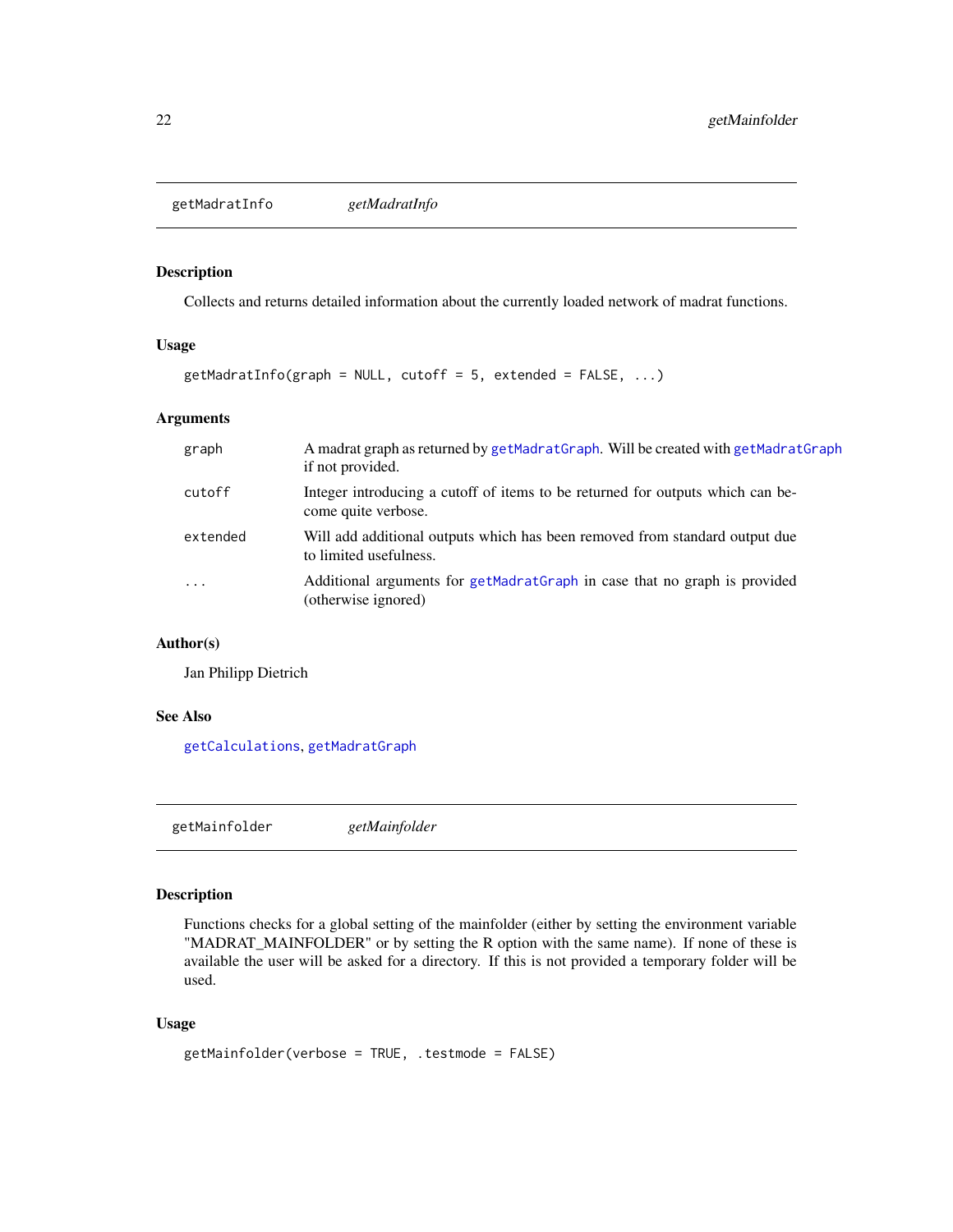## getMadratInfo *getMadratInfo*

### Description

Collects and returns detailed information about the currently loaded network of madrat functions.

### Usage

```
getMadratInfo(graph = NULL, cutoff = 5, extended = FALSE, ...)
```

### Arguments

| | |
|---|---|
| graph | A madrat graph as returned by getMadratGraph. Will be created with getMadratGraph if not provided. |
| cutoff | Integer introducing a cutoff of items to be returned for outputs which can become quite verbose. |
| extended | Will add additional outputs which has been removed from standard output due to limited usefulness. |
| ... | Additional arguments for getMadratGraph in case that no graph is provided (otherwise ignored) |

### Author(s)

Jan Philipp Dietrich

### See Also

getCalculations, getMadratGraph

## getMainfolder *getMainfolder*

### Description

Functions checks for a global setting of the mainfolder (either by setting the environment variable "MADRAT_MAINFOLDER" or by setting the R option with the same name). If none of these is available the user will be asked for a directory. If this is not provided a temporary folder will be used.

### Usage

```
getMainfolder(verbose = TRUE, .testmode = FALSE)
```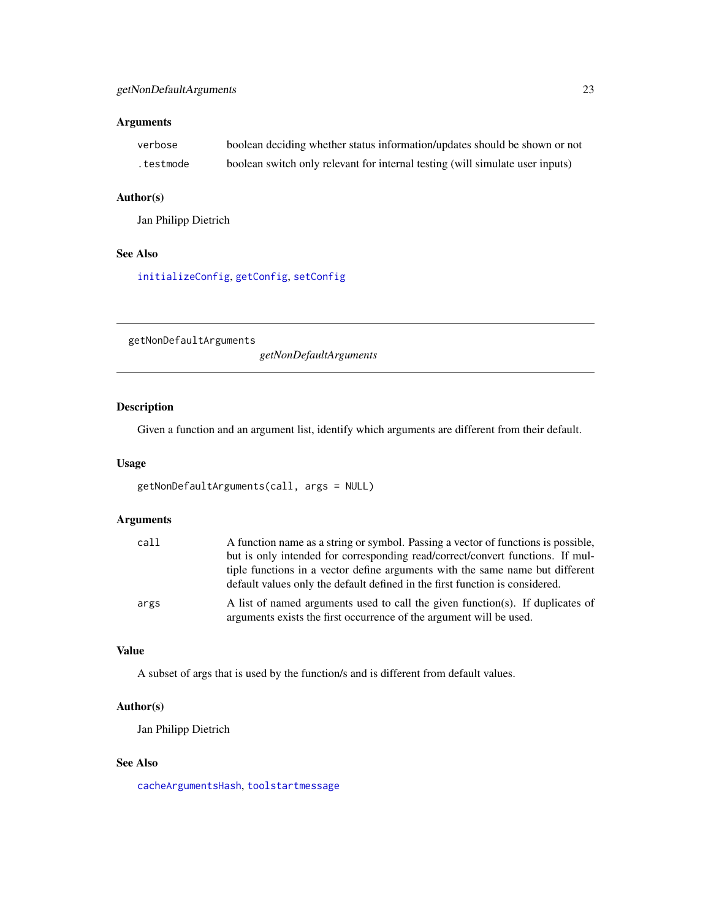## Arguments

| | |
|---|---|
| `verbose` | boolean deciding whether status information/updates should be shown or not |
| `.testmode` | boolean switch only relevant for internal testing (will simulate user inputs) |

## Author(s)

Jan Philipp Dietrich

## See Also

`initializeConfig`, `getConfig`, `setConfig`

---

# getNonDefaultArguments *getNonDefaultArguments*

## Description

Given a function and an argument list, identify which arguments are different from their default.

## Usage

```
getNonDefaultArguments(call, args = NULL)
```

## Arguments

| | |
|---|---|
| `call` | A function name as a string or symbol. Passing a vector of functions is possible, but is only intended for corresponding read/correct/convert functions. If multiple functions in a vector define arguments with the same name but different default values only the default defined in the first function is considered. |
| `args` | A list of named arguments used to call the given function(s). If duplicates of arguments exists the first occurrence of the argument will be used. |

## Value

A subset of args that is used by the function/s and is different from default values.

## Author(s)

Jan Philipp Dietrich

## See Also

`cacheArgumentsHash`, `toolstartmessage`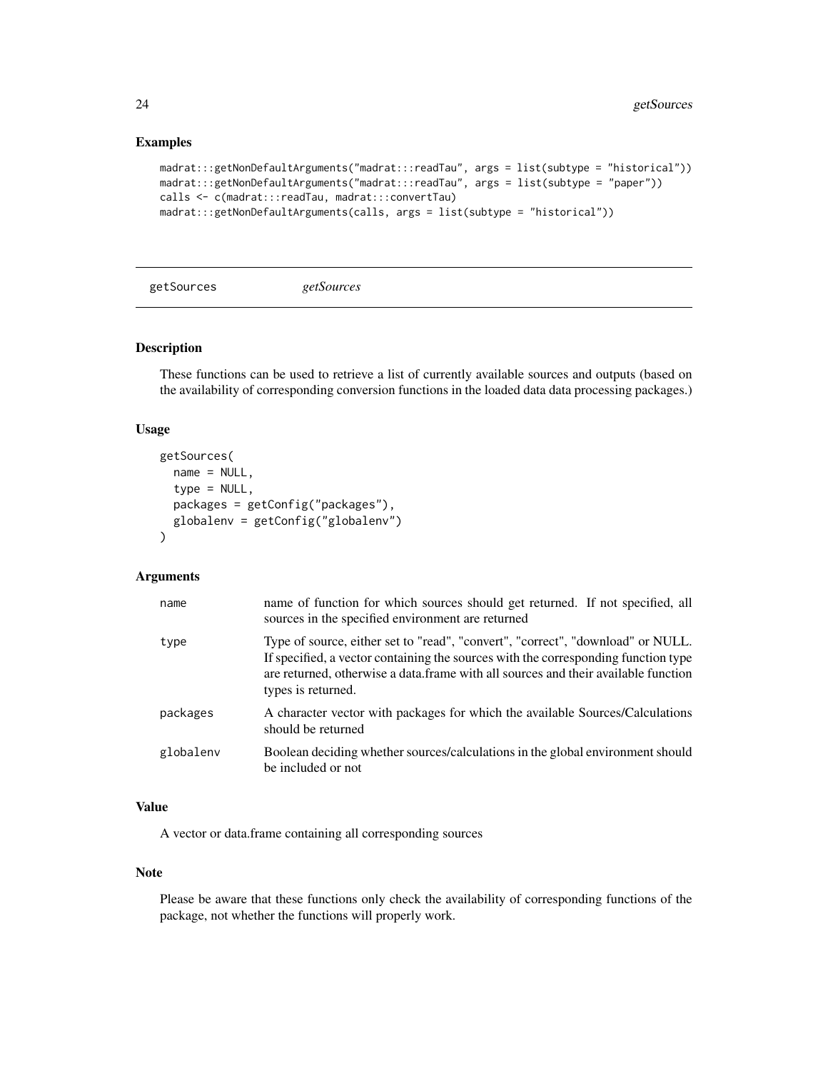## Examples

```
madrat:::getNonDefaultArguments("madrat:::readTau", args = list(subtype = "historical"))
madrat:::getNonDefaultArguments("madrat:::readTau", args = list(subtype = "paper"))
calls <- c(madrat:::readTau, madrat:::convertTau)
madrat:::getNonDefaultArguments(calls, args = list(subtype = "historical"))
```

---

# getSources *getSources*

## Description

These functions can be used to retrieve a list of currently available sources and outputs (based on the availability of corresponding conversion functions in the loaded data data processing packages.)

## Usage

```
getSources(
  name = NULL,
  type = NULL,
  packages = getConfig("packages"),
  globalenv = getConfig("globalenv")
)
```

## Arguments

| | |
|---|---|
| name | name of function for which sources should get returned. If not specified, all sources in the specified environment are returned |
| type | Type of source, either set to "read", "convert", "correct", "download" or NULL. If specified, a vector containing the sources with the corresponding function type are returned, otherwise a data.frame with all sources and their available function types is returned. |
| packages | A character vector with packages for which the available Sources/Calculations should be returned |
| globalenv | Boolean deciding whether sources/calculations in the global environment should be included or not |

## Value

A vector or data.frame containing all corresponding sources

## Note

Please be aware that these functions only check the availability of corresponding functions of the package, not whether the functions will properly work.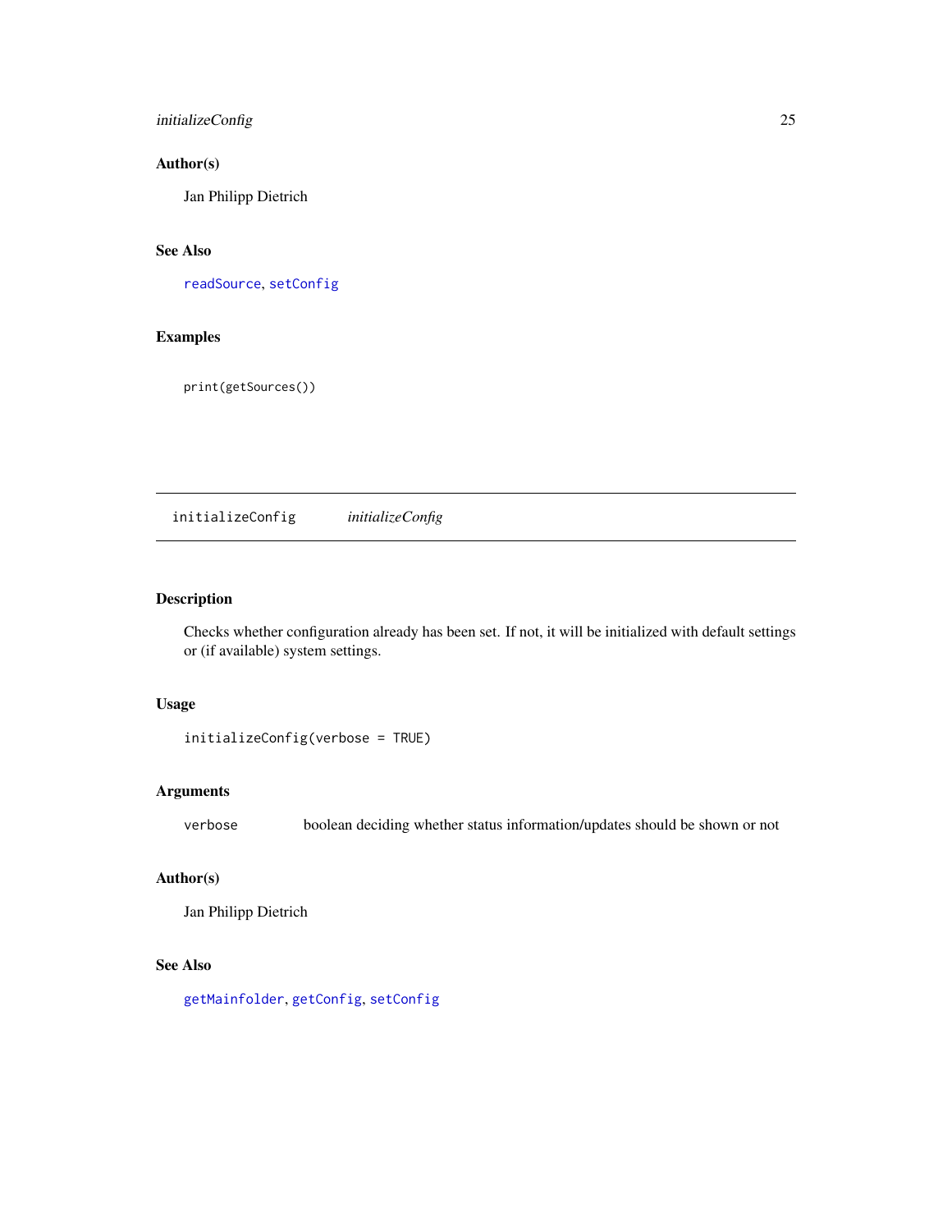## Author(s)

Jan Philipp Dietrich

## See Also

readSource, setConfig

## Examples

```
print(getSources())
```

---

# initializeConfig — *initializeConfig*

---

## Description

Checks whether configuration already has been set. If not, it will be initialized with default settings or (if available) system settings.

## Usage

```
initializeConfig(verbose = TRUE)
```

## Arguments

| | |
|---|---|
| verbose | boolean deciding whether status information/updates should be shown or not |

## Author(s)

Jan Philipp Dietrich

## See Also

getMainfolder, getConfig, setConfig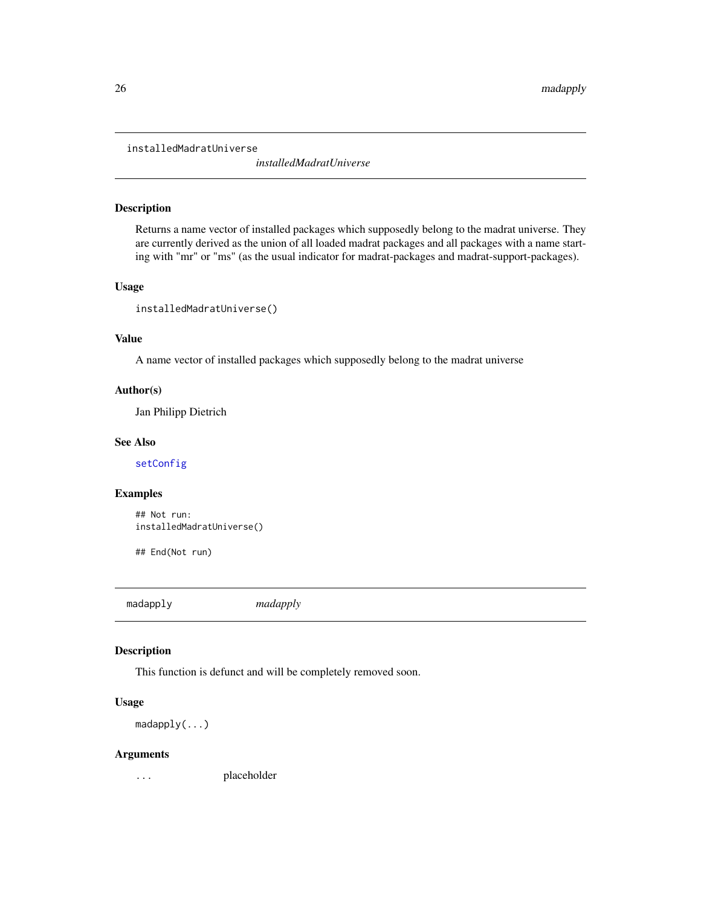## installedMadratUniverse

*installedMadratUniverse*

### Description

Returns a name vector of installed packages which supposedly belong to the madrat universe. They are currently derived as the union of all loaded madrat packages and all packages with a name starting with "mr" or "ms" (as the usual indicator for madrat-packages and madrat-support-packages).

### Usage

```
installedMadratUniverse()
```

### Value

A name vector of installed packages which supposedly belong to the madrat universe

### Author(s)

Jan Philipp Dietrich

### See Also

`setConfig`

### Examples

```
## Not run:
installedMadratUniverse()

## End(Not run)
```

## madapply

*madapply*

### Description

This function is defunct and will be completely removed soon.

### Usage

```
madapply(...)
```

### Arguments

| | |
|---|---|
| ... | placeholder |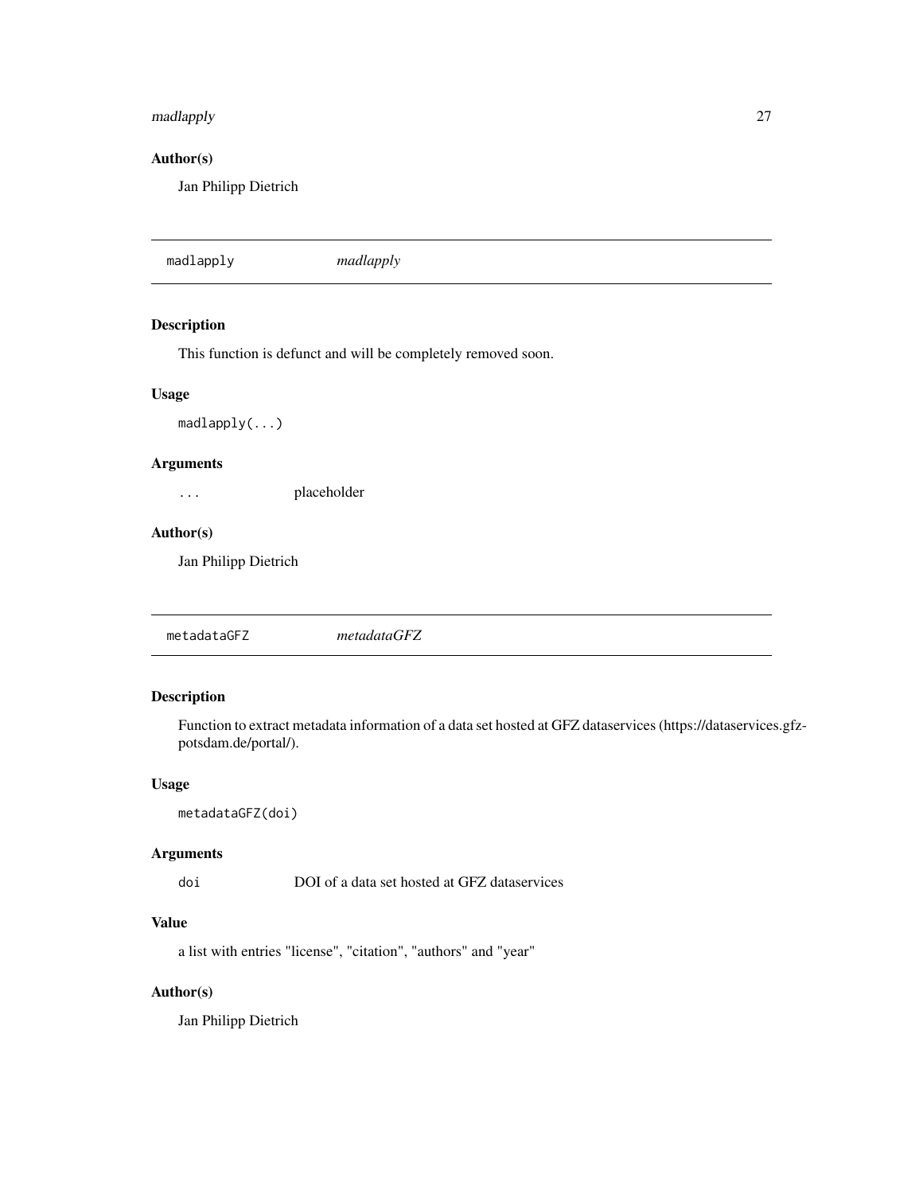### Author(s)

Jan Philipp Dietrich

---

## madlapply *madlapply*

### Description

This function is defunct and will be completely removed soon.

### Usage

```
madlapply(...)
```

### Arguments

| | |
|---|---|
| ... | placeholder |

### Author(s)

Jan Philipp Dietrich

---

## metadataGFZ *metadataGFZ*

### Description

Function to extract metadata information of a data set hosted at GFZ dataservices (https://dataservices.gfz-potsdam.de/portal/).

### Usage

```
metadataGFZ(doi)
```

### Arguments

| | |
|---|---|
| doi | DOI of a data set hosted at GFZ dataservices |

### Value

a list with entries "license", "citation", "authors" and "year"

### Author(s)

Jan Philipp Dietrich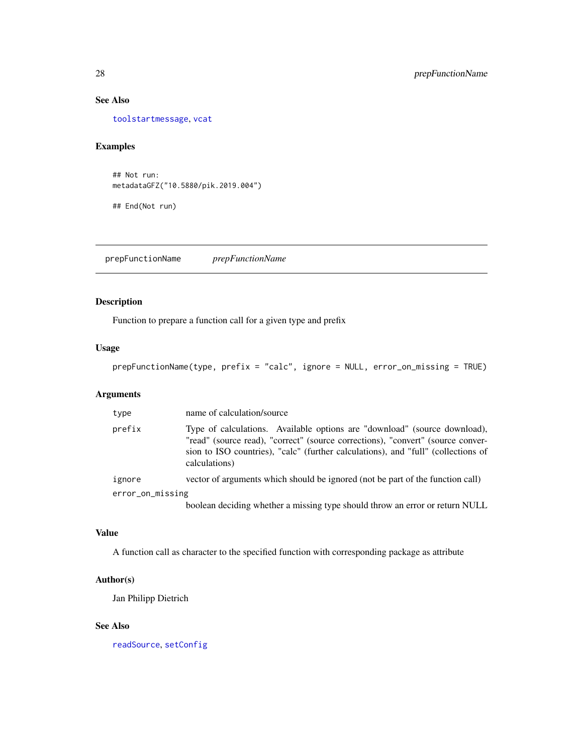### See Also

toolstartmessage, vcat

### Examples

```
## Not run:
metadataGFZ("10.5880/pik.2019.004")

## End(Not run)
```

---

## prepFunctionName *prepFunctionName*

### Description

Function to prepare a function call for a given type and prefix

### Usage

```
prepFunctionName(type, prefix = "calc", ignore = NULL, error_on_missing = TRUE)
```

### Arguments

| | |
|---|---|
| `type` | name of calculation/source |
| `prefix` | Type of calculations. Available options are "download" (source download), "read" (source read), "correct" (source corrections), "convert" (source conversion to ISO countries), "calc" (further calculations), and "full" (collections of calculations) |
| `ignore` | vector of arguments which should be ignored (not be part of the function call) |
| `error_on_missing` | boolean deciding whether a missing type should throw an error or return NULL |

### Value

A function call as character to the specified function with corresponding package as attribute

### Author(s)

Jan Philipp Dietrich

### See Also

readSource, setConfig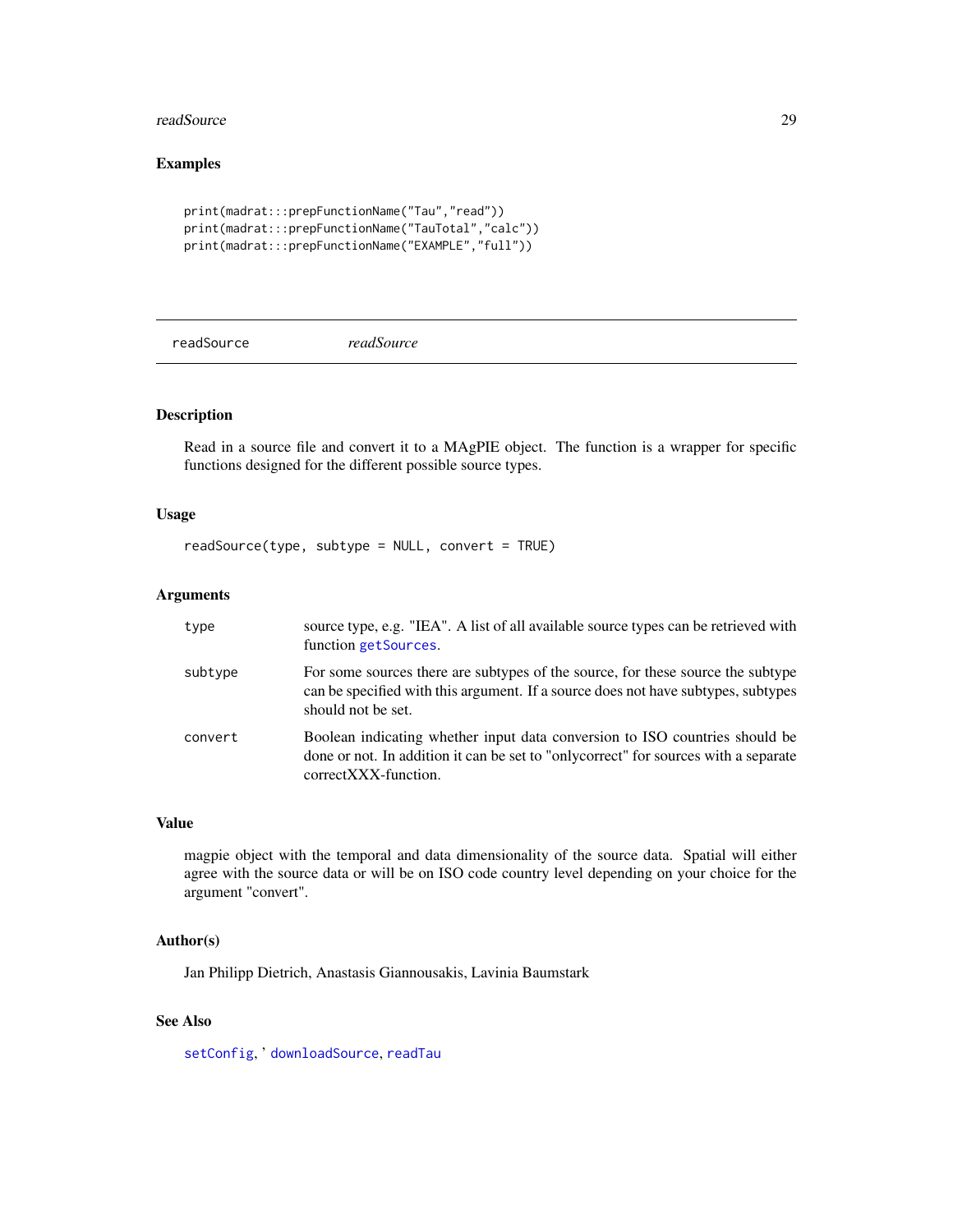## Examples

```
print(madrat:::prepFunctionName("Tau","read"))
print(madrat:::prepFunctionName("TauTotal","calc"))
print(madrat:::prepFunctionName("EXAMPLE","full"))
```

---

# readSource *readSource*

---

## Description

Read in a source file and convert it to a MAgPIE object. The function is a wrapper for specific functions designed for the different possible source types.

## Usage

```
readSource(type, subtype = NULL, convert = TRUE)
```

## Arguments

| | |
|---|---|
| `type` | source type, e.g. "IEA". A list of all available source types can be retrieved with function `getSources`. |
| `subtype` | For some sources there are subtypes of the source, for these source the subtype can be specified with this argument. If a source does not have subtypes, subtypes should not be set. |
| `convert` | Boolean indicating whether input data conversion to ISO countries should be done or not. In addition it can be set to "onlycorrect" for sources with a separate correctXXX-function. |

## Value

magpie object with the temporal and data dimensionality of the source data. Spatial will either agree with the source data or will be on ISO code country level depending on your choice for the argument "convert".

## Author(s)

Jan Philipp Dietrich, Anastasis Giannousakis, Lavinia Baumstark

## See Also

`setConfig`, ' `downloadSource`, `readTau`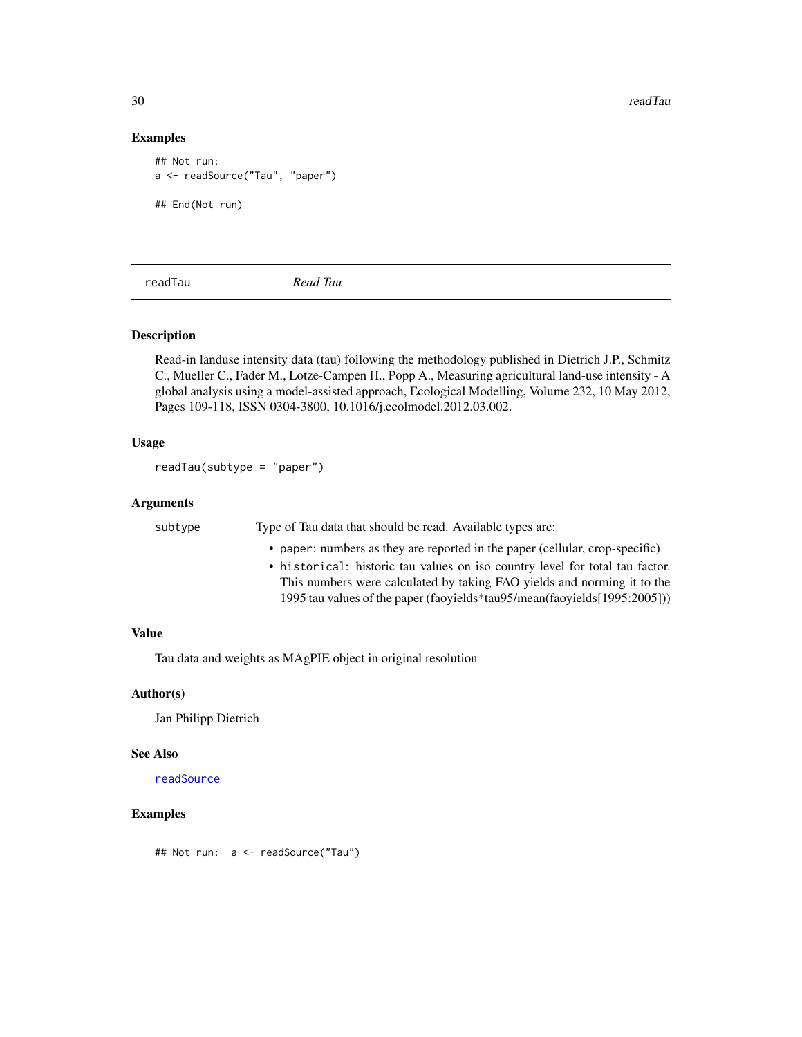## Examples

```
## Not run:
a <- readSource("Tau", "paper")

## End(Not run)
```

---

readTau *Read Tau*

---

## Description

Read-in landuse intensity data (tau) following the methodology published in Dietrich J.P., Schmitz C., Mueller C., Fader M., Lotze-Campen H., Popp A., Measuring agricultural land-use intensity - A global analysis using a model-assisted approach, Ecological Modelling, Volume 232, 10 May 2012, Pages 109-118, ISSN 0304-3800, 10.1016/j.ecolmodel.2012.03.002.

## Usage

```
readTau(subtype = "paper")
```

## Arguments

subtype Type of Tau data that should be read. Available types are:

- `paper`: numbers as they are reported in the paper (cellular, crop-specific)
- `historical`: historic tau values on iso country level for total tau factor. This numbers were calculated by taking FAO yields and norming it to the 1995 tau values of the paper (faoyields*tau95/mean(faoyields[1995:2005]))

## Value

Tau data and weights as MAgPIE object in original resolution

## Author(s)

Jan Philipp Dietrich

## See Also

readSource

## Examples

```
## Not run:  a <- readSource("Tau")
```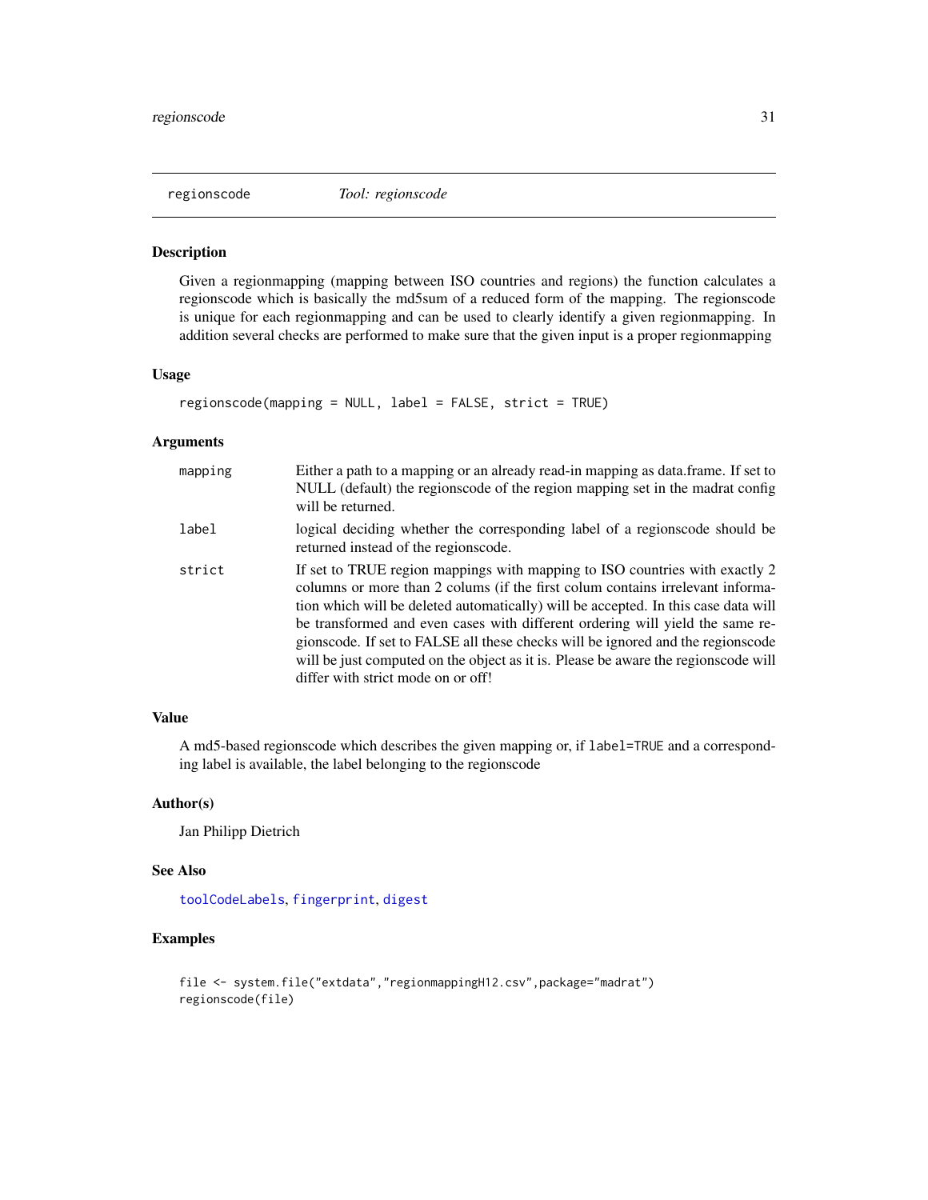## regionscode — *Tool: regionscode*

### Description

Given a regionmapping (mapping between ISO countries and regions) the function calculates a regionscode which is basically the md5sum of a reduced form of the mapping. The regionscode is unique for each regionmapping and can be used to clearly identify a given regionmapping. In addition several checks are performed to make sure that the given input is a proper regionmapping

### Usage

```
regionscode(mapping = NULL, label = FALSE, strict = TRUE)
```

### Arguments

| | |
|---|---|
| mapping | Either a path to a mapping or an already read-in mapping as data.frame. If set to NULL (default) the regionscode of the region mapping set in the madrat config will be returned. |
| label | logical deciding whether the corresponding label of a regionscode should be returned instead of the regionscode. |
| strict | If set to TRUE region mappings with mapping to ISO countries with exactly 2 columns or more than 2 colums (if the first colum contains irrelevant information which will be deleted automatically) will be accepted. In this case data will be transformed and even cases with different ordering will yield the same regionscode. If set to FALSE all these checks will be ignored and the regionscode will be just computed on the object as it is. Please be aware the regionscode will differ with strict mode on or off! |

### Value

A md5-based regionscode which describes the given mapping or, if `label=TRUE` and a corresponding label is available, the label belonging to the regionscode

### Author(s)

Jan Philipp Dietrich

### See Also

toolCodeLabels, fingerprint, digest

### Examples

```
file <- system.file("extdata","regionmappingH12.csv",package="madrat")
regionscode(file)
```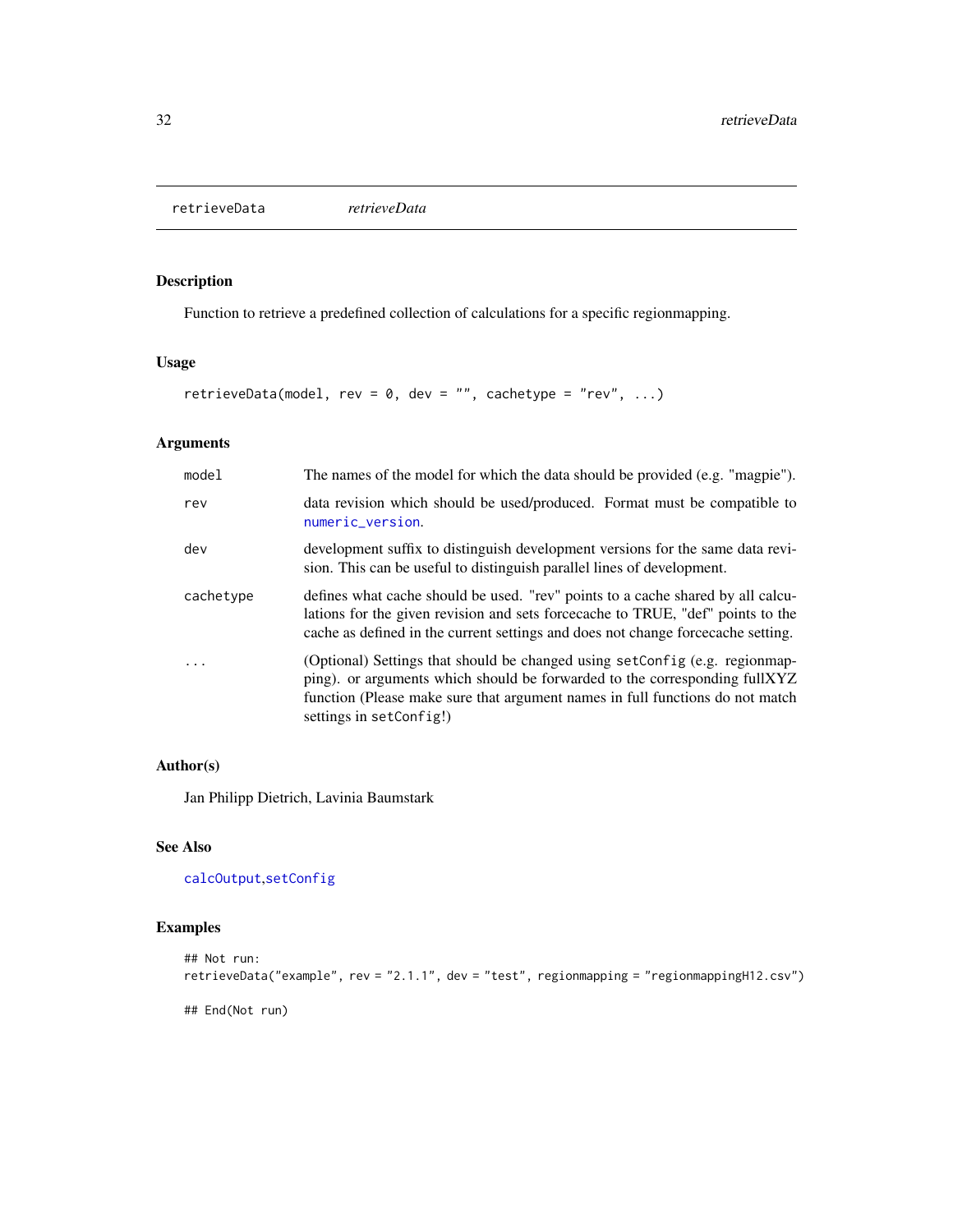# retrieveData *retrieveData*

## Description

Function to retrieve a predefined collection of calculations for a specific regionmapping.

## Usage

```
retrieveData(model, rev = 0, dev = "", cachetype = "rev", ...)
```

## Arguments

| | |
|---|---|
| model | The names of the model for which the data should be provided (e.g. "magpie"). |
| rev | data revision which should be used/produced. Format must be compatible to `numeric_version`. |
| dev | development suffix to distinguish development versions for the same data revision. This can be useful to distinguish parallel lines of development. |
| cachetype | defines what cache should be used. "rev" points to a cache shared by all calculations for the given revision and sets forcecache to TRUE, "def" points to the cache as defined in the current settings and does not change forcecache setting. |
| ... | (Optional) Settings that should be changed using `setConfig` (e.g. regionmapping). or arguments which should be forwarded to the corresponding fullXYZ function (Please make sure that argument names in full functions do not match settings in `setConfig`!) |

## Author(s)

Jan Philipp Dietrich, Lavinia Baumstark

## See Also

`calcOutput`,`setConfig`

## Examples

```
## Not run:
retrieveData("example", rev = "2.1.1", dev = "test", regionmapping = "regionmappingH12.csv")

## End(Not run)
```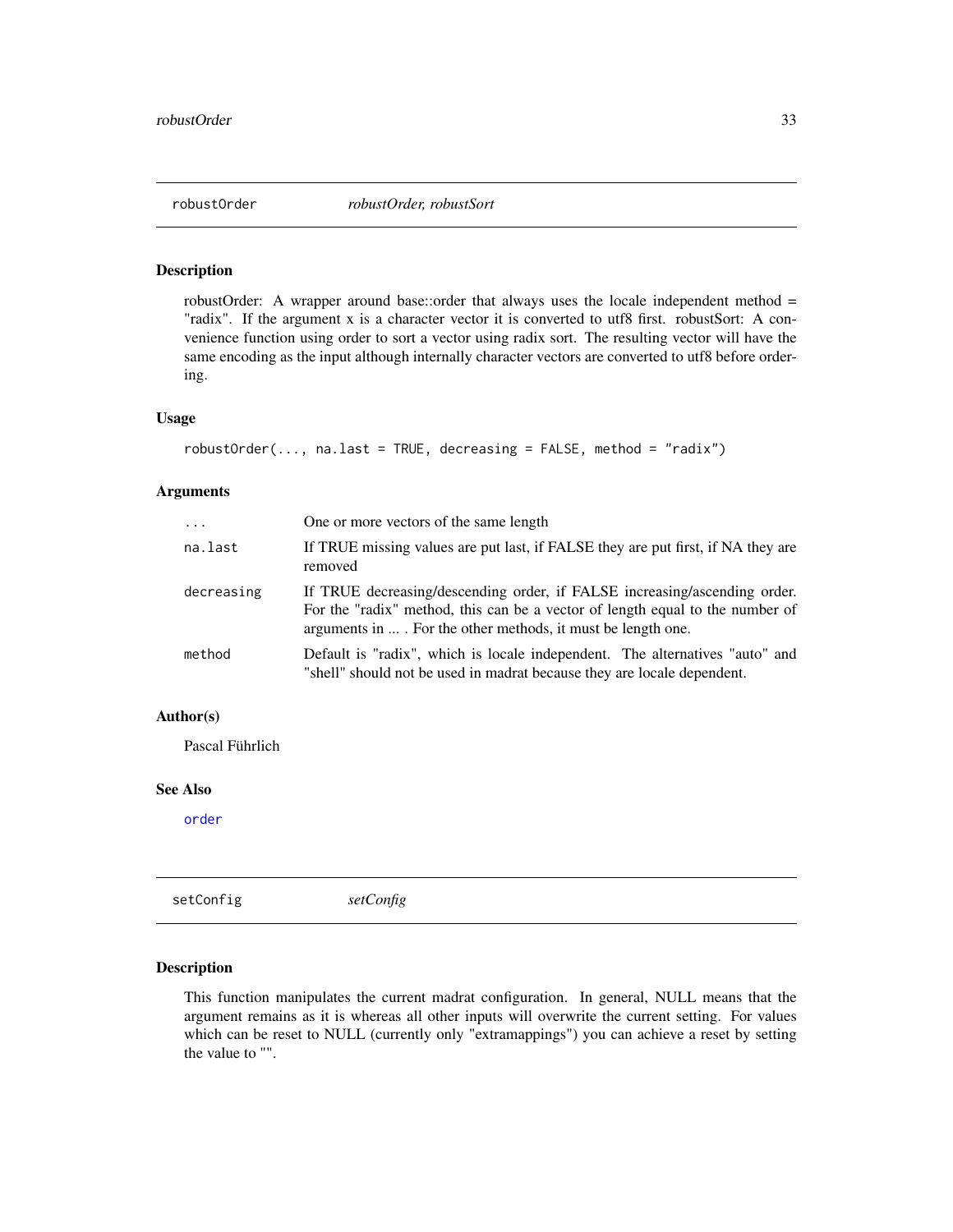## robustOrder — *robustOrder, robustSort*

### Description

robustOrder: A wrapper around base::order that always uses the locale independent method = "radix". If the argument x is a character vector it is converted to utf8 first. robustSort: A convenience function using order to sort a vector using radix sort. The resulting vector will have the same encoding as the input although internally character vectors are converted to utf8 before ordering.

### Usage

```
robustOrder(..., na.last = TRUE, decreasing = FALSE, method = "radix")
```

### Arguments

| | |
|---|---|
| `...` | One or more vectors of the same length |
| `na.last` | If TRUE missing values are put last, if FALSE they are put first, if NA they are removed |
| `decreasing` | If TRUE decreasing/descending order, if FALSE increasing/ascending order. For the "radix" method, this can be a vector of length equal to the number of arguments in ... . For the other methods, it must be length one. |
| `method` | Default is "radix", which is locale independent. The alternatives "auto" and "shell" should not be used in madrat because they are locale dependent. |

### Author(s)

Pascal Führlich

### See Also

`order`

## setConfig — *setConfig*

### Description

This function manipulates the current madrat configuration. In general, NULL means that the argument remains as it is whereas all other inputs will overwrite the current setting. For values which can be reset to NULL (currently only "extramappings") you can achieve a reset by setting the value to "".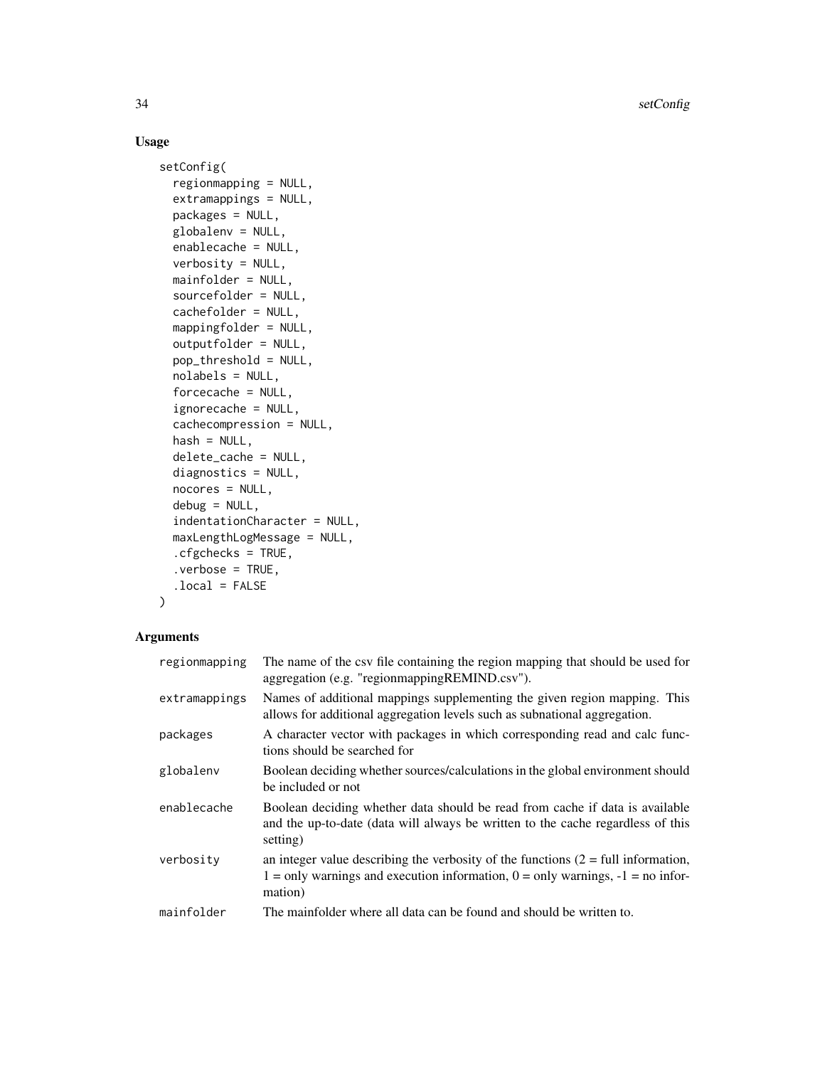## Usage

```
setConfig(
  regionmapping = NULL,
  extramappings = NULL,
  packages = NULL,
  globalenv = NULL,
  enablecache = NULL,
  verbosity = NULL,
  mainfolder = NULL,
  sourcefolder = NULL,
  cachefolder = NULL,
  mappingfolder = NULL,
  outputfolder = NULL,
  pop_threshold = NULL,
  nolabels = NULL,
  forcecache = NULL,
  ignorecache = NULL,
  cachecompression = NULL,
  hash = NULL,
  delete_cache = NULL,
  diagnostics = NULL,
  nocores = NULL,
  debug = NULL,
  indentationCharacter = NULL,
  maxLengthLogMessage = NULL,
  .cfgchecks = TRUE,
  .verbose = TRUE,
  .local = FALSE
)
```

## Arguments

| | |
|---|---|
| regionmapping | The name of the csv file containing the region mapping that should be used for aggregation (e.g. "regionmappingREMIND.csv"). |
| extramappings | Names of additional mappings supplementing the given region mapping. This allows for additional aggregation levels such as subnational aggregation. |
| packages | A character vector with packages in which corresponding read and calc functions should be searched for |
| globalenv | Boolean deciding whether sources/calculations in the global environment should be included or not |
| enablecache | Boolean deciding whether data should be read from cache if data is available and the up-to-date (data will always be written to the cache regardless of this setting) |
| verbosity | an integer value describing the verbosity of the functions (2 = full information, 1 = only warnings and execution information, 0 = only warnings, -1 = no information) |
| mainfolder | The mainfolder where all data can be found and should be written to. |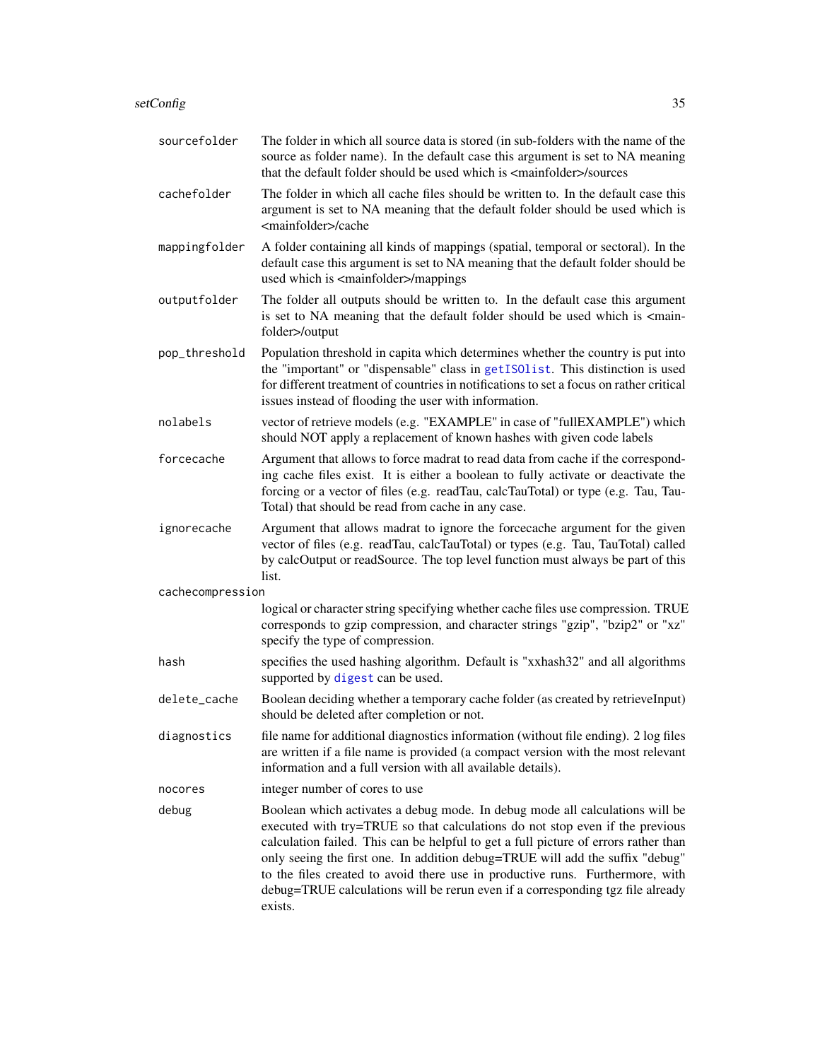| | |
|---|---|
| `sourcefolder` | The folder in which all source data is stored (in sub-folders with the name of the source as folder name). In the default case this argument is set to NA meaning that the default folder should be used which is <mainfolder>/sources |
| `cachefolder` | The folder in which all cache files should be written to. In the default case this argument is set to NA meaning that the default folder should be used which is <mainfolder>/cache |
| `mappingfolder` | A folder containing all kinds of mappings (spatial, temporal or sectoral). In the default case this argument is set to NA meaning that the default folder should be used which is <mainfolder>/mappings |
| `outputfolder` | The folder all outputs should be written to. In the default case this argument is set to NA meaning that the default folder should be used which is <mainfolder>/output |
| `pop_threshold` | Population threshold in capita which determines whether the country is put into the "important" or "dispensable" class in `getISOlist`. This distinction is used for different treatment of countries in notifications to set a focus on rather critical issues instead of flooding the user with information. |
| `nolabels` | vector of retrieve models (e.g. "EXAMPLE" in case of "fullEXAMPLE") which should NOT apply a replacement of known hashes with given code labels |
| `forcecache` | Argument that allows to force madrat to read data from cache if the corresponding cache files exist. It is either a boolean to fully activate or deactivate the forcing or a vector of files (e.g. readTau, calcTauTotal) or type (e.g. Tau, TauTotal) that should be read from cache in any case. |
| `ignorecache` | Argument that allows madrat to ignore the forcecache argument for the given vector of files (e.g. readTau, calcTauTotal) or types (e.g. Tau, TauTotal) called by calcOutput or readSource. The top level function must always be part of this list. |
| `cachecompression` | logical or character string specifying whether cache files use compression. TRUE corresponds to gzip compression, and character strings "gzip", "bzip2" or "xz" specify the type of compression. |
| `hash` | specifies the used hashing algorithm. Default is "xxhash32" and all algorithms supported by `digest` can be used. |
| `delete_cache` | Boolean deciding whether a temporary cache folder (as created by retrieveInput) should be deleted after completion or not. |
| `diagnostics` | file name for additional diagnostics information (without file ending). 2 log files are written if a file name is provided (a compact version with the most relevant information and a full version with all available details). |
| `nocores` | integer number of cores to use |
| `debug` | Boolean which activates a debug mode. In debug mode all calculations will be executed with try=TRUE so that calculations do not stop even if the previous calculation failed. This can be helpful to get a full picture of errors rather than only seeing the first one. In addition debug=TRUE will add the suffix "debug" to the files created to avoid there use in productive runs. Furthermore, with debug=TRUE calculations will be rerun even if a corresponding tgz file already exists. |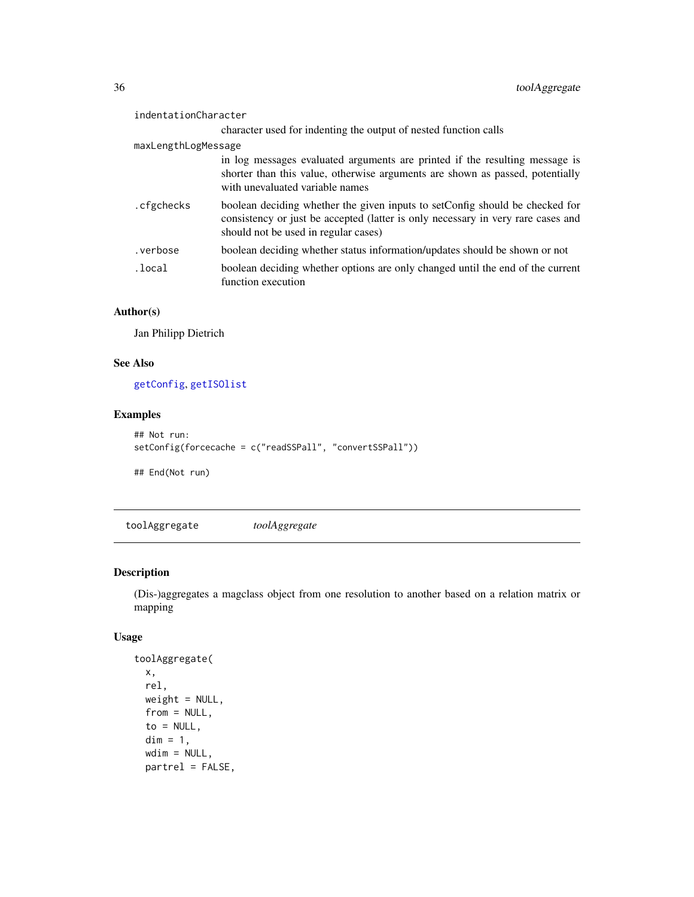| | |
|---|---|
| indentationCharacter | character used for indenting the output of nested function calls |
| maxLengthLogMessage | in log messages evaluated arguments are printed if the resulting message is shorter than this value, otherwise arguments are shown as passed, potentially with unevaluated variable names |
| .cfgchecks | boolean deciding whether the given inputs to setConfig should be checked for consistency or just be accepted (latter is only necessary in very rare cases and should not be used in regular cases) |
| .verbose | boolean deciding whether status information/updates should be shown or not |
| .local | boolean deciding whether options are only changed until the end of the current function execution |

### Author(s)

Jan Philipp Dietrich

### See Also

getConfig, getISOlist

### Examples

```
## Not run:
setConfig(forcecache = c("readSSPall", "convertSSPall"))

## End(Not run)
```

## toolAggregate *toolAggregate*

### Description

(Dis-)aggregates a magclass object from one resolution to another based on a relation matrix or mapping

### Usage

```
toolAggregate(
  x,
  rel,
  weight = NULL,
  from = NULL,
  to = NULL,
  dim = 1,
  wdim = NULL,
  partrel = FALSE,
```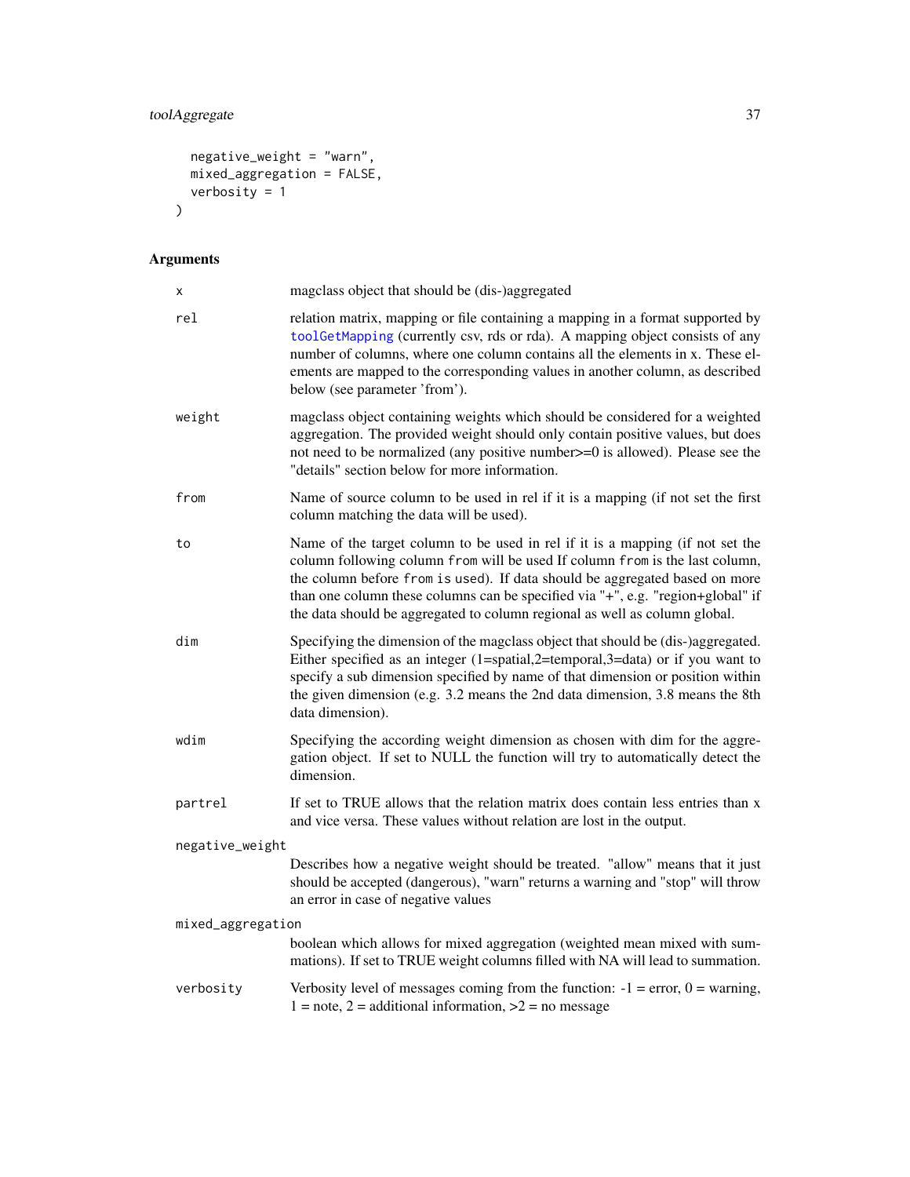```
  negative_weight = "warn",
  mixed_aggregation = FALSE,
  verbosity = 1
)
```

## Arguments

**x** — magclass object that should be (dis-)aggregated

**rel** — relation matrix, mapping or file containing a mapping in a format supported by `toolGetMapping` (currently csv, rds or rda). A mapping object consists of any number of columns, where one column contains all the elements in x. These elements are mapped to the corresponding values in another column, as described below (see parameter 'from').

**weight** — magclass object containing weights which should be considered for a weighted aggregation. The provided weight should only contain positive values, but does not need to be normalized (any positive number>=0 is allowed). Please see the "details" section below for more information.

**from** — Name of source column to be used in rel if it is a mapping (if not set the first column matching the data will be used).

**to** — Name of the target column to be used in rel if it is a mapping (if not set the column following column `from` will be used If column `from` is the last column, the column before `from` is used). If data should be aggregated based on more than one column these columns can be specified via "+", e.g. "region+global" if the data should be aggregated to column regional as well as column global.

**dim** — Specifying the dimension of the magclass object that should be (dis-)aggregated. Either specified as an integer (1=spatial,2=temporal,3=data) or if you want to specify a sub dimension specified by name of that dimension or position within the given dimension (e.g. 3.2 means the 2nd data dimension, 3.8 means the 8th data dimension).

**wdim** — Specifying the according weight dimension as chosen with dim for the aggregation object. If set to NULL the function will try to automatically detect the dimension.

**partrel** — If set to TRUE allows that the relation matrix does contain less entries than x and vice versa. These values without relation are lost in the output.

**negative_weight** — Describes how a negative weight should be treated. "allow" means that it just should be accepted (dangerous), "warn" returns a warning and "stop" will throw an error in case of negative values

**mixed_aggregation** — boolean which allows for mixed aggregation (weighted mean mixed with summations). If set to TRUE weight columns filled with NA will lead to summation.

**verbosity** — Verbosity level of messages coming from the function: -1 = error, 0 = warning, 1 = note, 2 = additional information, >2 = no message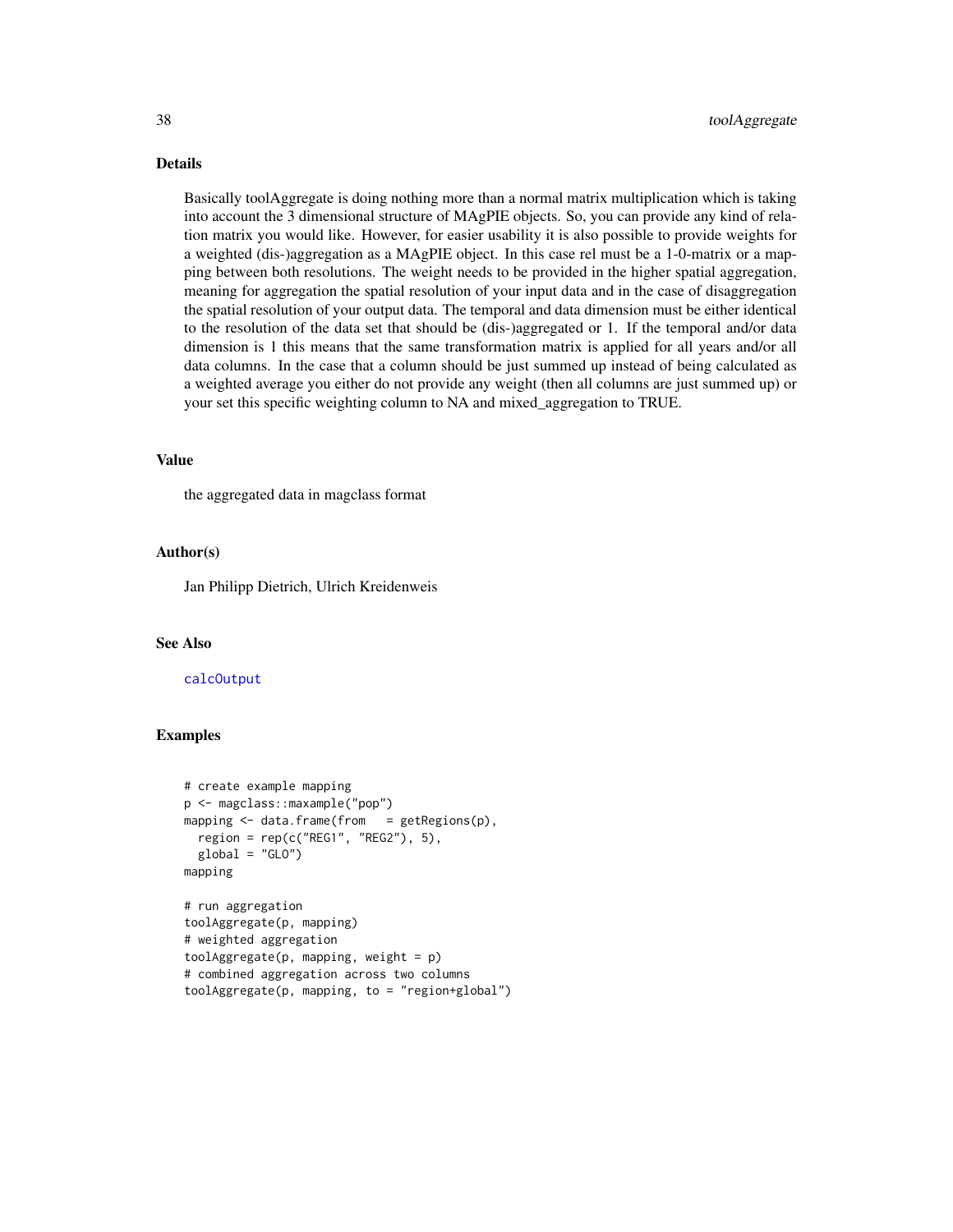## Details

Basically toolAggregate is doing nothing more than a normal matrix multiplication which is taking into account the 3 dimensional structure of MAgPIE objects. So, you can provide any kind of relation matrix you would like. However, for easier usability it is also possible to provide weights for a weighted (dis-)aggregation as a MAgPIE object. In this case rel must be a 1-0-matrix or a mapping between both resolutions. The weight needs to be provided in the higher spatial aggregation, meaning for aggregation the spatial resolution of your input data and in the case of disaggregation the spatial resolution of your output data. The temporal and data dimension must be either identical to the resolution of the data set that should be (dis-)aggregated or 1. If the temporal and/or data dimension is 1 this means that the same transformation matrix is applied for all years and/or all data columns. In the case that a column should be just summed up instead of being calculated as a weighted average you either do not provide any weight (then all columns are just summed up) or your set this specific weighting column to NA and mixed_aggregation to TRUE.

## Value

the aggregated data in magclass format

## Author(s)

Jan Philipp Dietrich, Ulrich Kreidenweis

## See Also

calcOutput

## Examples

```
# create example mapping
p <- magclass::maxample("pop")
mapping <- data.frame(from   = getRegions(p),
  region = rep(c("REG1", "REG2"), 5),
  global = "GLO")
mapping

# run aggregation
toolAggregate(p, mapping)
# weighted aggregation
toolAggregate(p, mapping, weight = p)
# combined aggregation across two columns
toolAggregate(p, mapping, to = "region+global")
```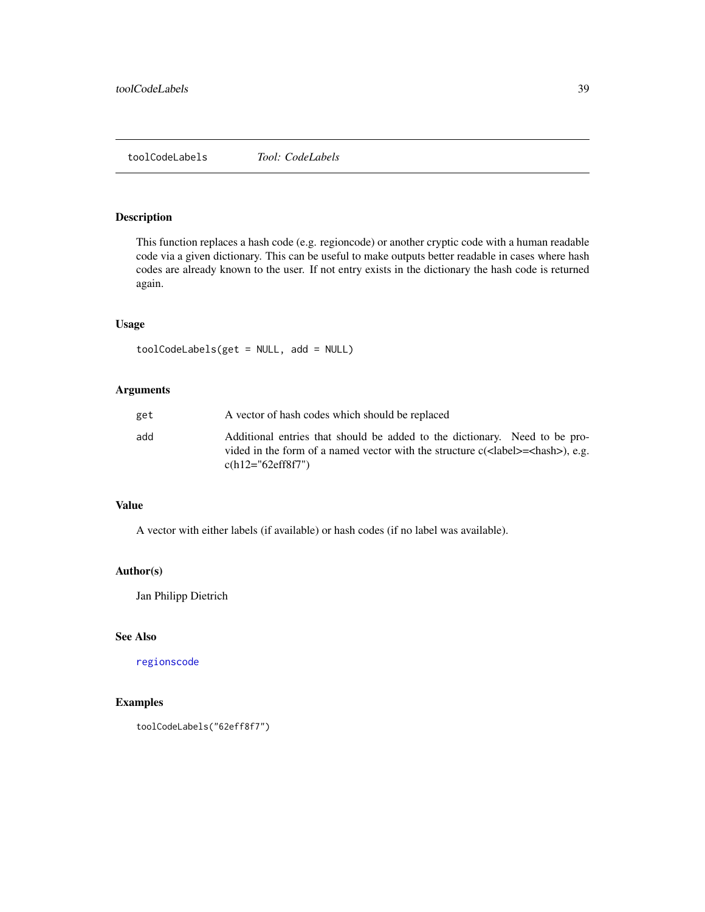## toolCodeLabels *Tool: CodeLabels*

### Description

This function replaces a hash code (e.g. regioncode) or another cryptic code with a human readable code via a given dictionary. This can be useful to make outputs better readable in cases where hash codes are already known to the user. If not entry exists in the dictionary the hash code is returned again.

### Usage

```
toolCodeLabels(get = NULL, add = NULL)
```

### Arguments

| | |
|---|---|
| get | A vector of hash codes which should be replaced |
| add | Additional entries that should be added to the dictionary. Need to be provided in the form of a named vector with the structure c(<label>=<hash>), e.g. c(h12="62eff8f7") |

### Value

A vector with either labels (if available) or hash codes (if no label was available).

### Author(s)

Jan Philipp Dietrich

### See Also

regionscode

### Examples

```
toolCodeLabels("62eff8f7")
```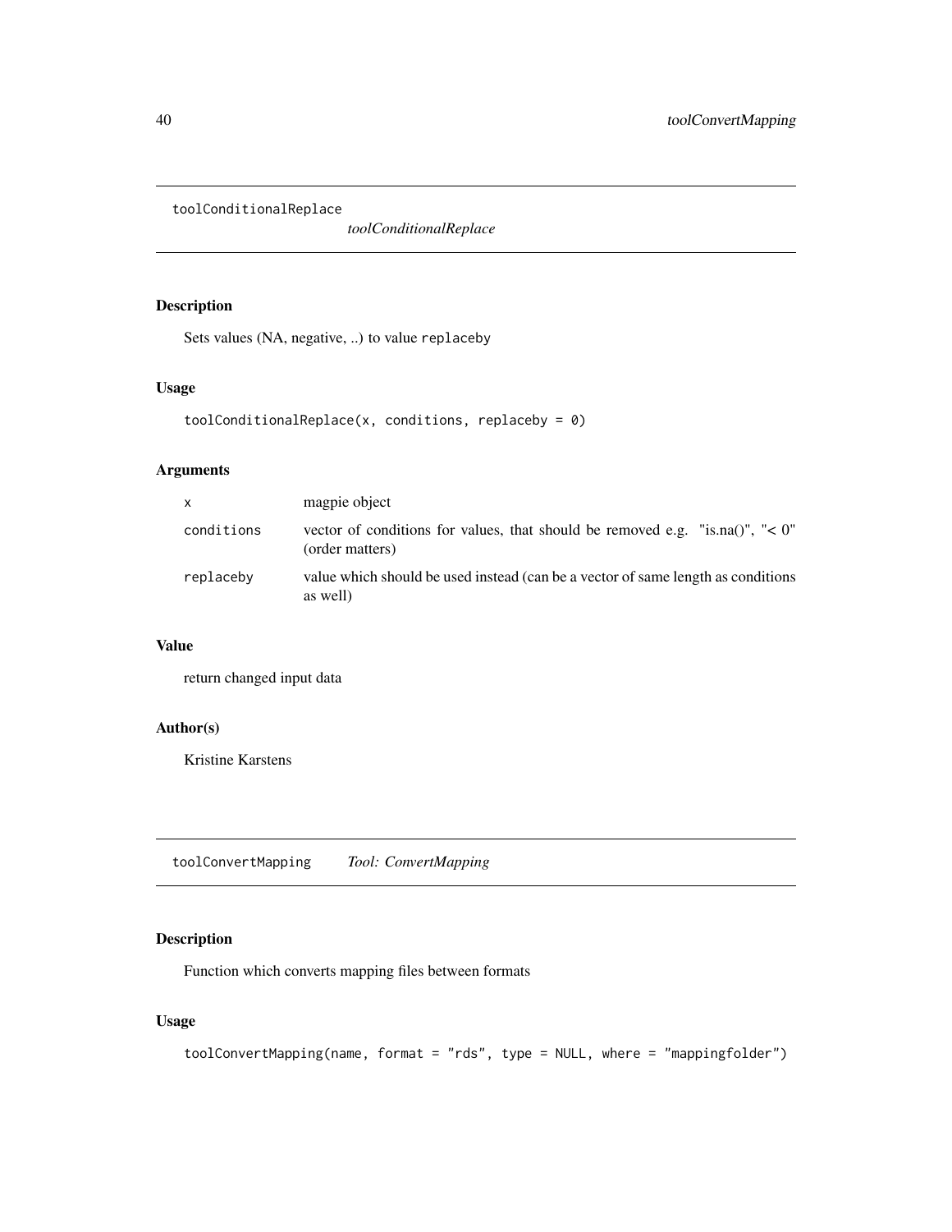## toolConditionalReplace

*toolConditionalReplace*

### Description

Sets values (NA, negative, ..) to value `replaceby`

### Usage

```
toolConditionalReplace(x, conditions, replaceby = 0)
```

### Arguments

| | |
|---|---|
| `x` | magpie object |
| `conditions` | vector of conditions for values, that should be removed e.g. "is.na()", "< 0" (order matters) |
| `replaceby` | value which should be used instead (can be a vector of same length as conditions as well) |

### Value

return changed input data

### Author(s)

Kristine Karstens

## toolConvertMapping

*Tool: ConvertMapping*

### Description

Function which converts mapping files between formats

### Usage

```
toolConvertMapping(name, format = "rds", type = NULL, where = "mappingfolder")
```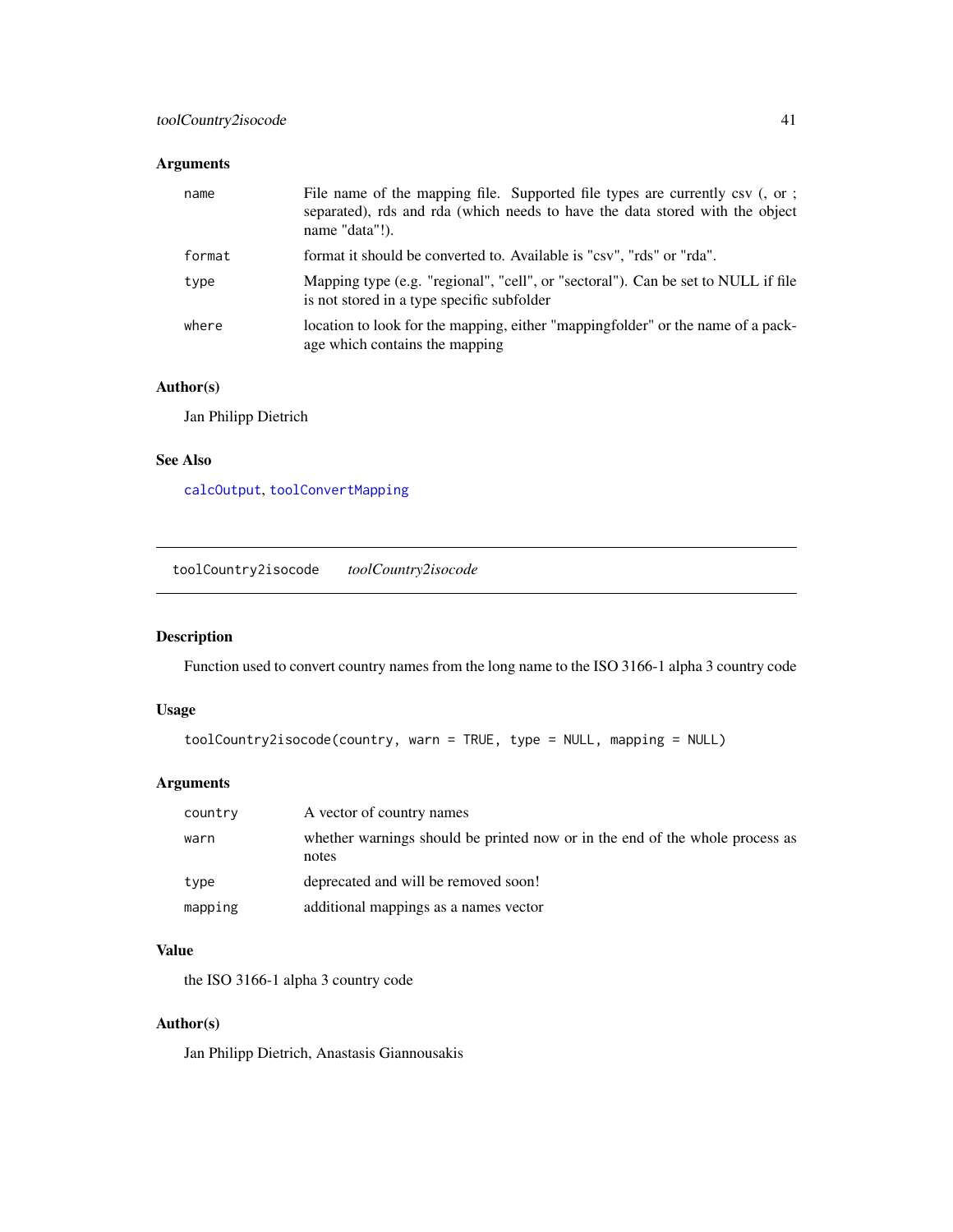## Arguments

| | |
|---|---|
| name | File name of the mapping file. Supported file types are currently csv (, or ; separated), rds and rda (which needs to have the data stored with the object name "data"!). |
| format | format it should be converted to. Available is "csv", "rds" or "rda". |
| type | Mapping type (e.g. "regional", "cell", or "sectoral"). Can be set to NULL if file is not stored in a type specific subfolder |
| where | location to look for the mapping, either "mappingfolder" or the name of a package which contains the mapping |

## Author(s)

Jan Philipp Dietrich

## See Also

calcOutput, toolConvertMapping

---

# toolCountry2isocode *toolCountry2isocode*

## Description

Function used to convert country names from the long name to the ISO 3166-1 alpha 3 country code

## Usage

```
toolCountry2isocode(country, warn = TRUE, type = NULL, mapping = NULL)
```

## Arguments

| | |
|---|---|
| country | A vector of country names |
| warn | whether warnings should be printed now or in the end of the whole process as notes |
| type | deprecated and will be removed soon! |
| mapping | additional mappings as a names vector |

## Value

the ISO 3166-1 alpha 3 country code

## Author(s)

Jan Philipp Dietrich, Anastasis Giannousakis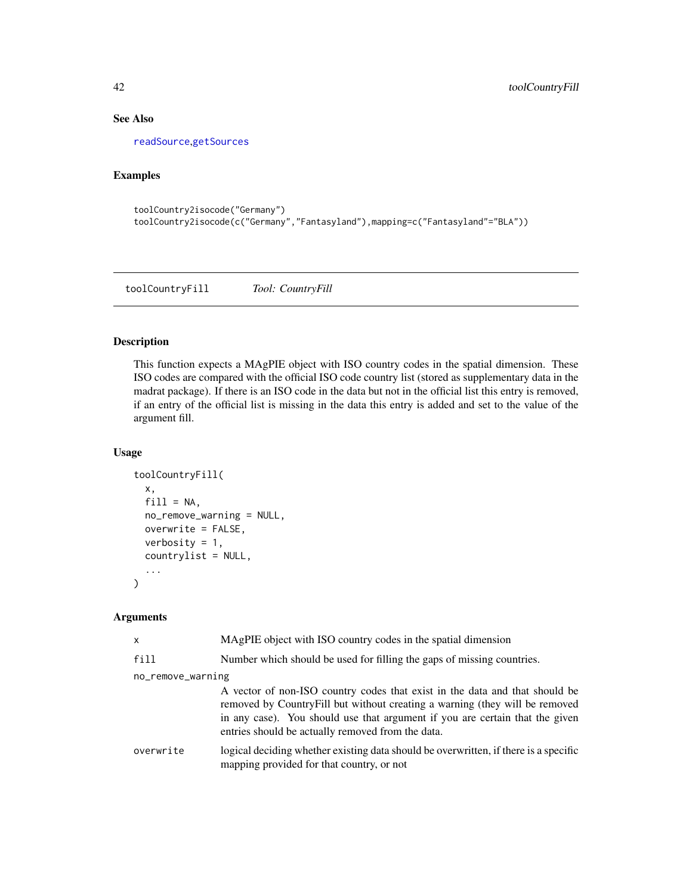### See Also

readSource,getSources

### Examples

```
toolCountry2isocode("Germany")
toolCountry2isocode(c("Germany","Fantasyland"),mapping=c("Fantasyland"="BLA"))
```

---

## toolCountryFill    *Tool: CountryFill*

---

### Description

This function expects a MAgPIE object with ISO country codes in the spatial dimension. These ISO codes are compared with the official ISO code country list (stored as supplementary data in the madrat package). If there is an ISO code in the data but not in the official list this entry is removed, if an entry of the official list is missing in the data this entry is added and set to the value of the argument fill.

### Usage

```
toolCountryFill(
  x,
  fill = NA,
  no_remove_warning = NULL,
  overwrite = FALSE,
  verbosity = 1,
  countrylist = NULL,
  ...
)
```

### Arguments

| | |
|---|---|
| x | MAgPIE object with ISO country codes in the spatial dimension |
| fill | Number which should be used for filling the gaps of missing countries. |
| no_remove_warning | A vector of non-ISO country codes that exist in the data and that should be removed by CountryFill but without creating a warning (they will be removed in any case). You should use that argument if you are certain that the given entries should be actually removed from the data. |
| overwrite | logical deciding whether existing data should be overwritten, if there is a specific mapping provided for that country, or not |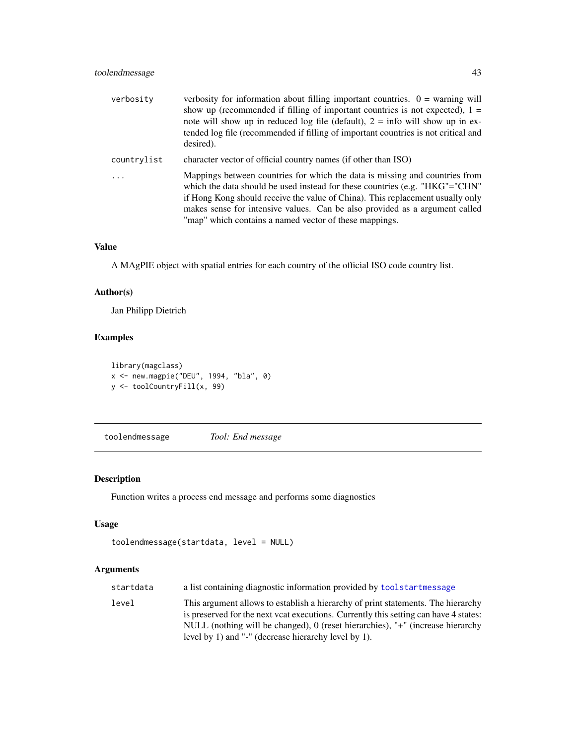| | |
|---|---|
| verbosity | verbosity for information about filling important countries. 0 = warning will show up (recommended if filling of important countries is not expected), 1 = note will show up in reduced log file (default), 2 = info will show up in extended log file (recommended if filling of important countries is not critical and desired). |
| countrylist | character vector of official country names (if other than ISO) |
| ... | Mappings between countries for which the data is missing and countries from which the data should be used instead for these countries (e.g. "HKG"="CHN" if Hong Kong should receive the value of China). This replacement usually only makes sense for intensive values. Can be also provided as a argument called "map" which contains a named vector of these mappings. |

### Value

A MAgPIE object with spatial entries for each country of the official ISO code country list.

### Author(s)

Jan Philipp Dietrich

### Examples

```
library(magclass)
x <- new.magpie("DEU", 1994, "bla", 0)
y <- toolCountryFill(x, 99)
```

---

## toolendmessage — *Tool: End message*

### Description

Function writes a process end message and performs some diagnostics

### Usage

```
toolendmessage(startdata, level = NULL)
```

### Arguments

| | |
|---|---|
| startdata | a list containing diagnostic information provided by toolstartmessage |
| level | This argument allows to establish a hierarchy of print statements. The hierarchy is preserved for the next vcat executions. Currently this setting can have 4 states: NULL (nothing will be changed), 0 (reset hierarchies), "+" (increase hierarchy level by 1) and "-" (decrease hierarchy level by 1). |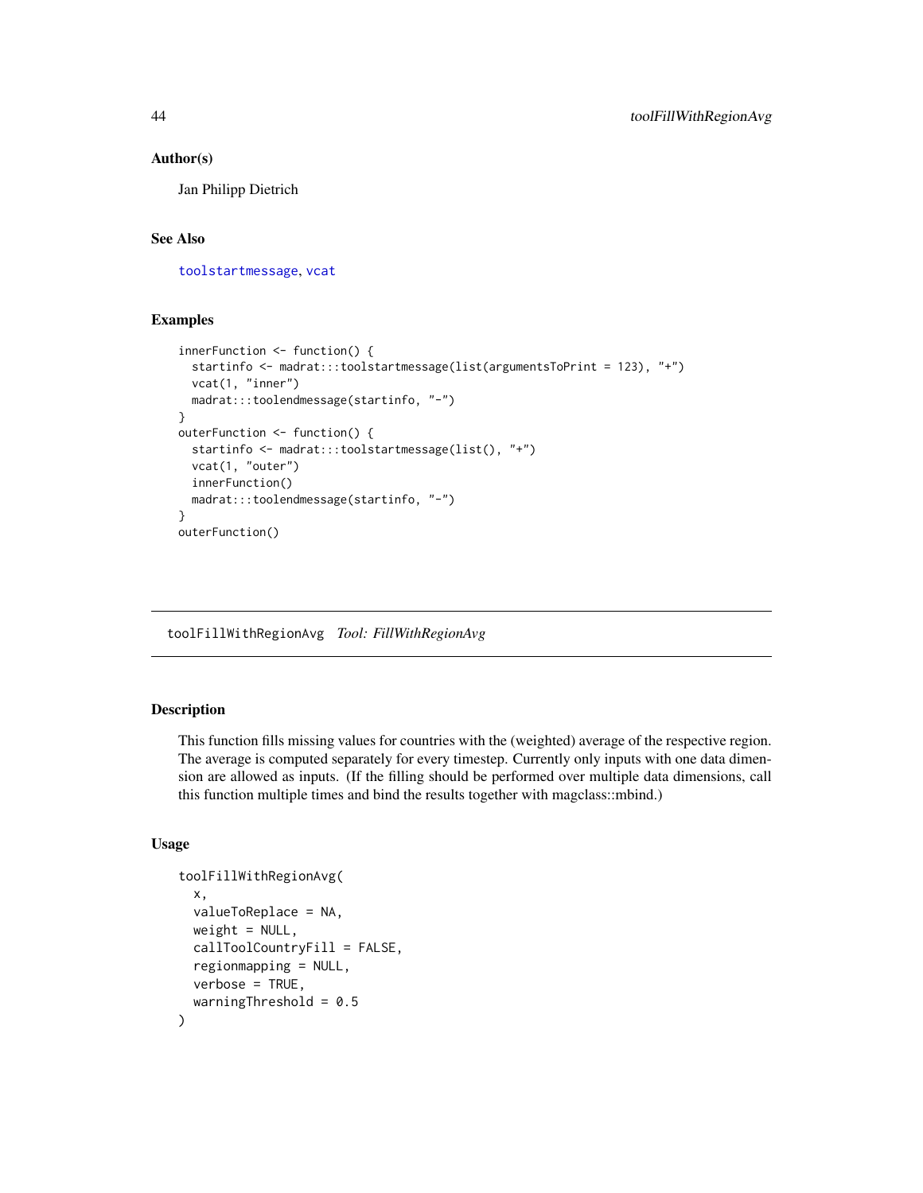### Author(s)

Jan Philipp Dietrich

### See Also

toolstartmessage, vcat

### Examples

```
innerFunction <- function() {
  startinfo <- madrat:::toolstartmessage(list(argumentsToPrint = 123), "+")
  vcat(1, "inner")
  madrat:::toolendmessage(startinfo, "-")
}
outerFunction <- function() {
  startinfo <- madrat:::toolstartmessage(list(), "+")
  vcat(1, "outer")
  innerFunction()
  madrat:::toolendmessage(startinfo, "-")
}
outerFunction()
```

---

## toolFillWithRegionAvg *Tool: FillWithRegionAvg*

---

### Description

This function fills missing values for countries with the (weighted) average of the respective region. The average is computed separately for every timestep. Currently only inputs with one data dimension are allowed as inputs. (If the filling should be performed over multiple data dimensions, call this function multiple times and bind the results together with magclass::mbind.)

### Usage

```
toolFillWithRegionAvg(
  x,
  valueToReplace = NA,
  weight = NULL,
  callToolCountryFill = FALSE,
  regionmapping = NULL,
  verbose = TRUE,
  warningThreshold = 0.5
)
```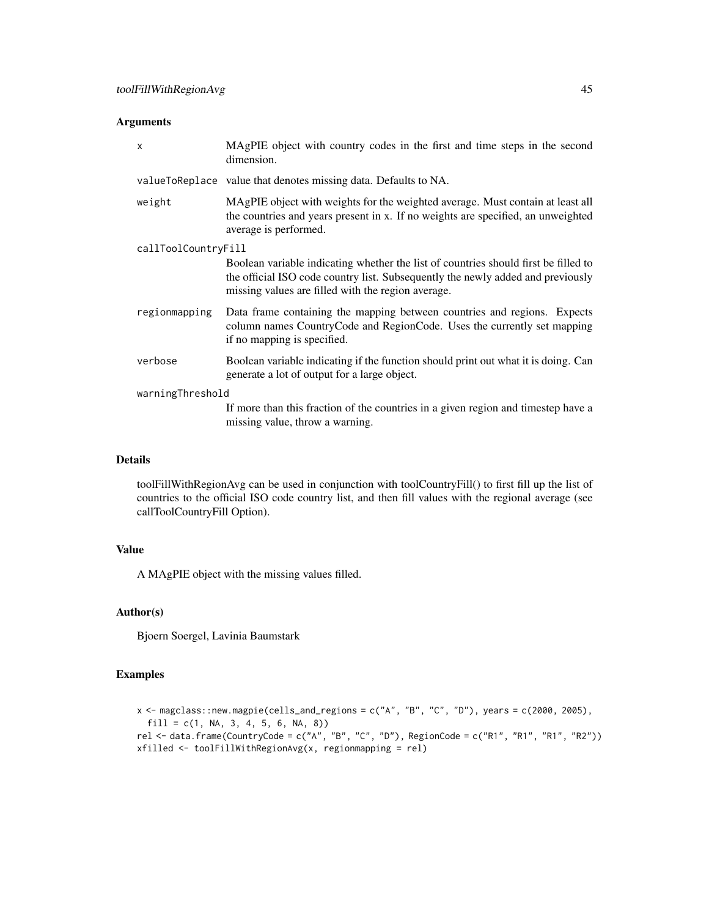## Arguments

| | |
|---|---|
| `x` | MAgPIE object with country codes in the first and time steps in the second dimension. |
| `valueToReplace` | value that denotes missing data. Defaults to NA. |
| `weight` | MAgPIE object with weights for the weighted average. Must contain at least all the countries and years present in x. If no weights are specified, an unweighted average is performed. |
| `callToolCountryFill` | Boolean variable indicating whether the list of countries should first be filled to the official ISO code country list. Subsequently the newly added and previously missing values are filled with the region average. |
| `regionmapping` | Data frame containing the mapping between countries and regions. Expects column names CountryCode and RegionCode. Uses the currently set mapping if no mapping is specified. |
| `verbose` | Boolean variable indicating if the function should print out what it is doing. Can generate a lot of output for a large object. |
| `warningThreshold` | If more than this fraction of the countries in a given region and timestep have a missing value, throw a warning. |

## Details

toolFillWithRegionAvg can be used in conjunction with toolCountryFill() to first fill up the list of countries to the official ISO code country list, and then fill values with the regional average (see callToolCountryFill Option).

## Value

A MAgPIE object with the missing values filled.

## Author(s)

Bjoern Soergel, Lavinia Baumstark

## Examples

```
x <- magclass::new.magpie(cells_and_regions = c("A", "B", "C", "D"), years = c(2000, 2005),
  fill = c(1, NA, 3, 4, 5, 6, NA, 8))
rel <- data.frame(CountryCode = c("A", "B", "C", "D"), RegionCode = c("R1", "R1", "R1", "R2"))
xfilled <- toolFillWithRegionAvg(x, regionmapping = rel)
```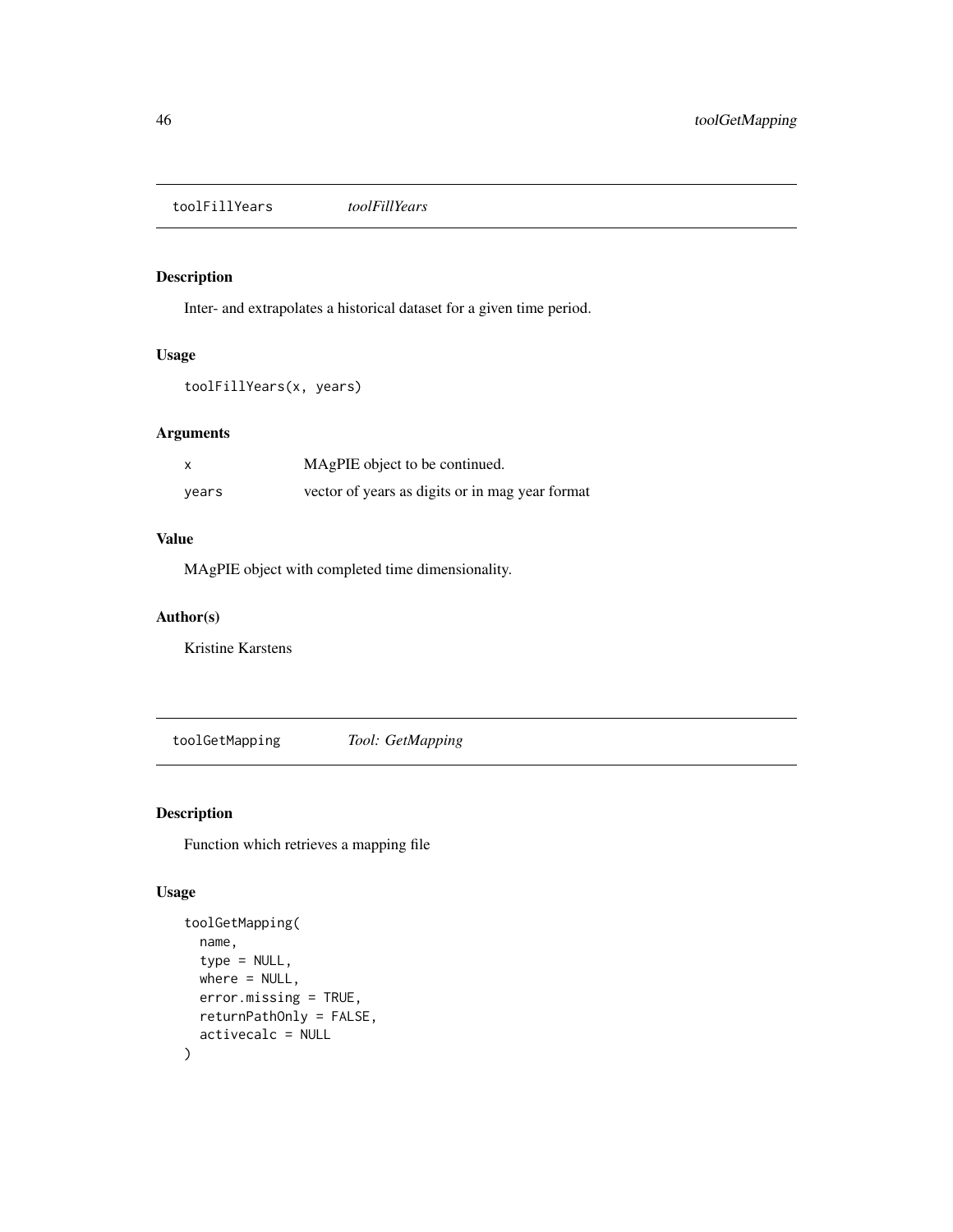## toolFillYears *toolFillYears*

### Description

Inter- and extrapolates a historical dataset for a given time period.

### Usage

```
toolFillYears(x, years)
```

### Arguments

| | |
|---|---|
| x | MAgPIE object to be continued. |
| years | vector of years as digits or in mag year format |

### Value

MAgPIE object with completed time dimensionality.

### Author(s)

Kristine Karstens

## toolGetMapping *Tool: GetMapping*

### Description

Function which retrieves a mapping file

### Usage

```
toolGetMapping(
  name,
  type = NULL,
  where = NULL,
  error.missing = TRUE,
  returnPathOnly = FALSE,
  activecalc = NULL
)
```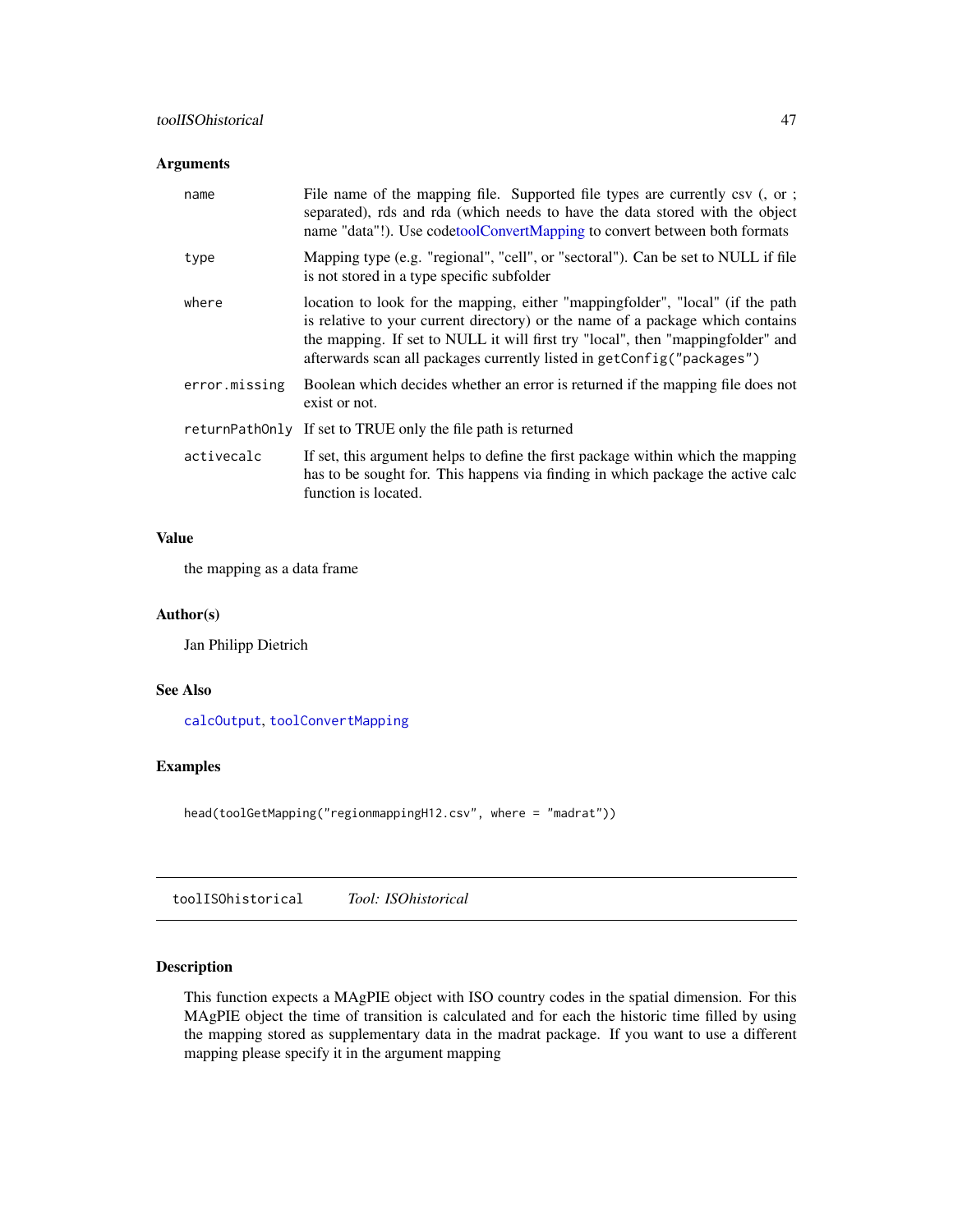### Arguments

| | |
|---|---|
| `name` | File name of the mapping file. Supported file types are currently csv (, or ; separated), rds and rda (which needs to have the data stored with the object name "data"!). Use codetoolConvertMapping to convert between both formats |
| `type` | Mapping type (e.g. "regional", "cell", or "sectoral"). Can be set to NULL if file is not stored in a type specific subfolder |
| `where` | location to look for the mapping, either "mappingfolder", "local" (if the path is relative to your current directory) or the name of a package which contains the mapping. If set to NULL it will first try "local", then "mappingfolder" and afterwards scan all packages currently listed in `getConfig("packages")` |
| `error.missing` | Boolean which decides whether an error is returned if the mapping file does not exist or not. |
| `returnPathOnly` | If set to TRUE only the file path is returned |
| `activecalc` | If set, this argument helps to define the first package within which the mapping has to be sought for. This happens via finding in which package the active calc function is located. |

### Value

the mapping as a data frame

### Author(s)

Jan Philipp Dietrich

### See Also

`calcOutput`, `toolConvertMapping`

### Examples

```
head(toolGetMapping("regionmappingH12.csv", where = "madrat"))
```

---

## toolISOhistorical *Tool: ISOhistorical*

### Description

This function expects a MAgPIE object with ISO country codes in the spatial dimension. For this MAgPIE object the time of transition is calculated and for each the historic time filled by using the mapping stored as supplementary data in the madrat package. If you want to use a different mapping please specify it in the argument mapping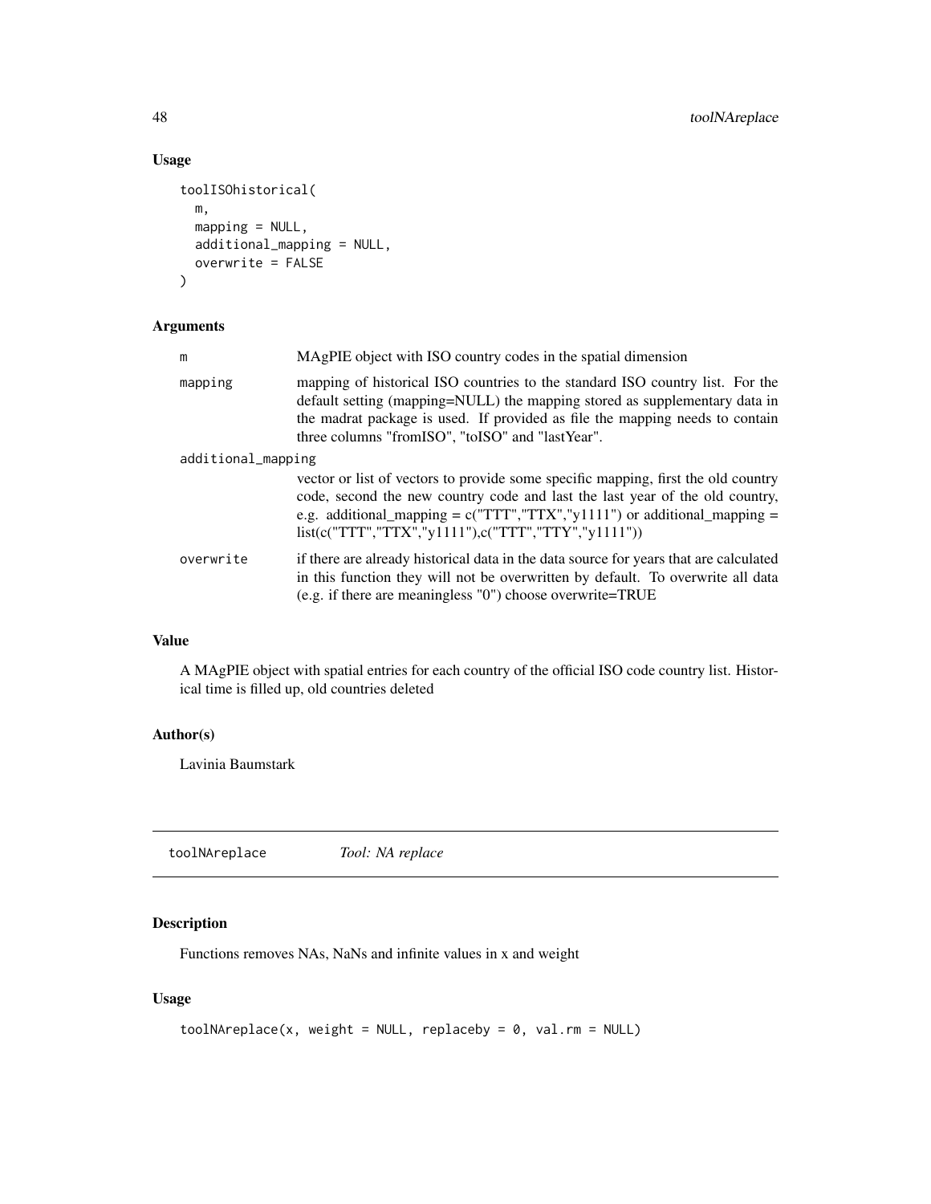## Usage

```
toolISOhistorical(
  m,
  mapping = NULL,
  additional_mapping = NULL,
  overwrite = FALSE
)
```

## Arguments

| | |
|---|---|
| m | MAgPIE object with ISO country codes in the spatial dimension |
| mapping | mapping of historical ISO countries to the standard ISO country list. For the default setting (mapping=NULL) the mapping stored as supplementary data in the madrat package is used. If provided as file the mapping needs to contain three columns "fromISO", "toISO" and "lastYear". |
| additional_mapping | vector or list of vectors to provide some specific mapping, first the old country code, second the new country code and last the last year of the old country, e.g. additional_mapping = c("TTT","TTX","y1111") or additional_mapping = list(c("TTT","TTX","y1111"),c("TTT","TTY","y1111")) |
| overwrite | if there are already historical data in the data source for years that are calculated in this function they will not be overwritten by default. To overwrite all data (e.g. if there are meaningless "0") choose overwrite=TRUE |

## Value

A MAgPIE object with spatial entries for each country of the official ISO code country list. Historical time is filled up, old countries deleted

## Author(s)

Lavinia Baumstark

---

# toolNAreplace *Tool: NA replace*

## Description

Functions removes NAs, NaNs and infinite values in x and weight

## Usage

```
toolNAreplace(x, weight = NULL, replaceby = 0, val.rm = NULL)
```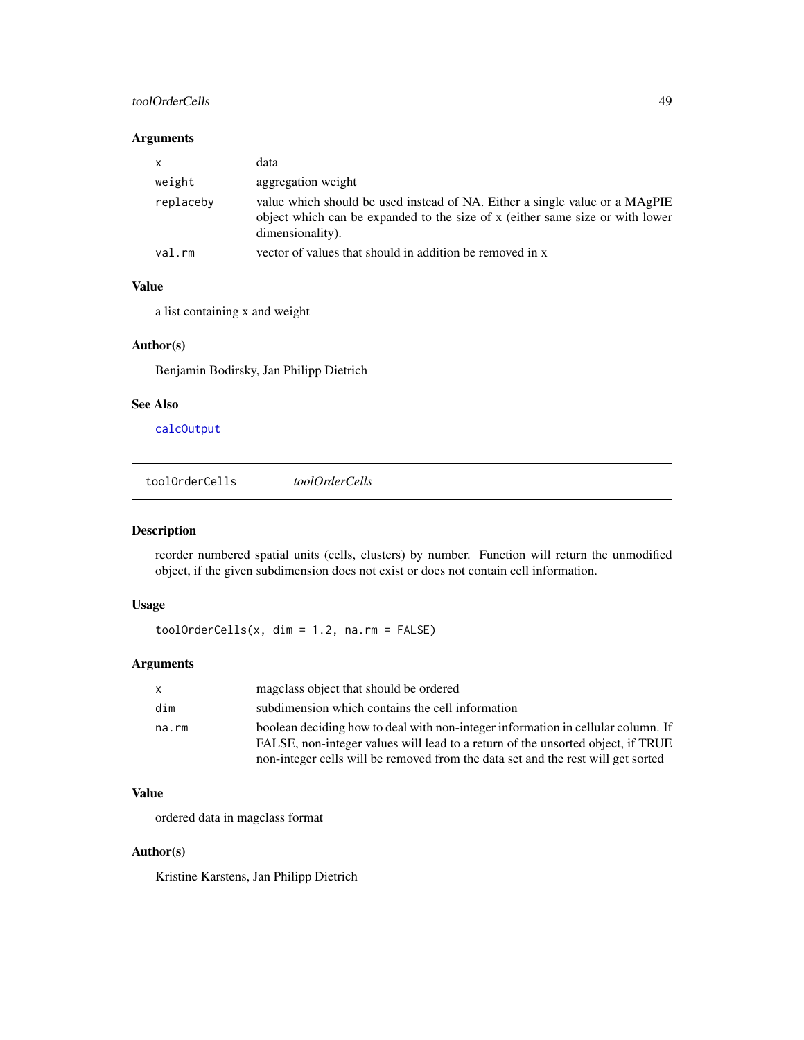## Arguments

| | |
|---|---|
| x | data |
| weight | aggregation weight |
| replaceby | value which should be used instead of NA. Either a single value or a MAgPIE object which can be expanded to the size of x (either same size or with lower dimensionality). |
| val.rm | vector of values that should in addition be removed in x |

## Value

a list containing x and weight

## Author(s)

Benjamin Bodirsky, Jan Philipp Dietrich

## See Also

calcOutput

---

# toolOrderCells *toolOrderCells*

## Description

reorder numbered spatial units (cells, clusters) by number. Function will return the unmodified object, if the given subdimension does not exist or does not contain cell information.

## Usage

```
toolOrderCells(x, dim = 1.2, na.rm = FALSE)
```

## Arguments

| | |
|---|---|
| x | magclass object that should be ordered |
| dim | subdimension which contains the cell information |
| na.rm | boolean deciding how to deal with non-integer information in cellular column. If FALSE, non-integer values will lead to a return of the unsorted object, if TRUE non-integer cells will be removed from the data set and the rest will get sorted |

## Value

ordered data in magclass format

## Author(s)

Kristine Karstens, Jan Philipp Dietrich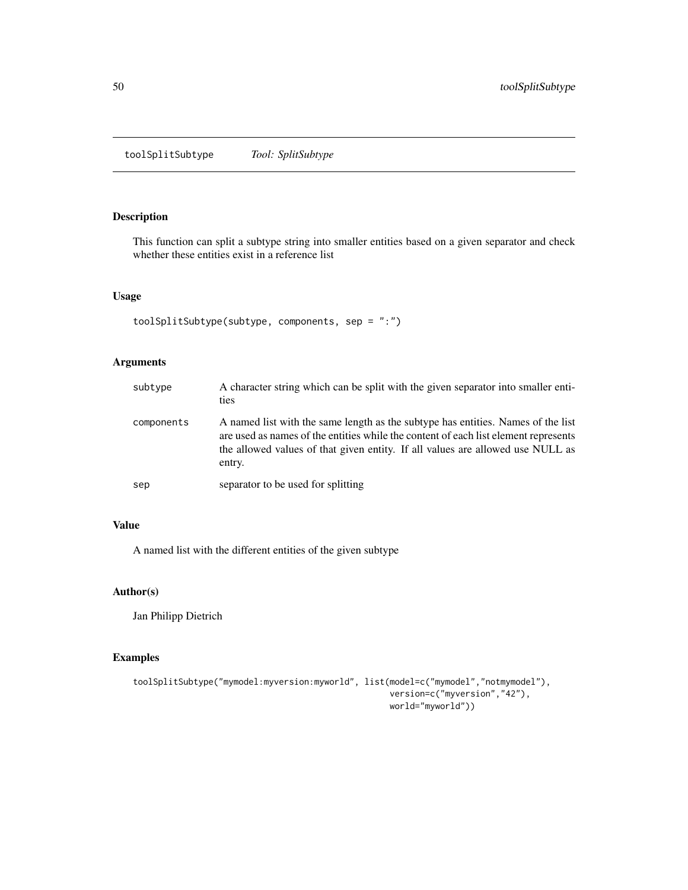## toolSplitSubtype *Tool: SplitSubtype*

### Description

This function can split a subtype string into smaller entities based on a given separator and check whether these entities exist in a reference list

### Usage

```
toolSplitSubtype(subtype, components, sep = ":")
```

### Arguments

| | |
|---|---|
| subtype | A character string which can be split with the given separator into smaller entities |
| components | A named list with the same length as the subtype has entities. Names of the list are used as names of the entities while the content of each list element represents the allowed values of that given entity. If all values are allowed use NULL as entry. |
| sep | separator to be used for splitting |

### Value

A named list with the different entities of the given subtype

### Author(s)

Jan Philipp Dietrich

### Examples

```
toolSplitSubtype("mymodel:myversion:myworld", list(model=c("mymodel","notmymodel"),
                                                   version=c("myversion","42"),
                                                   world="myworld"))
```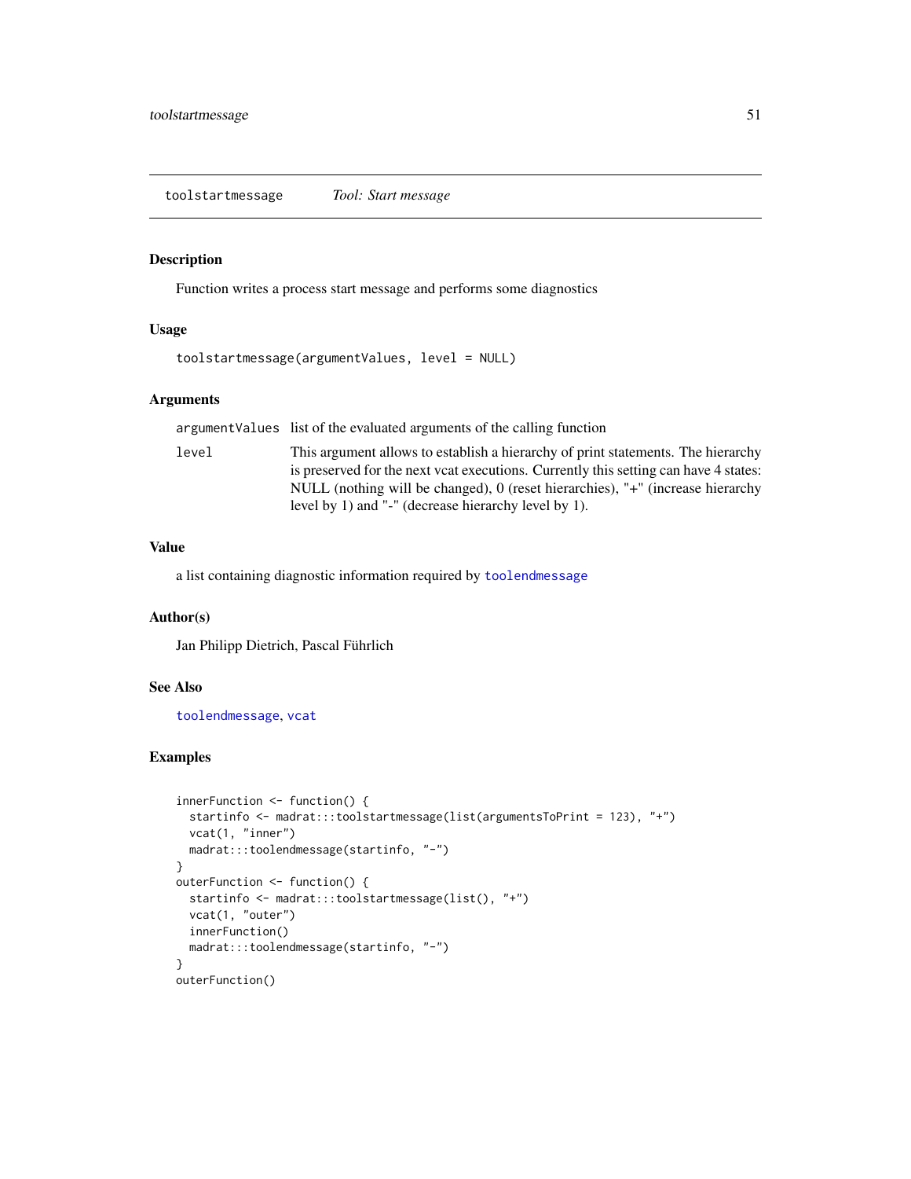## toolstartmessage — *Tool: Start message*

### Description

Function writes a process start message and performs some diagnostics

### Usage

```
toolstartmessage(argumentValues, level = NULL)
```

### Arguments

| | |
|---|---|
| `argumentValues` | list of the evaluated arguments of the calling function |
| `level` | This argument allows to establish a hierarchy of print statements. The hierarchy is preserved for the next vcat executions. Currently this setting can have 4 states: NULL (nothing will be changed), 0 (reset hierarchies), "+" (increase hierarchy level by 1) and "-" (decrease hierarchy level by 1). |

### Value

a list containing diagnostic information required by `toolendmessage`

### Author(s)

Jan Philipp Dietrich, Pascal Führlich

### See Also

`toolendmessage`, `vcat`

### Examples

```
innerFunction <- function() {
  startinfo <- madrat:::toolstartmessage(list(argumentsToPrint = 123), "+")
  vcat(1, "inner")
  madrat:::toolendmessage(startinfo, "-")
}
outerFunction <- function() {
  startinfo <- madrat:::toolstartmessage(list(), "+")
  vcat(1, "outer")
  innerFunction()
  madrat:::toolendmessage(startinfo, "-")
}
outerFunction()
```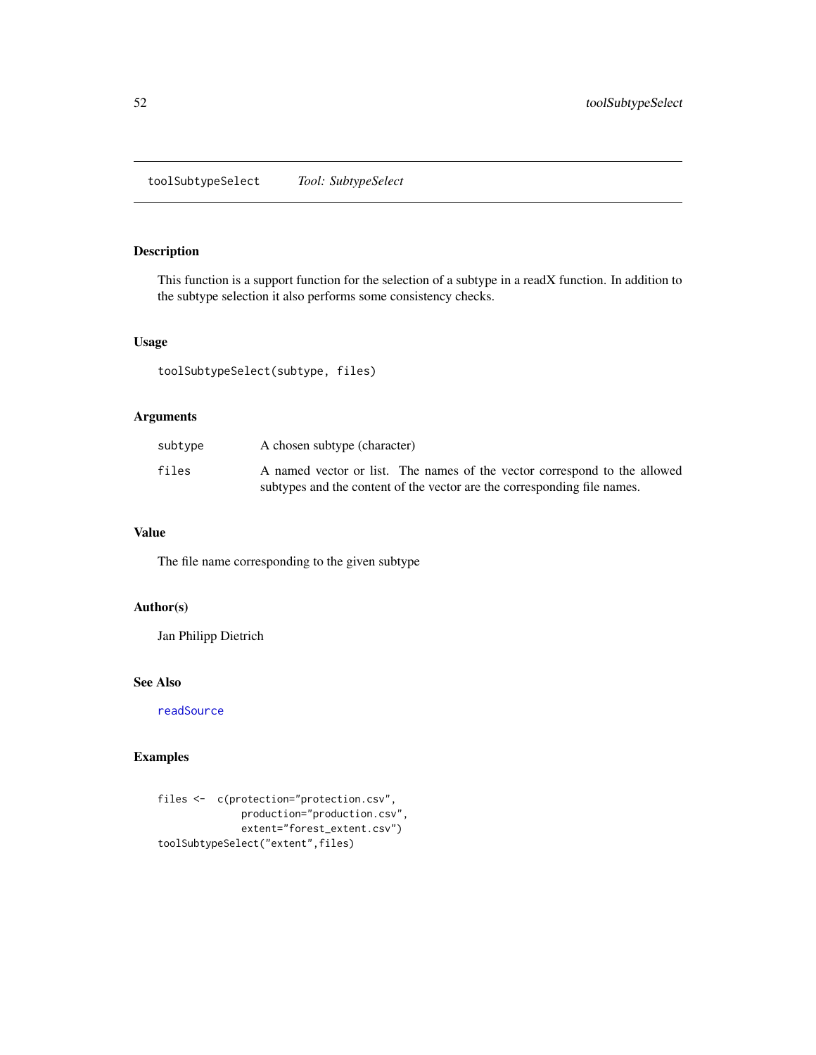# toolSubtypeSelect *Tool: SubtypeSelect*

## Description

This function is a support function for the selection of a subtype in a readX function. In addition to the subtype selection it also performs some consistency checks.

## Usage

```
toolSubtypeSelect(subtype, files)
```

## Arguments

| | |
|---|---|
| subtype | A chosen subtype (character) |
| files | A named vector or list. The names of the vector correspond to the allowed subtypes and the content of the vector are the corresponding file names. |

## Value

The file name corresponding to the given subtype

## Author(s)

Jan Philipp Dietrich

## See Also

readSource

## Examples

```
files <-  c(protection="protection.csv",
            production="production.csv",
            extent="forest_extent.csv")
toolSubtypeSelect("extent",files)
```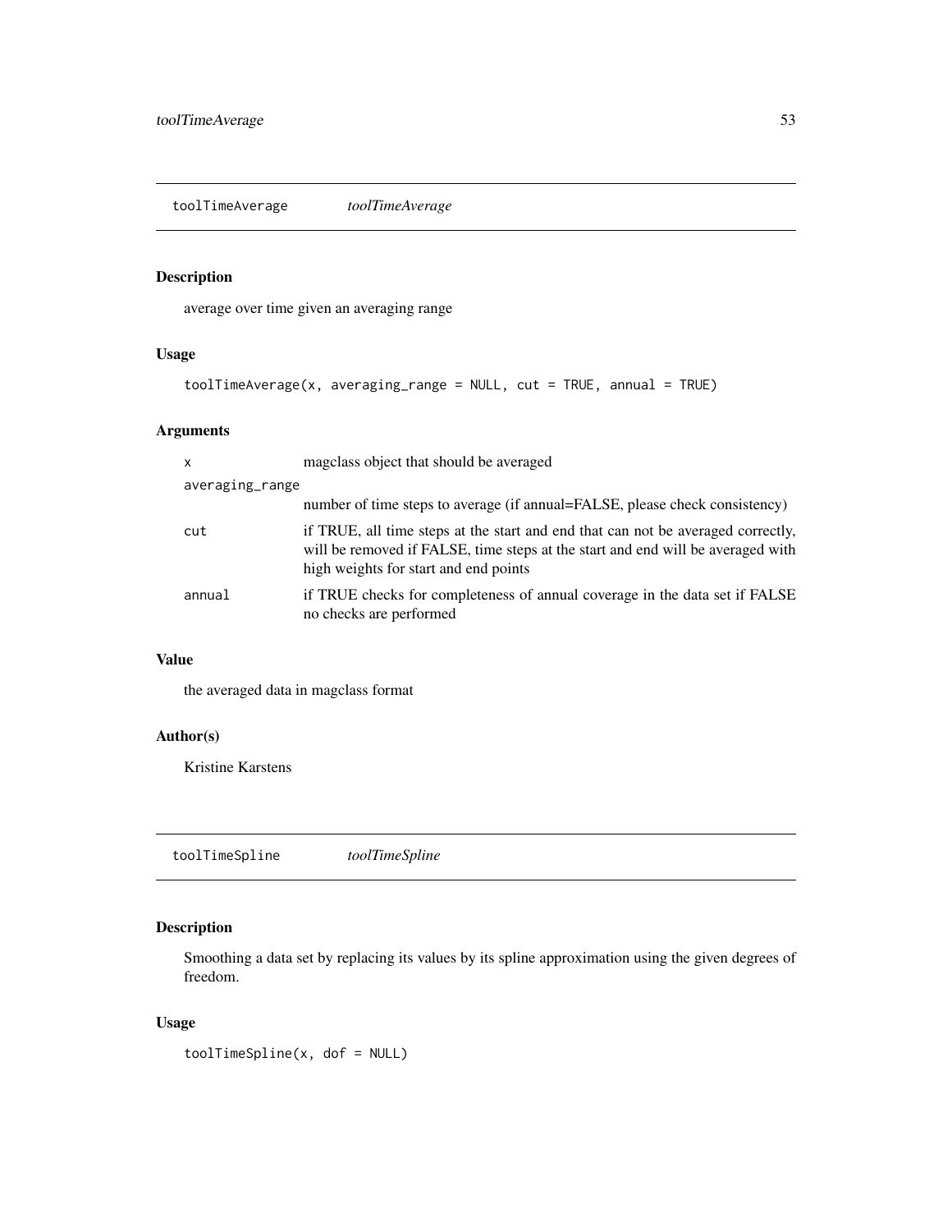## toolTimeAverage *toolTimeAverage*

### Description

average over time given an averaging range

### Usage

```
toolTimeAverage(x, averaging_range = NULL, cut = TRUE, annual = TRUE)
```

### Arguments

| | |
|---|---|
| x | magclass object that should be averaged |
| averaging_range | number of time steps to average (if annual=FALSE, please check consistency) |
| cut | if TRUE, all time steps at the start and end that can not be averaged correctly, will be removed if FALSE, time steps at the start and end will be averaged with high weights for start and end points |
| annual | if TRUE checks for completeness of annual coverage in the data set if FALSE no checks are performed |

### Value

the averaged data in magclass format

### Author(s)

Kristine Karstens

## toolTimeSpline *toolTimeSpline*

### Description

Smoothing a data set by replacing its values by its spline approximation using the given degrees of freedom.

### Usage

```
toolTimeSpline(x, dof = NULL)
```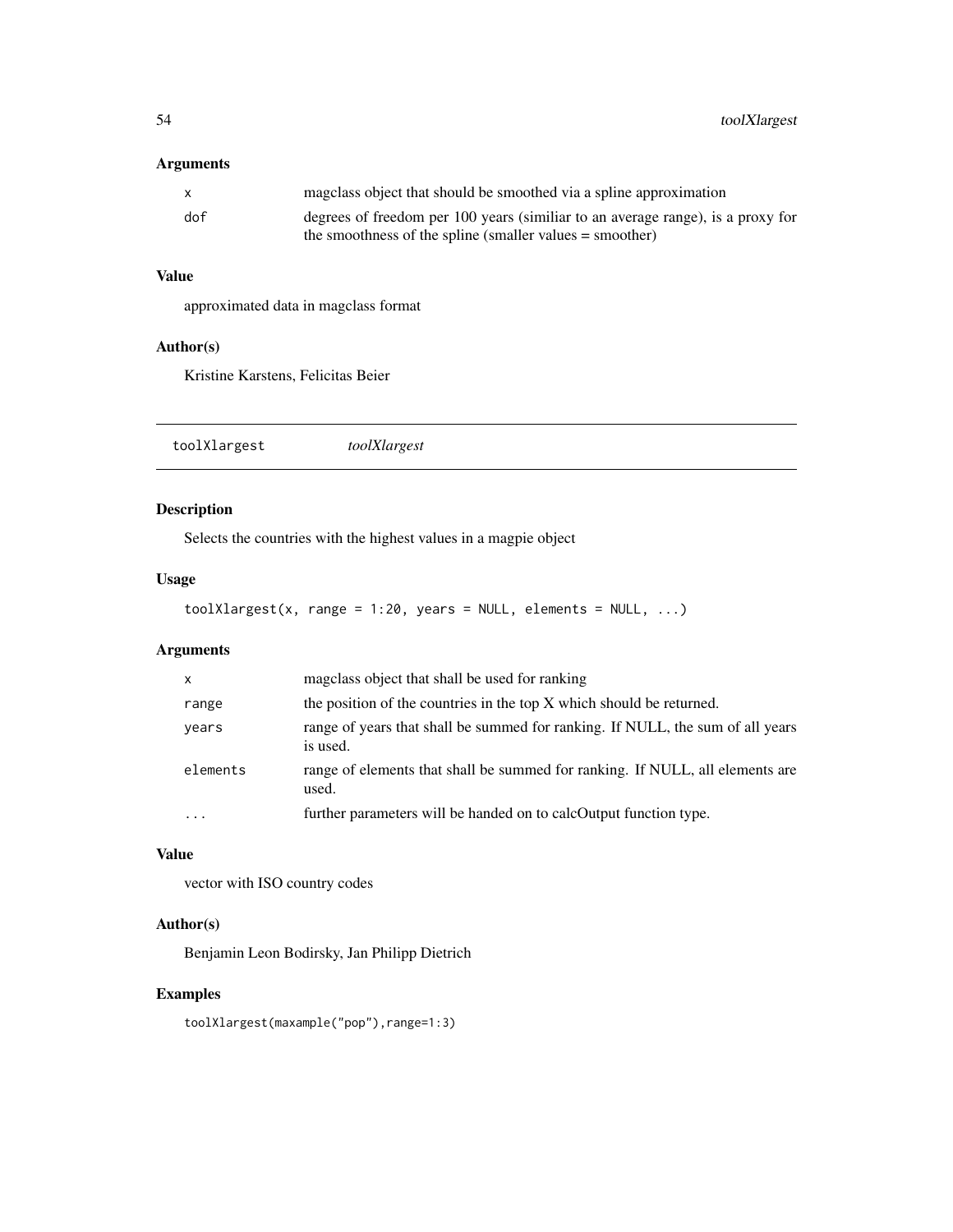## Arguments

| | |
|---|---|
| x | magclass object that should be smoothed via a spline approximation |
| dof | degrees of freedom per 100 years (similiar to an average range), is a proxy for the smoothness of the spline (smaller values = smoother) |

## Value

approximated data in magclass format

## Author(s)

Kristine Karstens, Felicitas Beier

---

# toolXlargest *toolXlargest*

## Description

Selects the countries with the highest values in a magpie object

## Usage

```
toolXlargest(x, range = 1:20, years = NULL, elements = NULL, ...)
```

## Arguments

| | |
|---|---|
| x | magclass object that shall be used for ranking |
| range | the position of the countries in the top X which should be returned. |
| years | range of years that shall be summed for ranking. If NULL, the sum of all years is used. |
| elements | range of elements that shall be summed for ranking. If NULL, all elements are used. |
| ... | further parameters will be handed on to calcOutput function type. |

## Value

vector with ISO country codes

## Author(s)

Benjamin Leon Bodirsky, Jan Philipp Dietrich

## Examples

```
toolXlargest(maxample("pop"),range=1:3)
```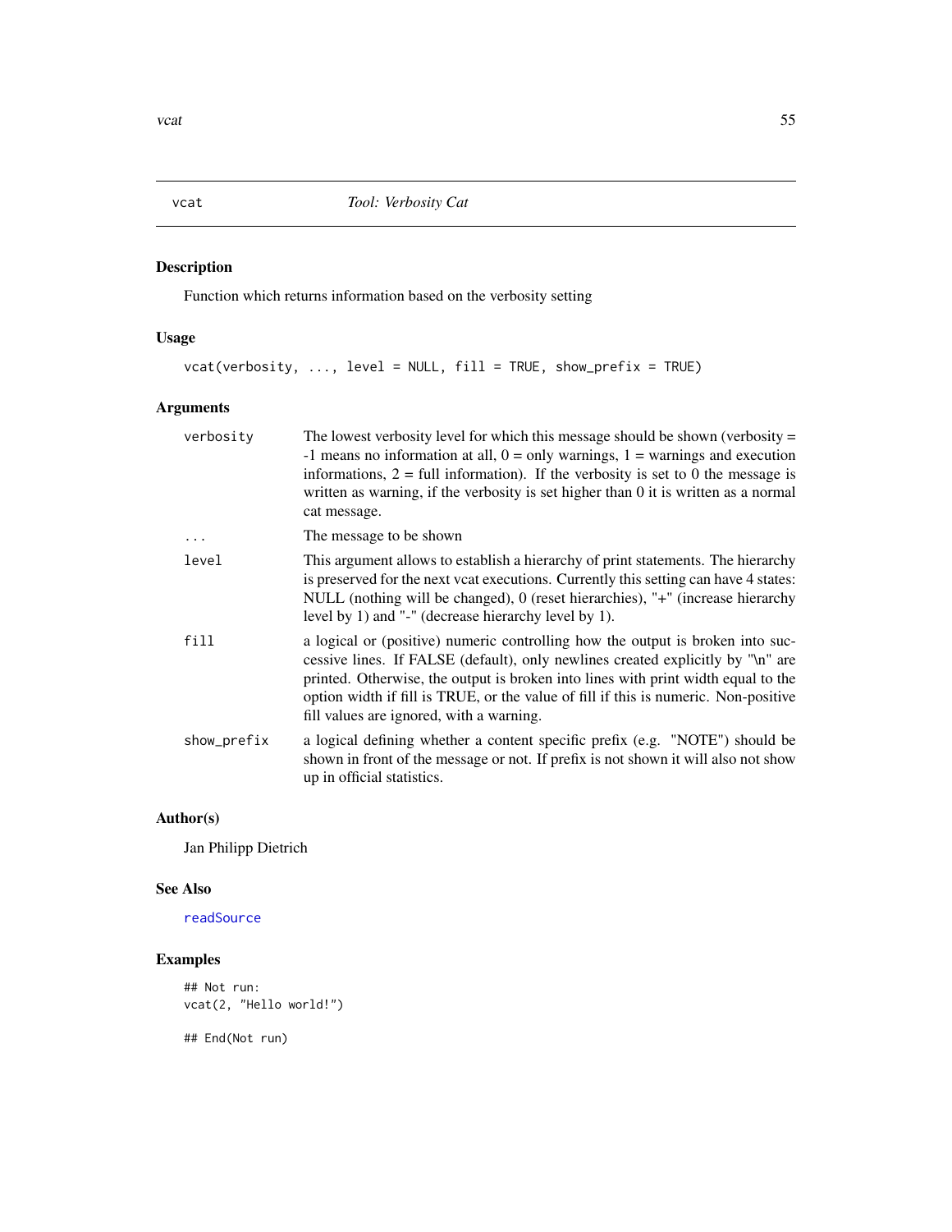# vcat — *Tool: Verbosity Cat*

## Description

Function which returns information based on the verbosity setting

## Usage

```
vcat(verbosity, ..., level = NULL, fill = TRUE, show_prefix = TRUE)
```

## Arguments

| | |
|---|---|
| verbosity | The lowest verbosity level for which this message should be shown (verbosity = -1 means no information at all, 0 = only warnings, 1 = warnings and execution informations, 2 = full information). If the verbosity is set to 0 the message is written as warning, if the verbosity is set higher than 0 it is written as a normal cat message. |
| ... | The message to be shown |
| level | This argument allows to establish a hierarchy of print statements. The hierarchy is preserved for the next vcat executions. Currently this setting can have 4 states: NULL (nothing will be changed), 0 (reset hierarchies), "+" (increase hierarchy level by 1) and "-" (decrease hierarchy level by 1). |
| fill | a logical or (positive) numeric controlling how the output is broken into successive lines. If FALSE (default), only newlines created explicitly by "\n" are printed. Otherwise, the output is broken into lines with print width equal to the option width if fill is TRUE, or the value of fill if this is numeric. Non-positive fill values are ignored, with a warning. |
| show_prefix | a logical defining whether a content specific prefix (e.g. "NOTE") should be shown in front of the message or not. If prefix is not shown it will also not show up in official statistics. |

## Author(s)

Jan Philipp Dietrich

## See Also

readSource

## Examples

```
## Not run:
vcat(2, "Hello world!")

## End(Not run)
```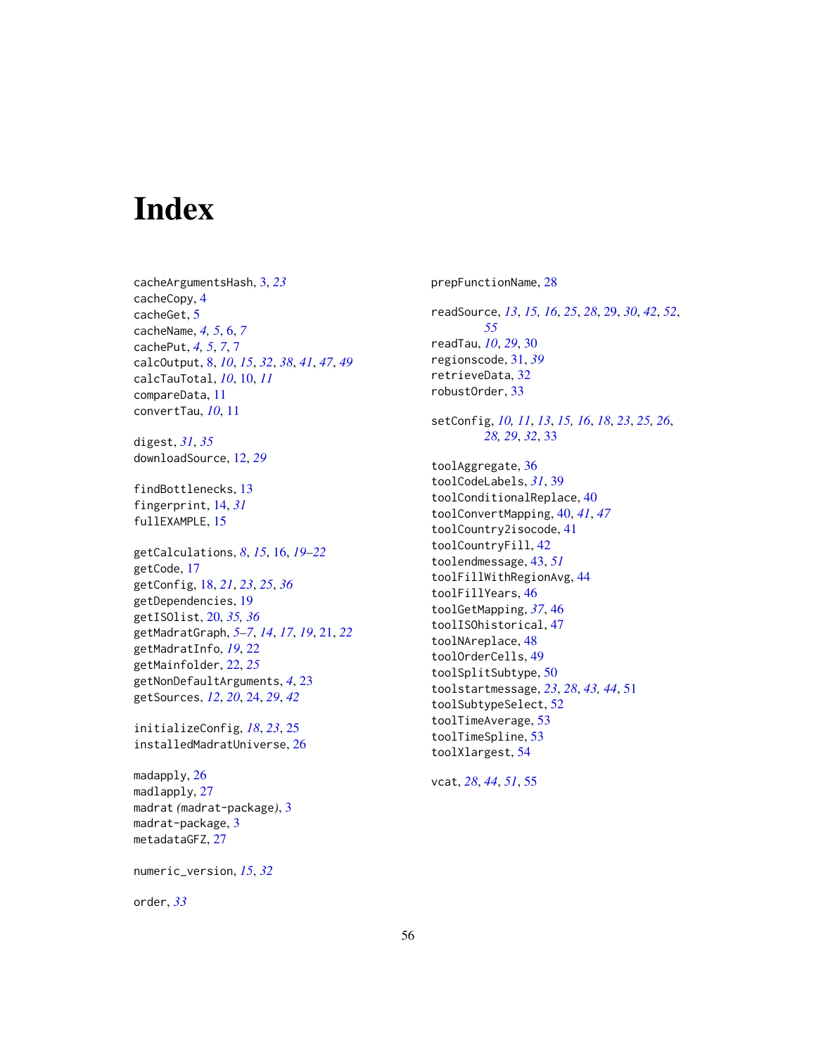# Index

cacheArgumentsHash, 3, *23*
cacheCopy, 4
cacheGet, 5
cacheName, *4, 5*, 6, *7*
cachePut, *4, 5*, *7*, 7
calcOutput, 8, *10*, *15*, *32*, *38*, *41*, *47*, *49*
calcTauTotal, *10*, 10, *11*
compareData, 11
convertTau, *10*, 11

digest, *31*, *35*
downloadSource, 12, *29*

findBottlenecks, 13
fingerprint, 14, *31*
fullEXAMPLE, 15

getCalculations, *8*, *15*, 16, *19–22*
getCode, 17
getConfig, 18, *21*, *23*, *25*, *36*
getDependencies, 19
getISOlist, 20, *35, 36*
getMadratGraph, *5–7*, *14*, *17*, *19*, 21, *22*
getMadratInfo, *19*, 22
getMainfolder, 22, *25*
getNonDefaultArguments, *4*, 23
getSources, *12*, *20*, 24, *29*, *42*

initializeConfig, *18*, *23*, 25
installedMadratUniverse, 26

madapply, 26
madlapply, 27
madrat *(*madrat-package*)*, 3
madrat-package, 3
metadataGFZ, 27

numeric_version, *15*, *32*

order, *33*

prepFunctionName, 28

readSource, *13*, *15, 16*, *25*, *28*, 29, *30*, *42*, *52*, *55*
readTau, *10*, *29*, 30
regionscode, 31, *39*
retrieveData, 32
robustOrder, 33

setConfig, *10, 11*, *13*, *15, 16*, *18*, *23*, *25, 26*, *28, 29*, *32*, 33

toolAggregate, 36
toolCodeLabels, *31*, 39
toolConditionalReplace, 40
toolConvertMapping, 40, *41*, *47*
toolCountry2isocode, 41
toolCountryFill, 42
toolendmessage, 43, *51*
toolFillWithRegionAvg, 44
toolFillYears, 46
toolGetMapping, *37*, 46
toolISOhistorical, 47
toolNAreplace, 48
toolOrderCells, 49
toolSplitSubtype, 50
toolstartmessage, *23*, *28*, *43, 44*, 51
toolSubtypeSelect, 52
toolTimeAverage, 53
toolTimeSpline, 53
toolXlargest, 54

vcat, *28*, *44*, *51*, 55